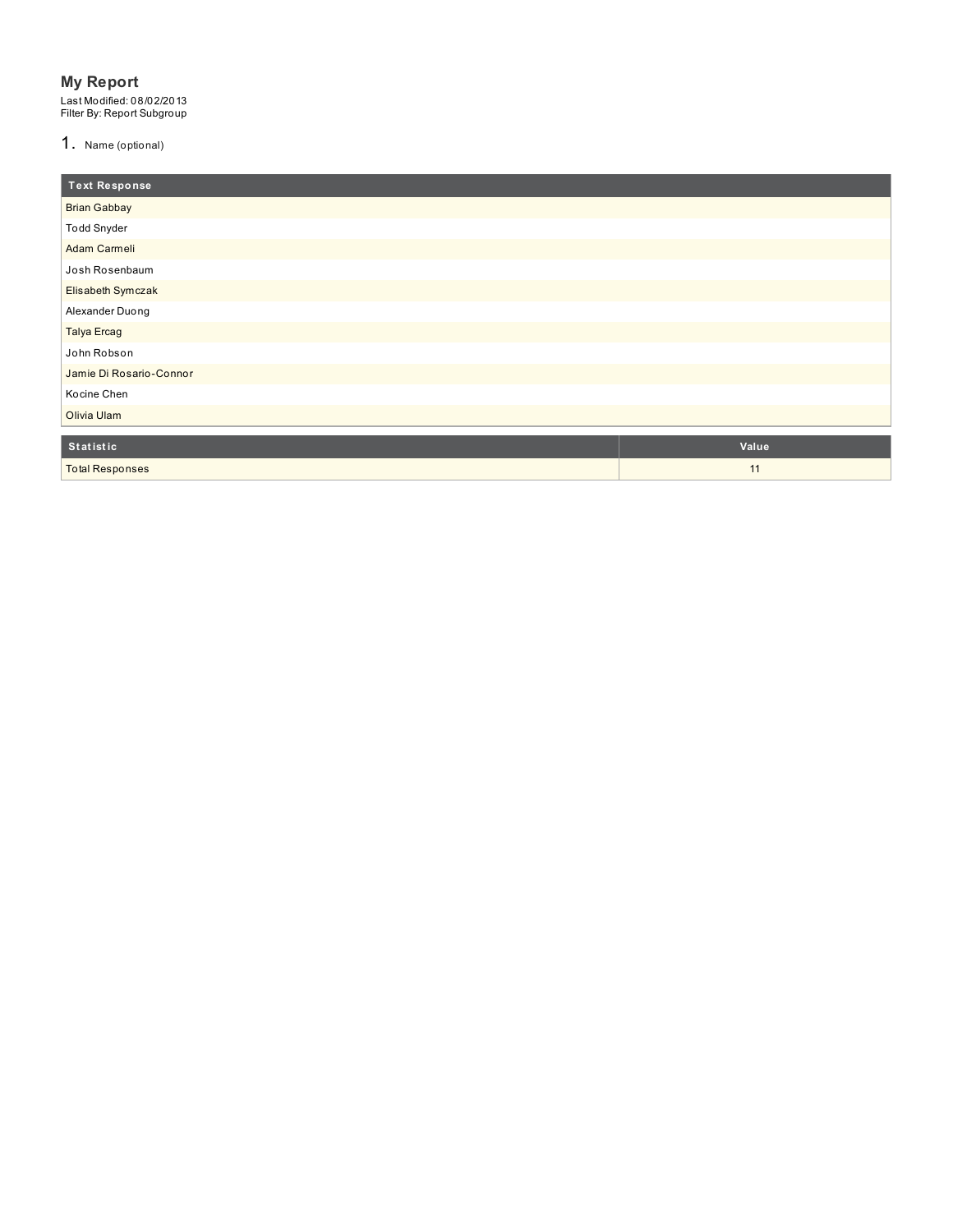# My Report

Last Modified: 08/02/2013
Filter By: Report Subgroup

## 1. Name (optional)

| Text Response |
| --- |
| Brian Gabbay |
| Todd Snyder |
| Adam Carmeli |
| Josh Rosenbaum |
| Elisabeth Symczak |
| Alexander Duong |
| Talya Ercag |
| John Robson |
| Jamie Di Rosario-Connor |
| Kocine Chen |
| Olivia Ulam |

| Statistic | Value |
| --- | --- |
| Total Responses | 11 |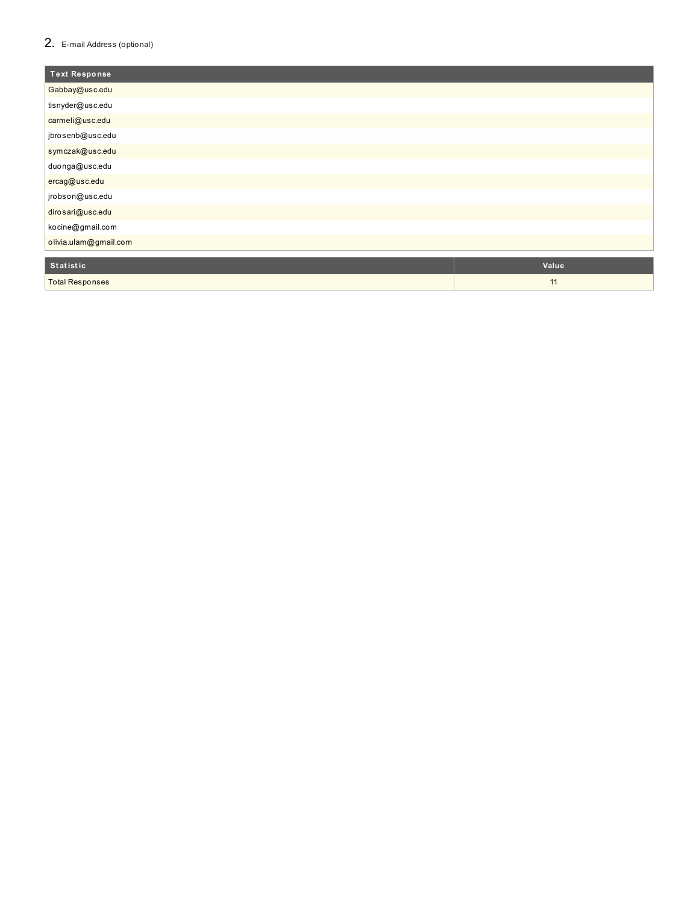## 2. E-mail Address (optional)

| Text Response |
| --- |
| Gabbay@usc.edu |
| tisnyder@usc.edu |
| carmeli@usc.edu |
| jbrosenb@usc.edu |
| symczak@usc.edu |
| duonga@usc.edu |
| ercag@usc.edu |
| jrobson@usc.edu |
| dirosari@usc.edu |
| kocine@gmail.com |
| olivia.ulam@gmail.com |

| Statistic | Value |
| --- | --- |
| Total Responses | 11 |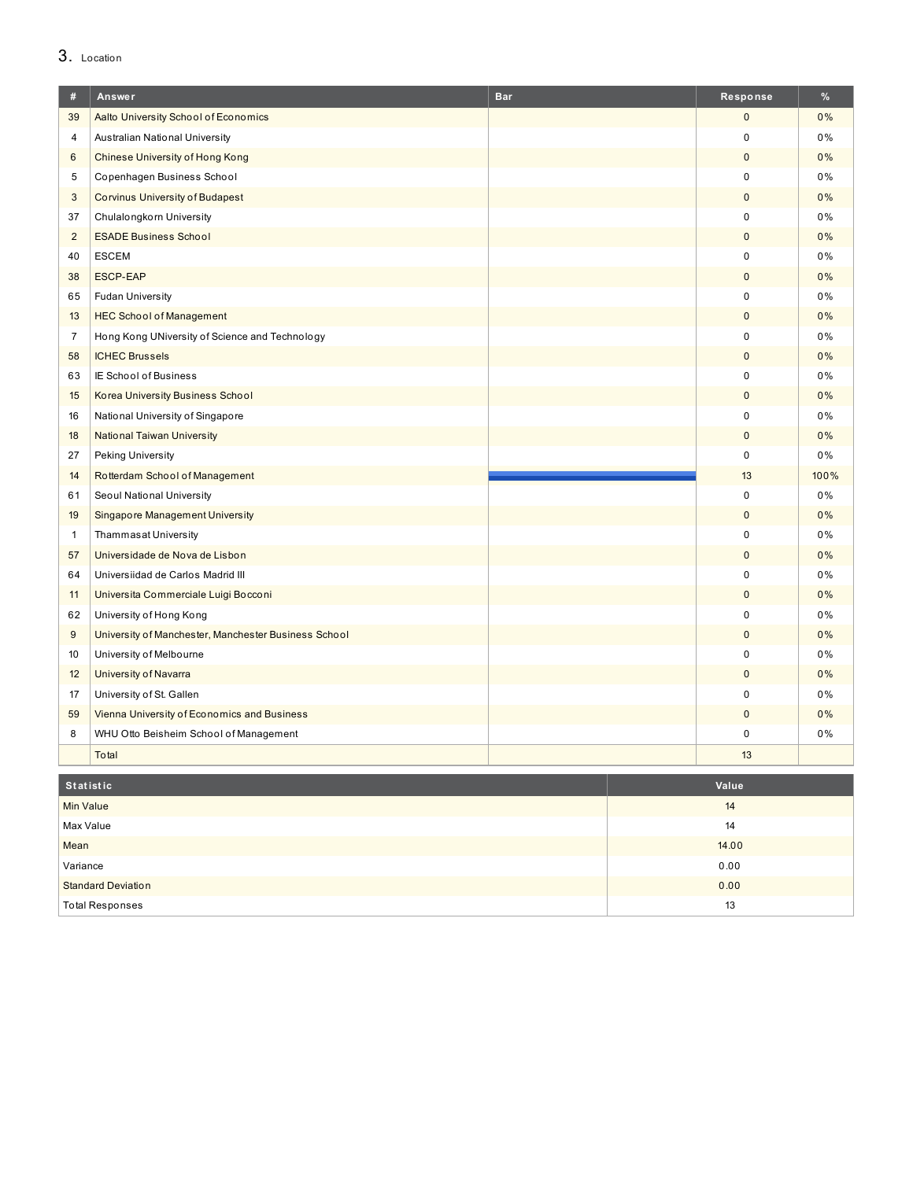## 3. Location

| # | Answer | Bar | Response | % |
|---|---|---|---|---|
| 39 | Aalto University School of Economics | | 0 | 0% |
| 4 | Australian National University | | 0 | 0% |
| 6 | Chinese University of Hong Kong | | 0 | 0% |
| 5 | Copenhagen Business School | | 0 | 0% |
| 3 | Corvinus University of Budapest | | 0 | 0% |
| 37 | Chulalongkorn University | | 0 | 0% |
| 2 | ESADE Business School | | 0 | 0% |
| 40 | ESCEM | | 0 | 0% |
| 38 | ESCP-EAP | | 0 | 0% |
| 65 | Fudan University | | 0 | 0% |
| 13 | HEC School of Management | | 0 | 0% |
| 7 | Hong Kong UNiversity of Science and Technology | | 0 | 0% |
| 58 | ICHEC Brussels | | 0 | 0% |
| 63 | IE School of Business | | 0 | 0% |
| 15 | Korea University Business School | | 0 | 0% |
| 16 | National University of Singapore | | 0 | 0% |
| 18 | National Taiwan University | | 0 | 0% |
| 27 | Peking University | | 0 | 0% |
| 14 | Rotterdam School of Management | | 13 | 100% |
| 61 | Seoul National University | | 0 | 0% |
| 19 | Singapore Management University | | 0 | 0% |
| 1 | Thammasat University | | 0 | 0% |
| 57 | Universidade de Nova de Lisbon | | 0 | 0% |
| 64 | Universiidad de Carlos Madrid III | | 0 | 0% |
| 11 | Universita Commerciale Luigi Bocconi | | 0 | 0% |
| 62 | University of Hong Kong | | 0 | 0% |
| 9 | University of Manchester, Manchester Business School | | 0 | 0% |
| 10 | University of Melbourne | | 0 | 0% |
| 12 | University of Navarra | | 0 | 0% |
| 17 | University of St. Gallen | | 0 | 0% |
| 59 | Vienna University of Economics and Business | | 0 | 0% |
| 8 | WHU Otto Beisheim School of Management | | 0 | 0% |
| | Total | | 13 | |

| Statistic | Value |
|---|---|
| Min Value | 14 |
| Max Value | 14 |
| Mean | 14.00 |
| Variance | 0.00 |
| Standard Deviation | 0.00 |
| Total Responses | 13 |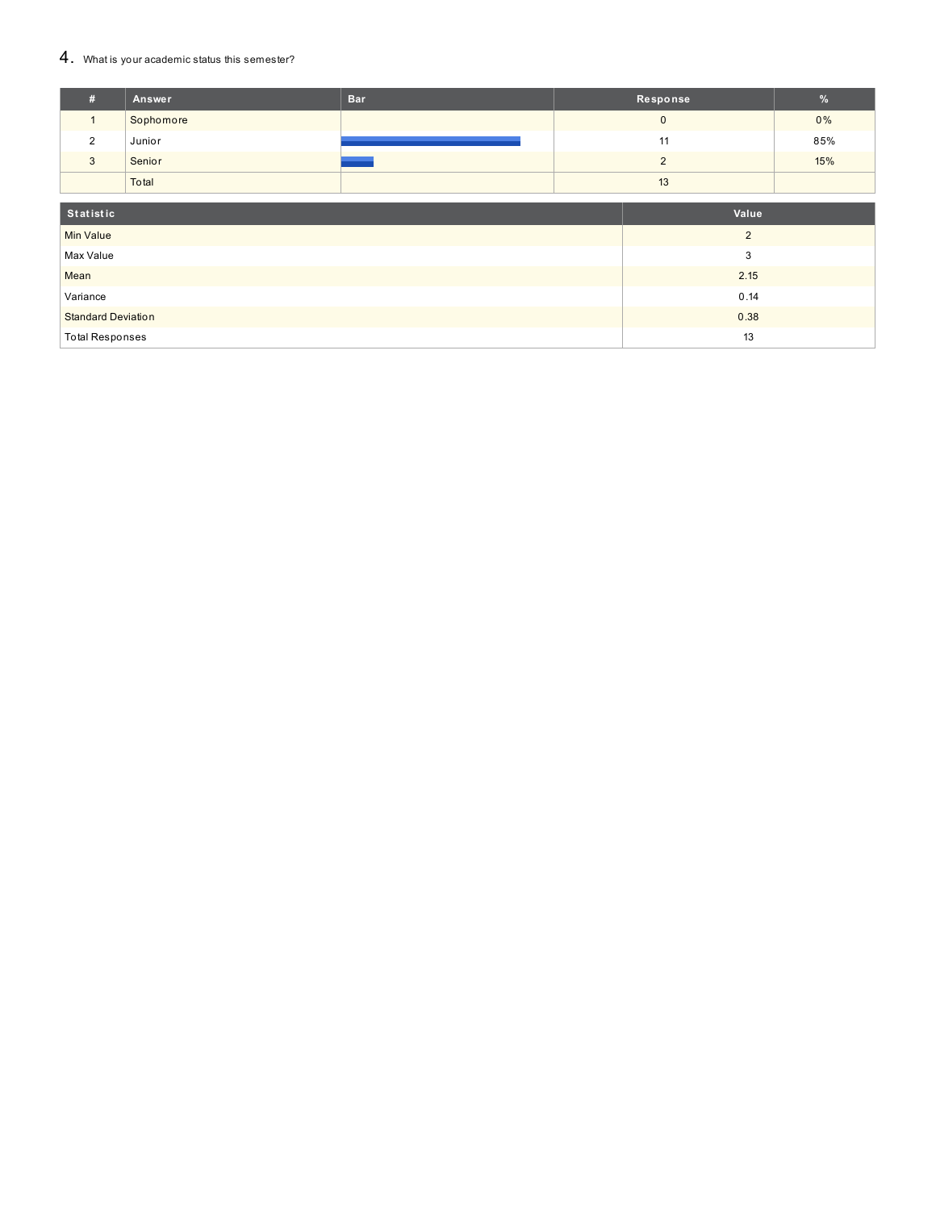## 4. What is your academic status this semester?

| # | Answer | Bar | Response | % |
|---|---|---|---|---|
| 1 | Sophomore | | 0 | 0% |
| 2 | Junior | | 11 | 85% |
| 3 | Senior | | 2 | 15% |
| | Total | | 13 | |

| Statistic | Value |
|---|---|
| Min Value | 2 |
| Max Value | 3 |
| Mean | 2.15 |
| Variance | 0.14 |
| Standard Deviation | 0.38 |
| Total Responses | 13 |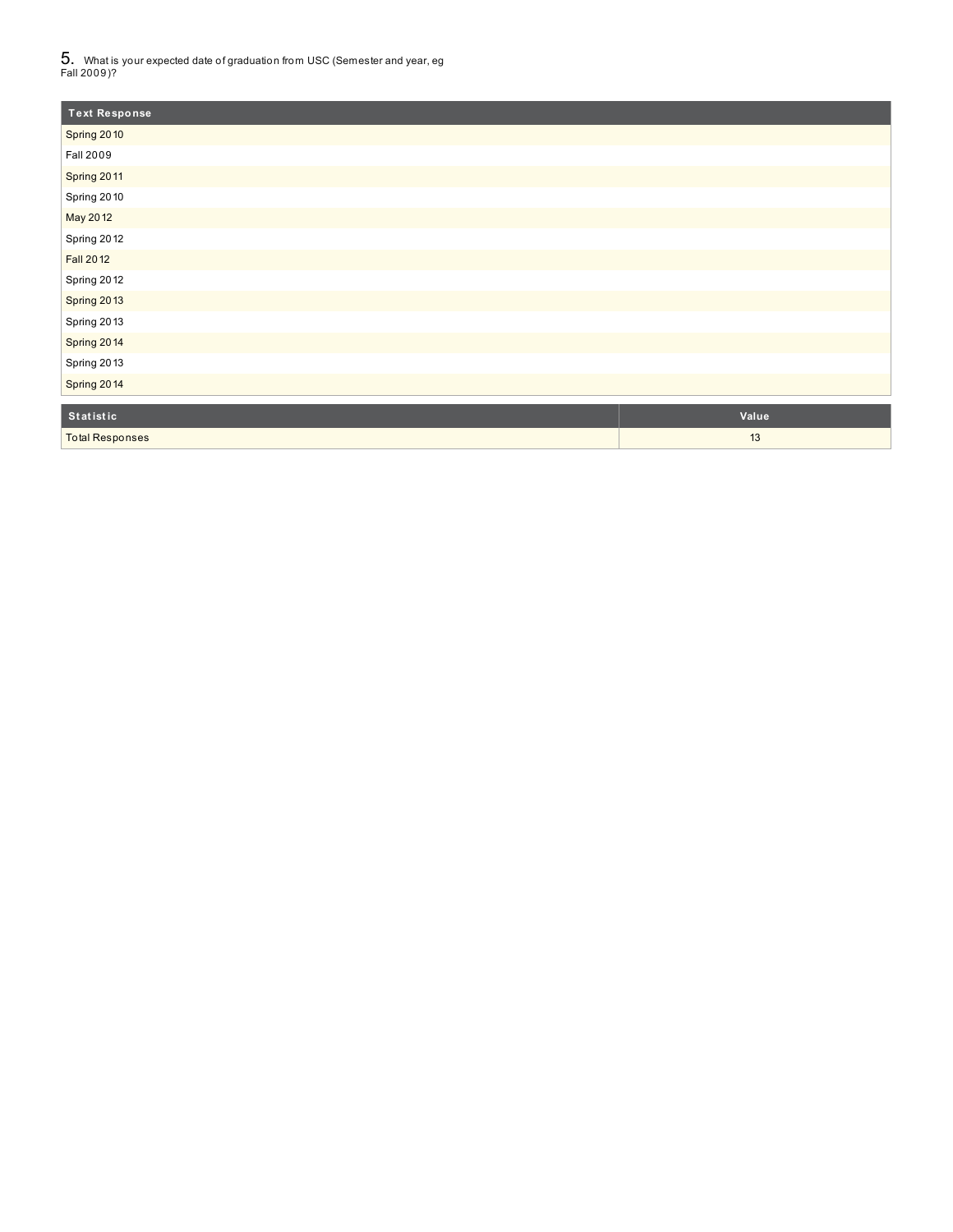## 5. What is your expected date of graduation from USC (Semester and year, eg Fall 2009)?

| Text Response |
|---|
| Spring 2010 |
| Fall 2009 |
| Spring 2011 |
| Spring 2010 |
| May 2012 |
| Spring 2012 |
| Fall 2012 |
| Spring 2012 |
| Spring 2013 |
| Spring 2013 |
| Spring 2014 |
| Spring 2013 |
| Spring 2014 |

| Statistic | Value |
|---|---|
| Total Responses | 13 |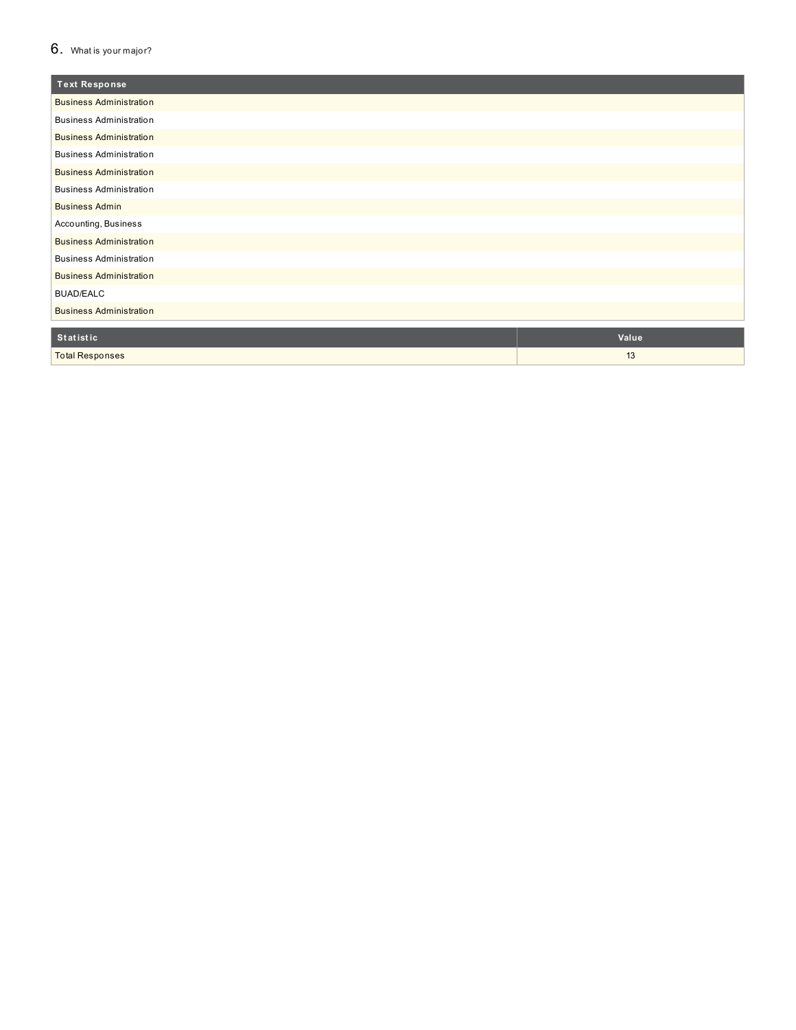## 6. What is your major?

| Text Response |
| --- |
| Business Administration |
| Business Administration |
| Business Administration |
| Business Administration |
| Business Administration |
| Business Administration |
| Business Admin |
| Accounting, Business |
| Business Administration |
| Business Administration |
| Business Administration |
| BUAD/EALC |
| Business Administration |

| Statistic | Value |
| --- | --- |
| Total Responses | 13 |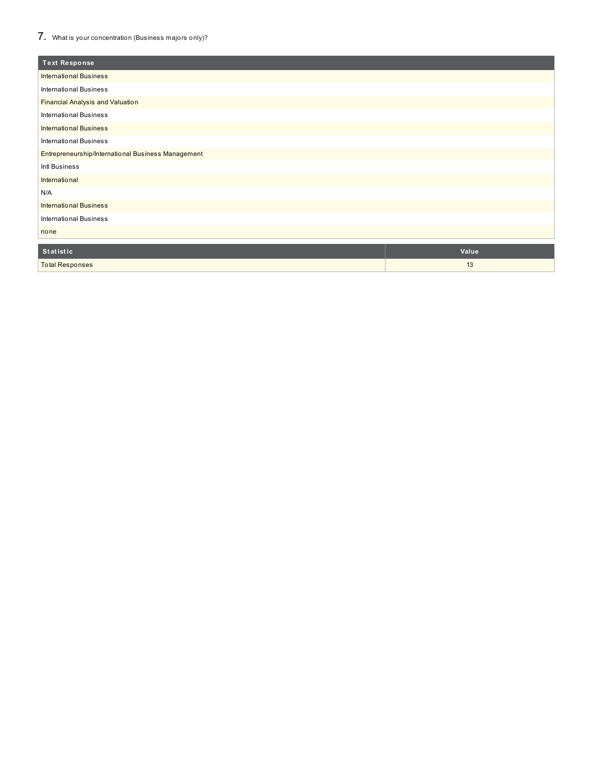## 7. What is your concentration (Business majors only)?

| Text Response |
|---|
| International Business |
| International Business |
| Financial Analysis and Valuation |
| International Business |
| International Business |
| International Business |
| Entrepreneurship/International Business Management |
| Intl Business |
| International |
| N/A |
| International Business |
| International Business |
| none |

| Statistic | Value |
|---|---|
| Total Responses | 13 |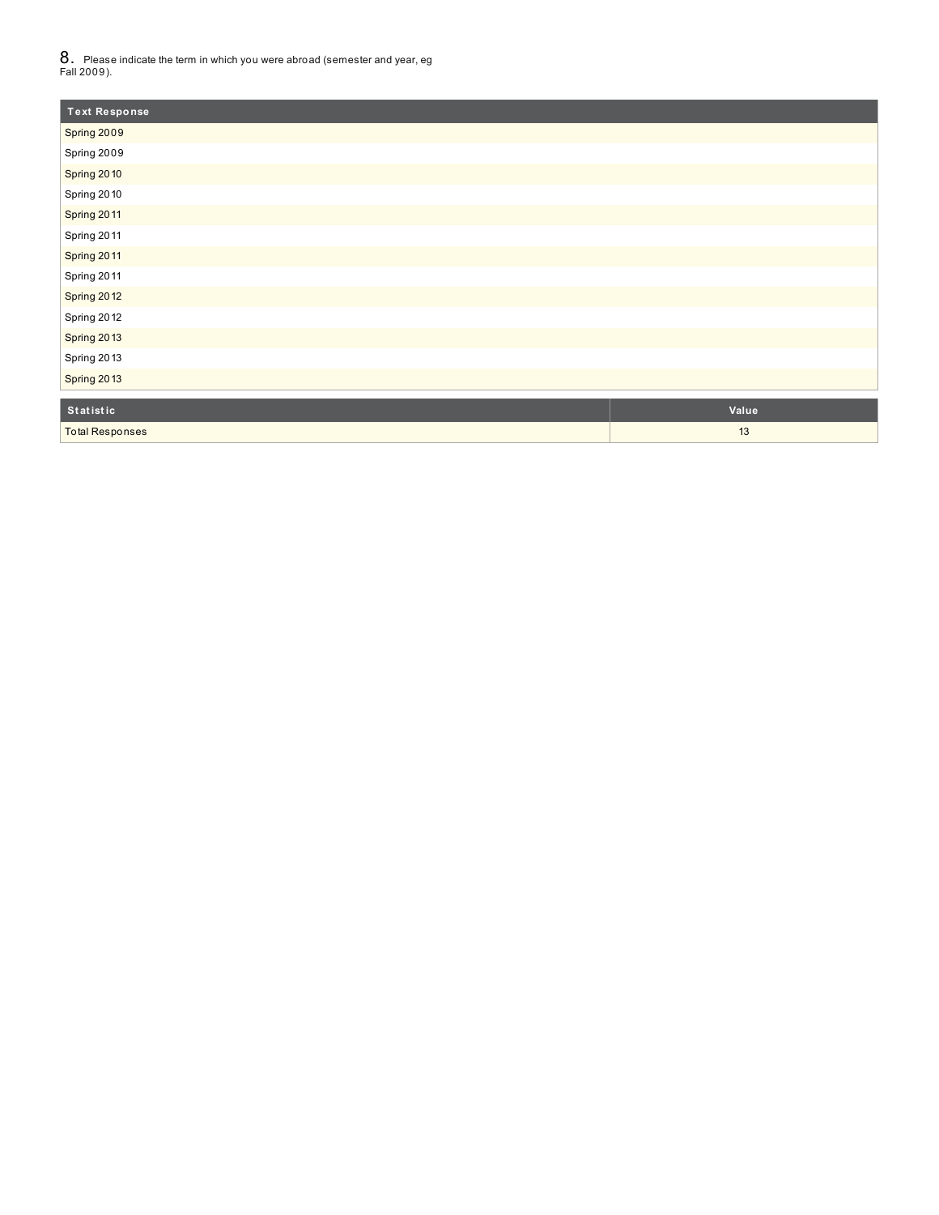8. Please indicate the term in which you were abroad (semester and year, eg Fall 2009).

| Text Response |
|---|
| Spring 2009 |
| Spring 2009 |
| Spring 2010 |
| Spring 2010 |
| Spring 2011 |
| Spring 2011 |
| Spring 2011 |
| Spring 2011 |
| Spring 2012 |
| Spring 2012 |
| Spring 2013 |
| Spring 2013 |
| Spring 2013 |

| Statistic | Value |
|---|---|
| Total Responses | 13 |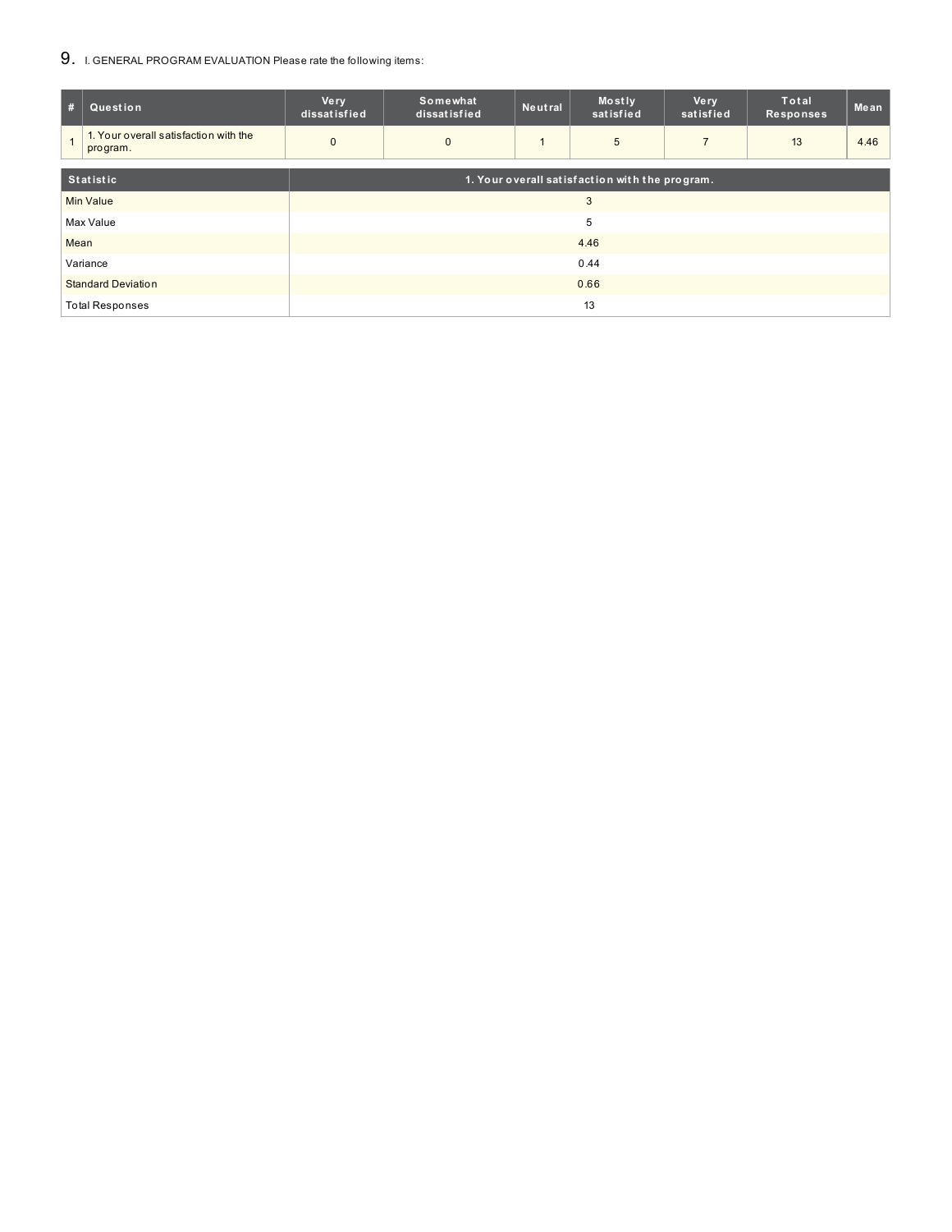## 9. I. GENERAL PROGRAM EVALUATION Please rate the following items:

| # | Question | Very dissatisfied | Somewhat dissatisfied | Neutral | Mostly satisfied | Very satisfied | Total Responses | Mean |
|---|---|---|---|---|---|---|---|---|
| 1 | 1. Your overall satisfaction with the program. | 0 | 0 | 1 | 5 | 7 | 13 | 4.46 |

| Statistic | 1. Your overall satisfaction with the program. |
|---|---|
| Min Value | 3 |
| Max Value | 5 |
| Mean | 4.46 |
| Variance | 0.44 |
| Standard Deviation | 0.66 |
| Total Responses | 13 |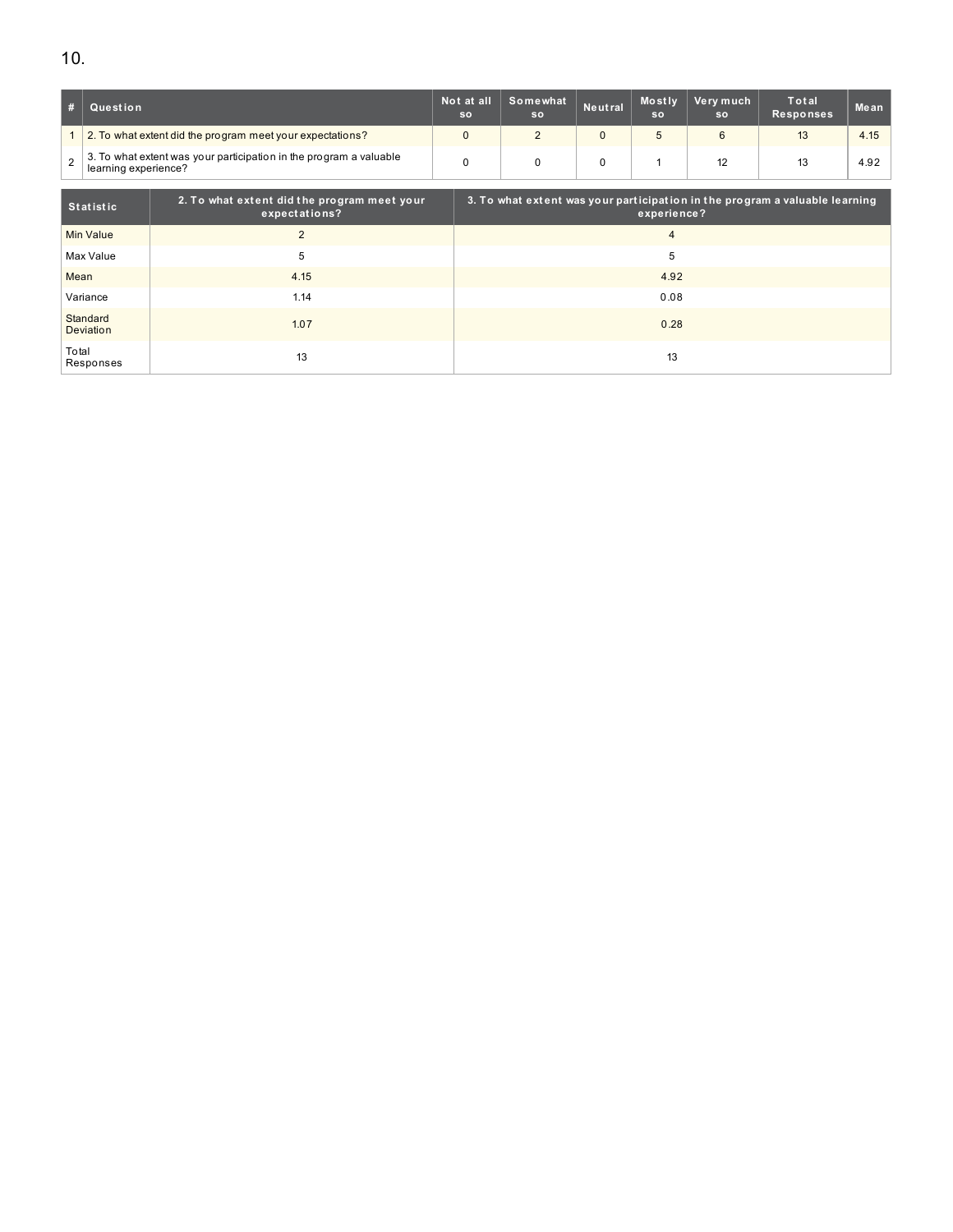10.

| # | Question | Not at all so | Somewhat so | Neutral | Mostly so | Very much so | Total Responses | Mean |
|---|---|---|---|---|---|---|---|---|
| 1 | 2. To what extent did the program meet your expectations? | 0 | 2 | 0 | 5 | 6 | 13 | 4.15 |
| 2 | 3. To what extent was your participation in the program a valuable learning experience? | 0 | 0 | 0 | 1 | 12 | 13 | 4.92 |

| Statistic | 2. To what extent did the program meet your expectations? | 3. To what extent was your participation in the program a valuable learning experience? |
|---|---|---|
| Min Value | 2 | 4 |
| Max Value | 5 | 5 |
| Mean | 4.15 | 4.92 |
| Variance | 1.14 | 0.08 |
| Standard Deviation | 1.07 | 0.28 |
| Total Responses | 13 | 13 |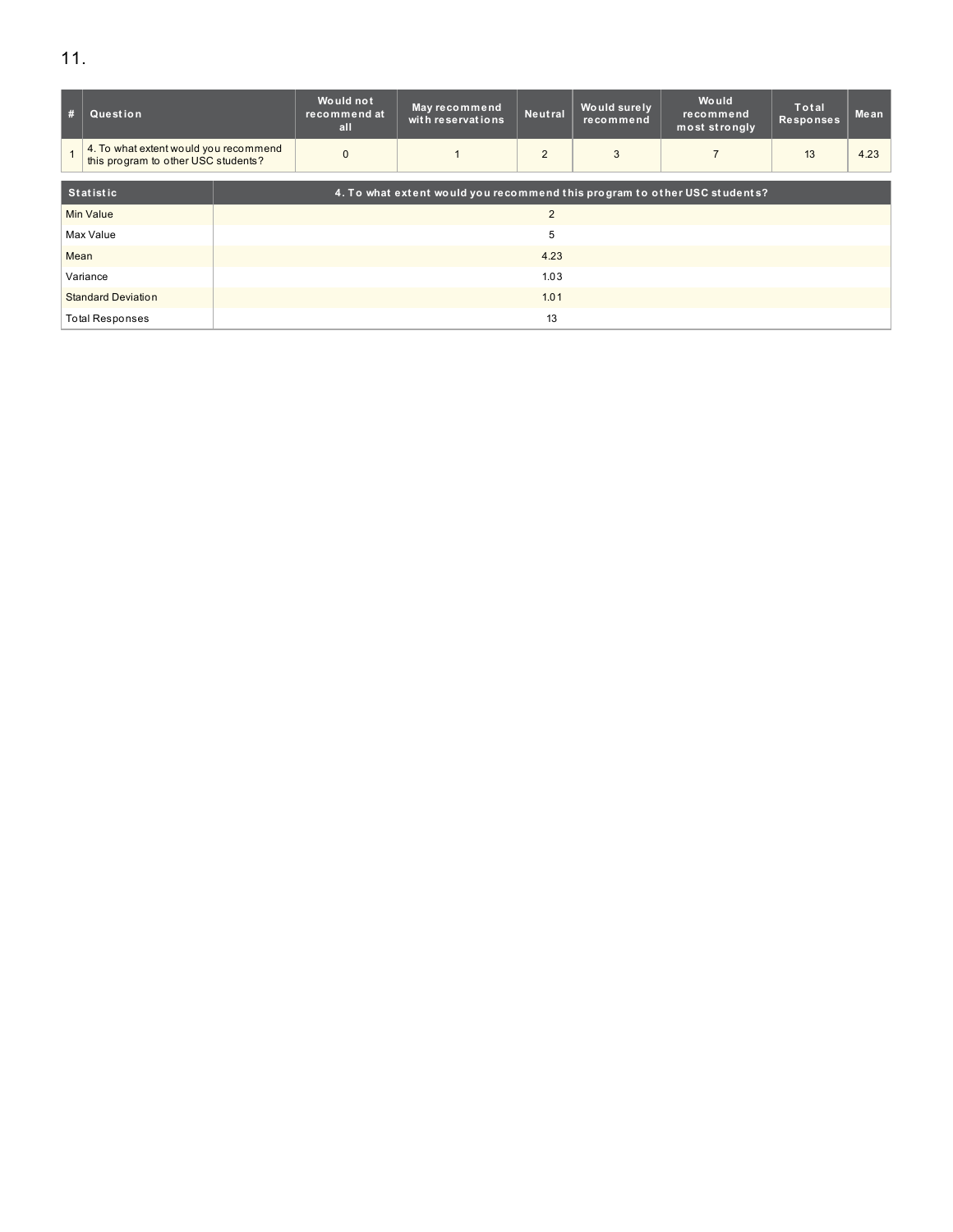11.

| # | Question | Would not recommend at all | May recommend with reservations | Neutral | Would surely recommend | Would recommend most strongly | Total Responses | Mean |
|---|---|---|---|---|---|---|---|---|
| 1 | 4. To what extent would you recommend this program to other USC students? | 0 | 1 | 2 | 3 | 7 | 13 | 4.23 |

| Statistic | 4. To what extent would you recommend this program to other USC students? |
|---|---|
| Min Value | 2 |
| Max Value | 5 |
| Mean | 4.23 |
| Variance | 1.03 |
| Standard Deviation | 1.01 |
| Total Responses | 13 |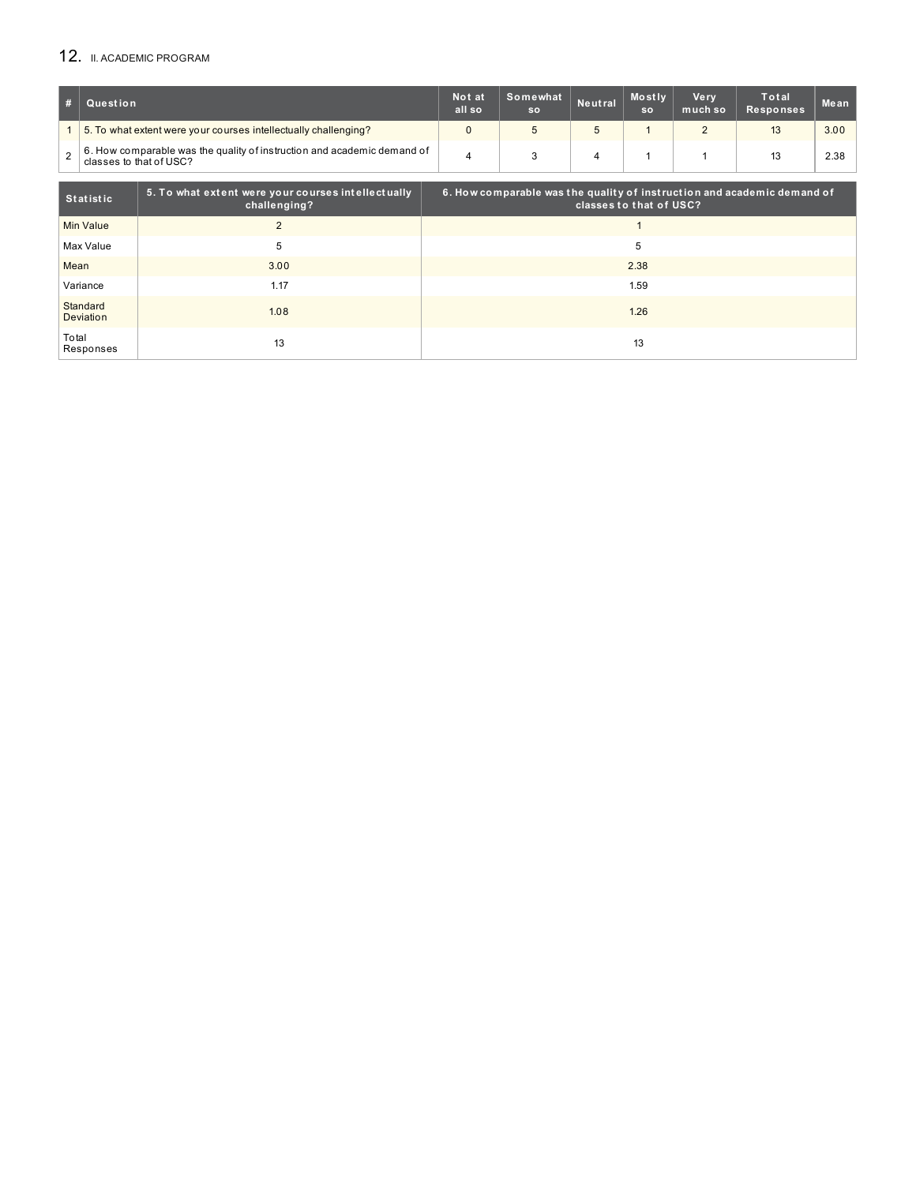## 12. II. ACADEMIC PROGRAM

| # | Question | Not at all so | Somewhat so | Neutral | Mostly so | Very much so | Total Responses | Mean |
|---|---|---|---|---|---|---|---|---|
| 1 | 5. To what extent were your courses intellectually challenging? | 0 | 5 | 5 | 1 | 2 | 13 | 3.00 |
| 2 | 6. How comparable was the quality of instruction and academic demand of classes to that of USC? | 4 | 3 | 4 | 1 | 1 | 13 | 2.38 |

| Statistic | 5. To what extent were your courses intellectually challenging? | 6. How comparable was the quality of instruction and academic demand of classes to that of USC? |
|---|---|---|
| Min Value | 2 | 1 |
| Max Value | 5 | 5 |
| Mean | 3.00 | 2.38 |
| Variance | 1.17 | 1.59 |
| Standard Deviation | 1.08 | 1.26 |
| Total Responses | 13 | 13 |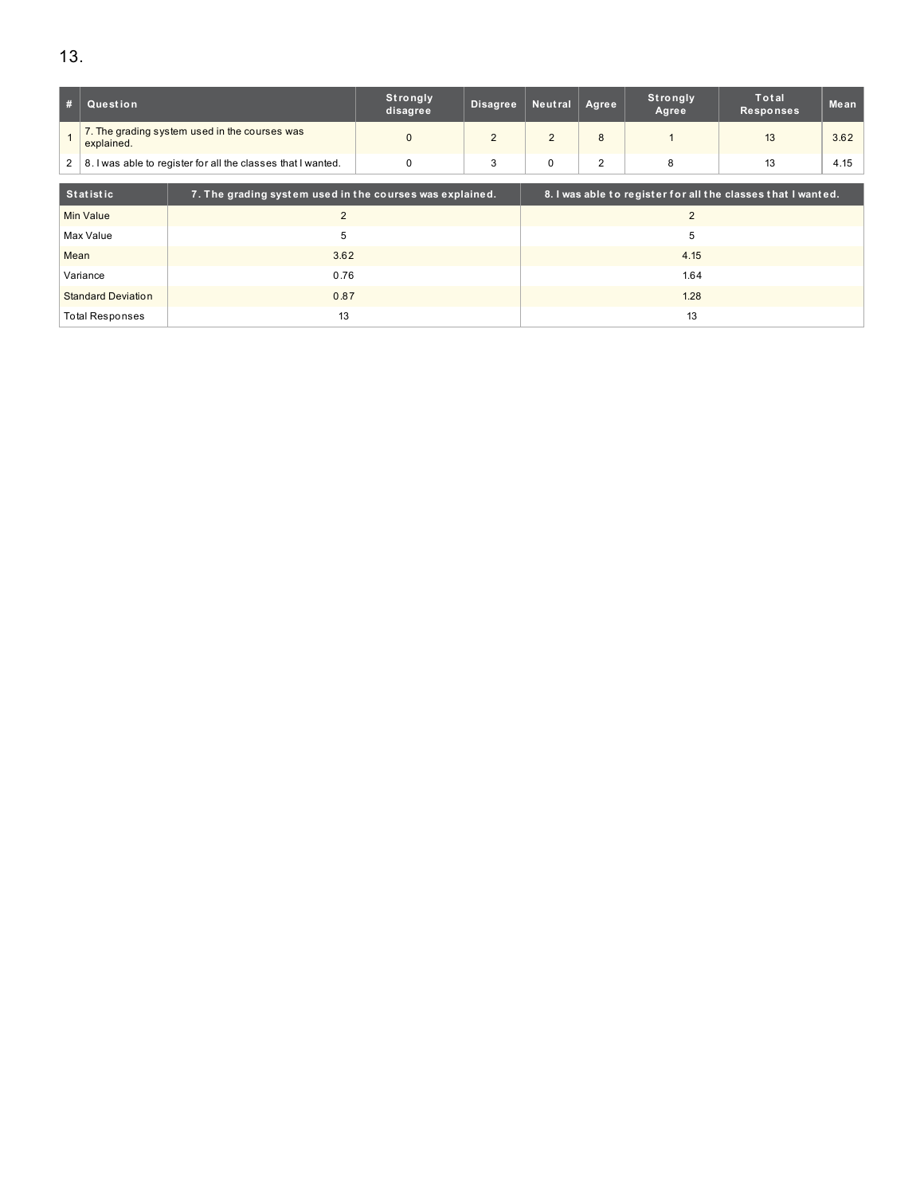13.

| # | Question | Strongly disagree | Disagree | Neutral | Agree | Strongly Agree | Total Responses | Mean |
|---|---|---|---|---|---|---|---|---|
| 1 | 7. The grading system used in the courses was explained. | 0 | 2 | 2 | 8 | 1 | 13 | 3.62 |
| 2 | 8. I was able to register for all the classes that I wanted. | 0 | 3 | 0 | 2 | 8 | 13 | 4.15 |

| Statistic | 7. The grading system used in the courses was explained. | 8. I was able to register for all the classes that I wanted. |
|---|---|---|
| Min Value | 2 | 2 |
| Max Value | 5 | 5 |
| Mean | 3.62 | 4.15 |
| Variance | 0.76 | 1.64 |
| Standard Deviation | 0.87 | 1.28 |
| Total Responses | 13 | 13 |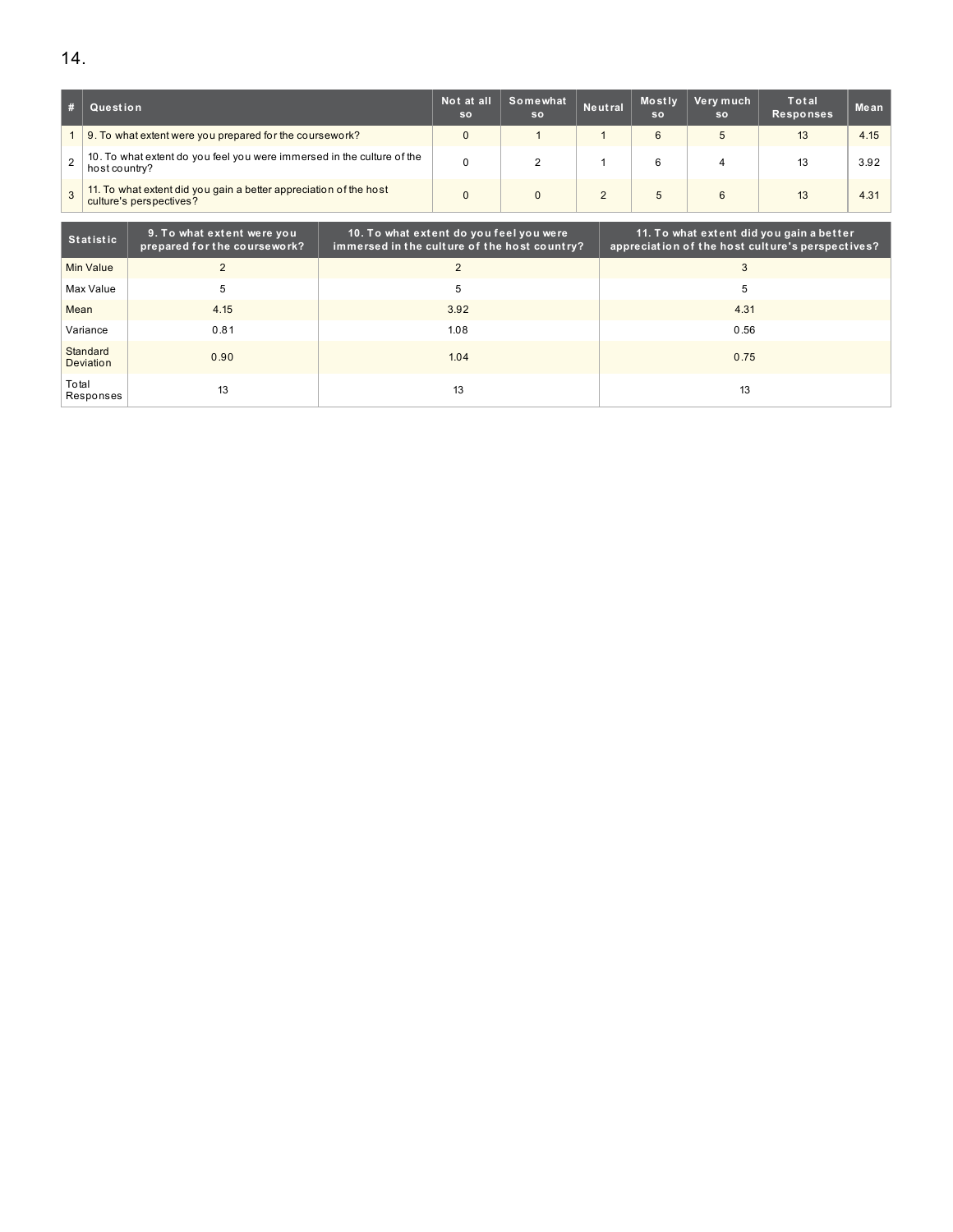14.

| # | Question | Not at all so | Somewhat so | Neutral | Mostly so | Very much so | Total Responses | Mean |
|---|---|---|---|---|---|---|---|---|
| 1 | 9. To what extent were you prepared for the coursework? | 0 | 1 | 1 | 6 | 5 | 13 | 4.15 |
| 2 | 10. To what extent do you feel you were immersed in the culture of the host country? | 0 | 2 | 1 | 6 | 4 | 13 | 3.92 |
| 3 | 11. To what extent did you gain a better appreciation of the host culture's perspectives? | 0 | 0 | 2 | 5 | 6 | 13 | 4.31 |

| Statistic | 9. To what extent were you prepared for the coursework? | 10. To what extent do you feel you were immersed in the culture of the host country? | 11. To what extent did you gain a better appreciation of the host culture's perspectives? |
|---|---|---|---|
| Min Value | 2 | 2 | 3 |
| Max Value | 5 | 5 | 5 |
| Mean | 4.15 | 3.92 | 4.31 |
| Variance | 0.81 | 1.08 | 0.56 |
| Standard Deviation | 0.90 | 1.04 | 0.75 |
| Total Responses | 13 | 13 | 13 |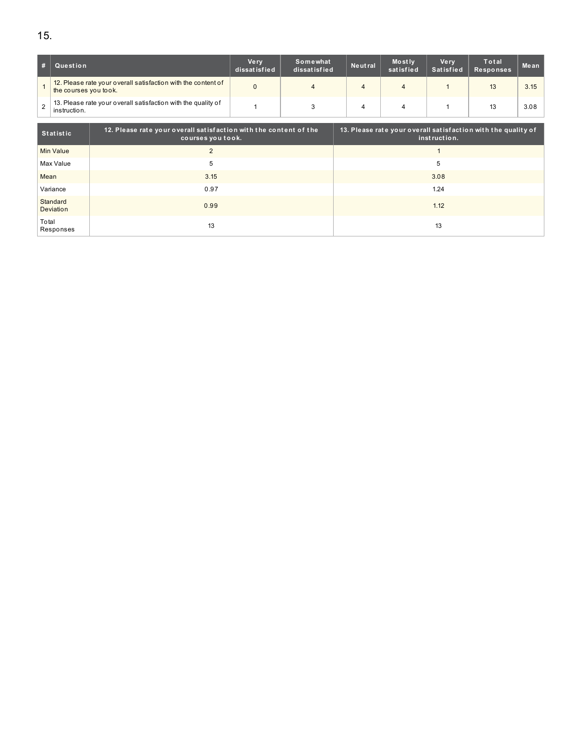15.

| # | Question | Very dissatisfied | Somewhat dissatisfied | Neutral | Mostly satisfied | Very Satisfied | Total Responses | Mean |
|---|---|---|---|---|---|---|---|---|
| 1 | 12. Please rate your overall satisfaction with the content of the courses you took. | 0 | 4 | 4 | 4 | 1 | 13 | 3.15 |
| 2 | 13. Please rate your overall satisfaction with the quality of instruction. | 1 | 3 | 4 | 4 | 1 | 13 | 3.08 |

| Statistic | 12. Please rate your overall satisfaction with the content of the courses you took. | 13. Please rate your overall satisfaction with the quality of instruction. |
|---|---|---|
| Min Value | 2 | 1 |
| Max Value | 5 | 5 |
| Mean | 3.15 | 3.08 |
| Variance | 0.97 | 1.24 |
| Standard Deviation | 0.99 | 1.12 |
| Total Responses | 13 | 13 |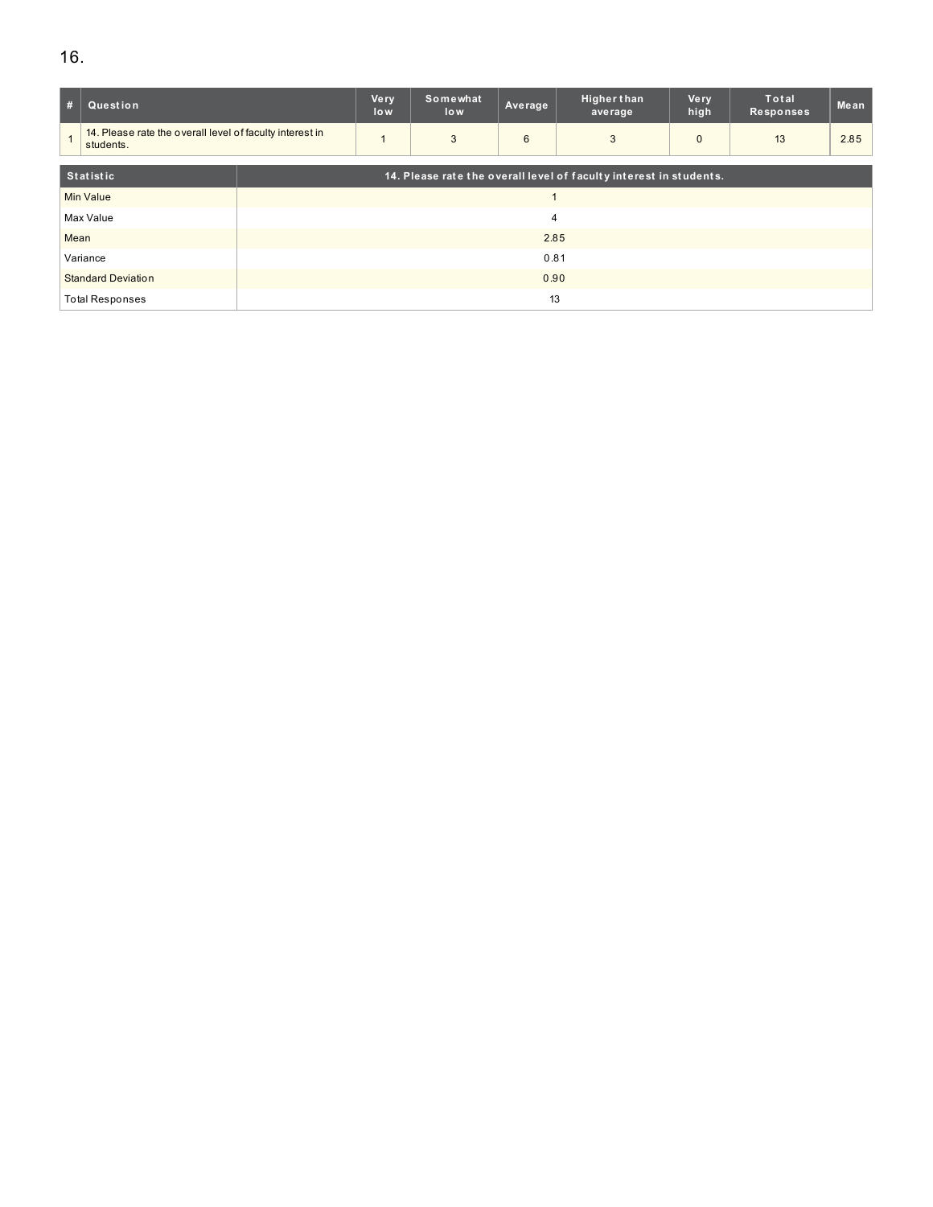16.

| # | Question | Very low | Somewhat low | Average | Higher than average | Very high | Total Responses | Mean |
|---|---|---|---|---|---|---|---|---|
| 1 | 14. Please rate the overall level of faculty interest in students. | 1 | 3 | 6 | 3 | 0 | 13 | 2.85 |

| Statistic | 14. Please rate the overall level of faculty interest in students. |
|---|---|
| Min Value | 1 |
| Max Value | 4 |
| Mean | 2.85 |
| Variance | 0.81 |
| Standard Deviation | 0.90 |
| Total Responses | 13 |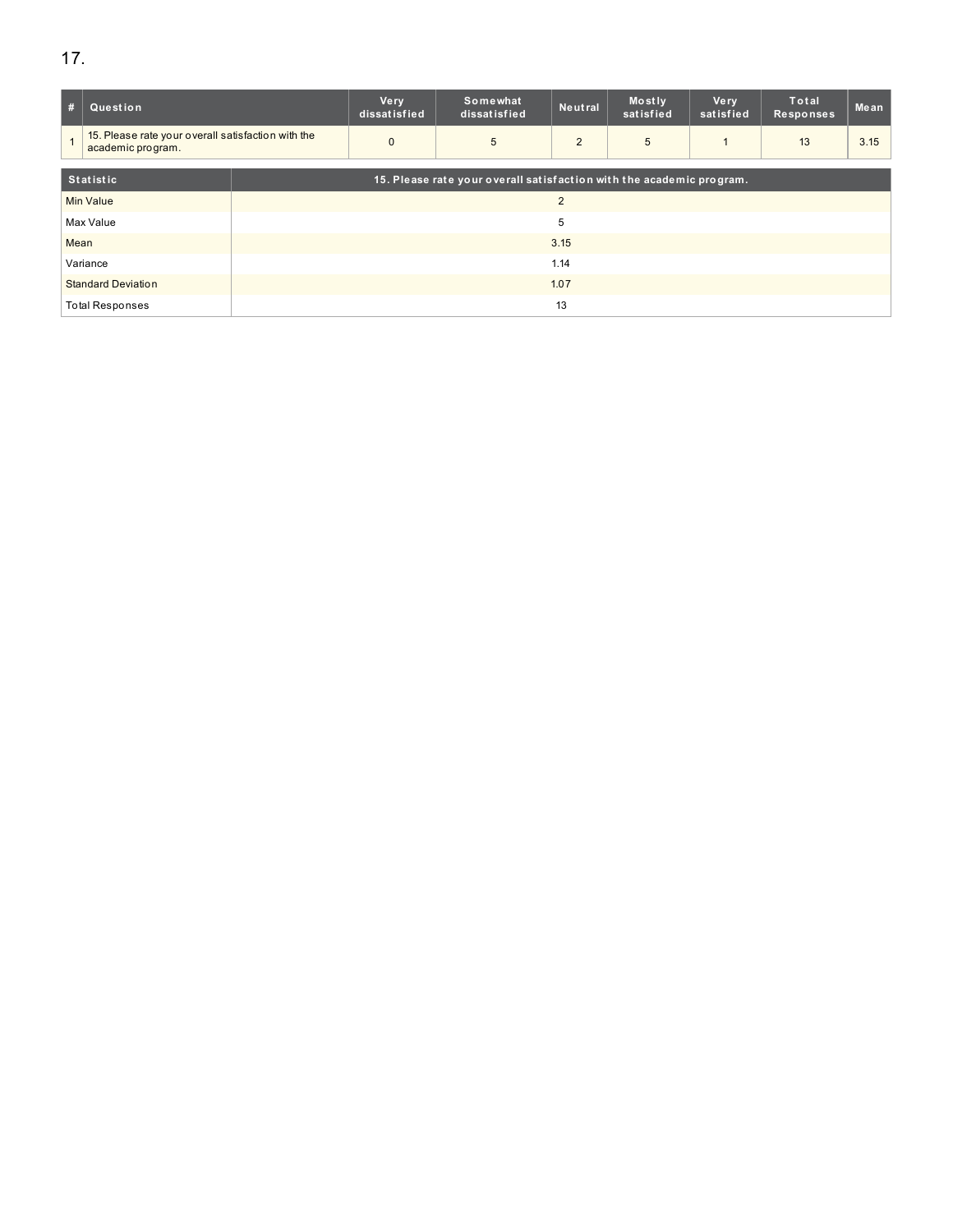17.

| # | Question | Very dissatisfied | Somewhat dissatisfied | Neutral | Mostly satisfied | Very satisfied | Total Responses | Mean |
|---|---|---|---|---|---|---|---|---|
| 1 | 15. Please rate your overall satisfaction with the academic program. | 0 | 5 | 2 | 5 | 1 | 13 | 3.15 |

| Statistic | 15. Please rate your overall satisfaction with the academic program. |
|---|---|
| Min Value | 2 |
| Max Value | 5 |
| Mean | 3.15 |
| Variance | 1.14 |
| Standard Deviation | 1.07 |
| Total Responses | 13 |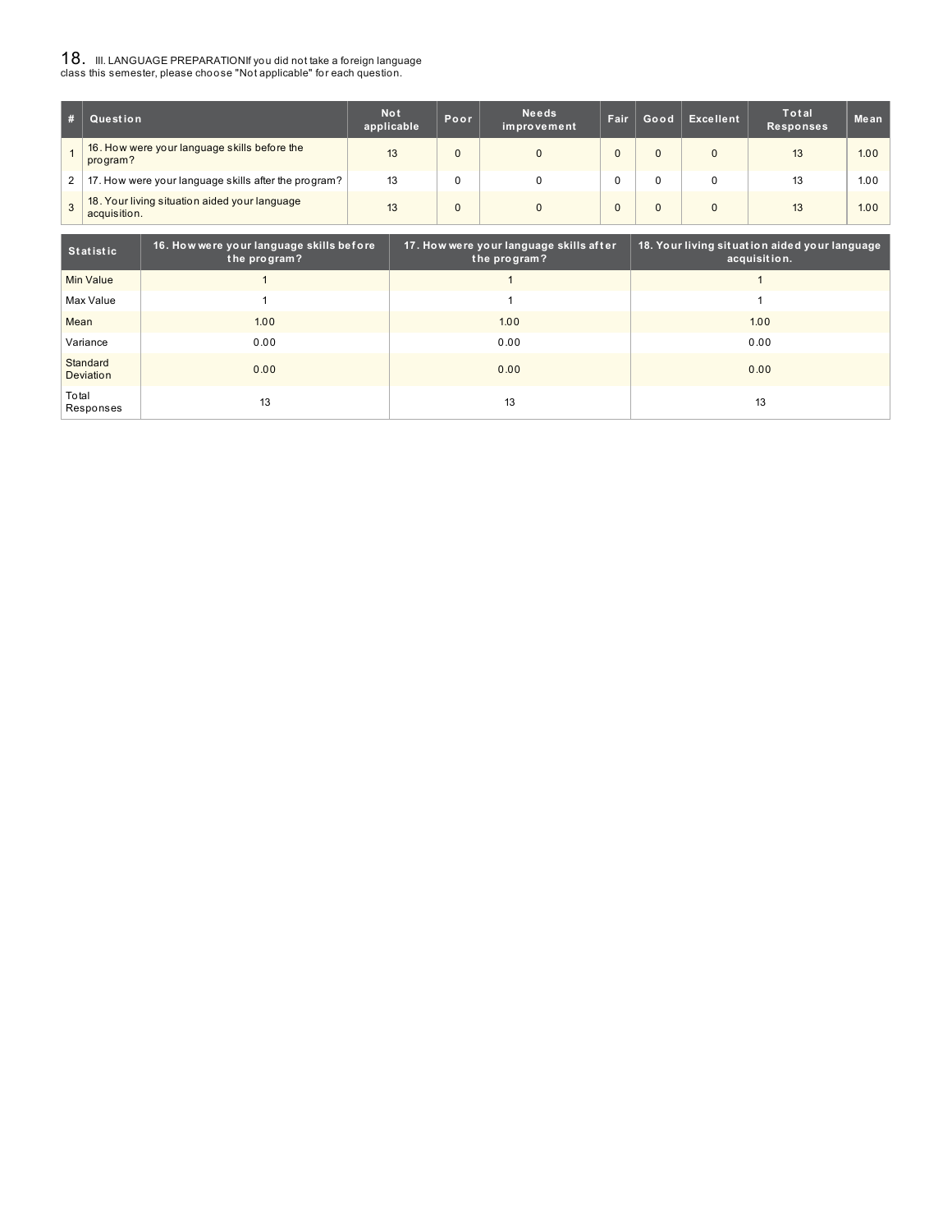## 18. III. LANGUAGE PREPARATIONIf you did not take a foreign language class this semester, please choose "Not applicable" for each question.

| # | Question | Not applicable | Poor | Needs improvement | Fair | Good | Excellent | Total Responses | Mean |
|---|---|---|---|---|---|---|---|---|---|
| 1 | 16. How were your language skills before the program? | 13 | 0 | 0 | 0 | 0 | 0 | 13 | 1.00 |
| 2 | 17. How were your language skills after the program? | 13 | 0 | 0 | 0 | 0 | 0 | 13 | 1.00 |
| 3 | 18. Your living situation aided your language acquisition. | 13 | 0 | 0 | 0 | 0 | 0 | 13 | 1.00 |

| Statistic | 16. How were your language skills before the program? | 17. How were your language skills after the program? | 18. Your living situation aided your language acquisition. |
|---|---|---|---|
| Min Value | 1 | 1 | 1 |
| Max Value | 1 | 1 | 1 |
| Mean | 1.00 | 1.00 | 1.00 |
| Variance | 0.00 | 0.00 | 0.00 |
| Standard Deviation | 0.00 | 0.00 | 0.00 |
| Total Responses | 13 | 13 | 13 |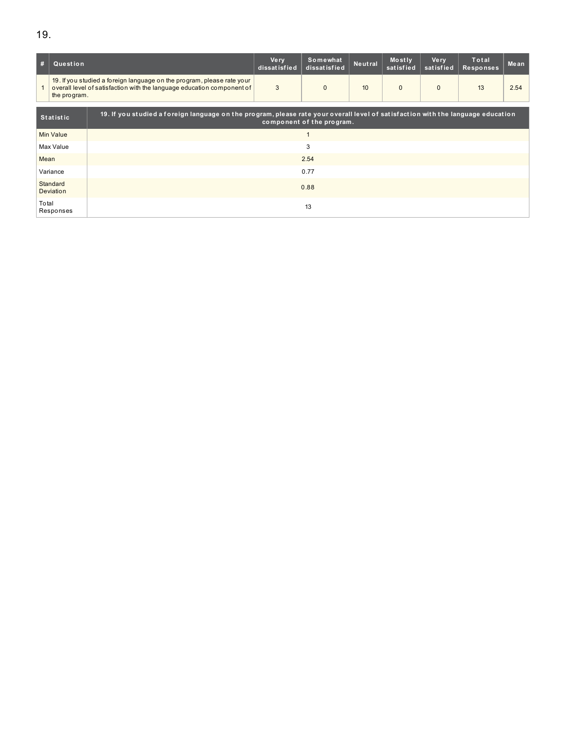19.

| # | Question | Very dissatisfied | Somewhat dissatisfied | Neutral | Mostly satisfied | Very satisfied | Total Responses | Mean |
|---|---|---|---|---|---|---|---|---|
| 1 | 19. If you studied a foreign language on the program, please rate your overall level of satisfaction with the language education component of the program. | 3 | 0 | 10 | 0 | 0 | 13 | 2.54 |

| Statistic | 19. If you studied a foreign language on the program, please rate your overall level of satisfaction with the language education component of the program. |
|---|---|
| Min Value | 1 |
| Max Value | 3 |
| Mean | 2.54 |
| Variance | 0.77 |
| Standard Deviation | 0.88 |
| Total Responses | 13 |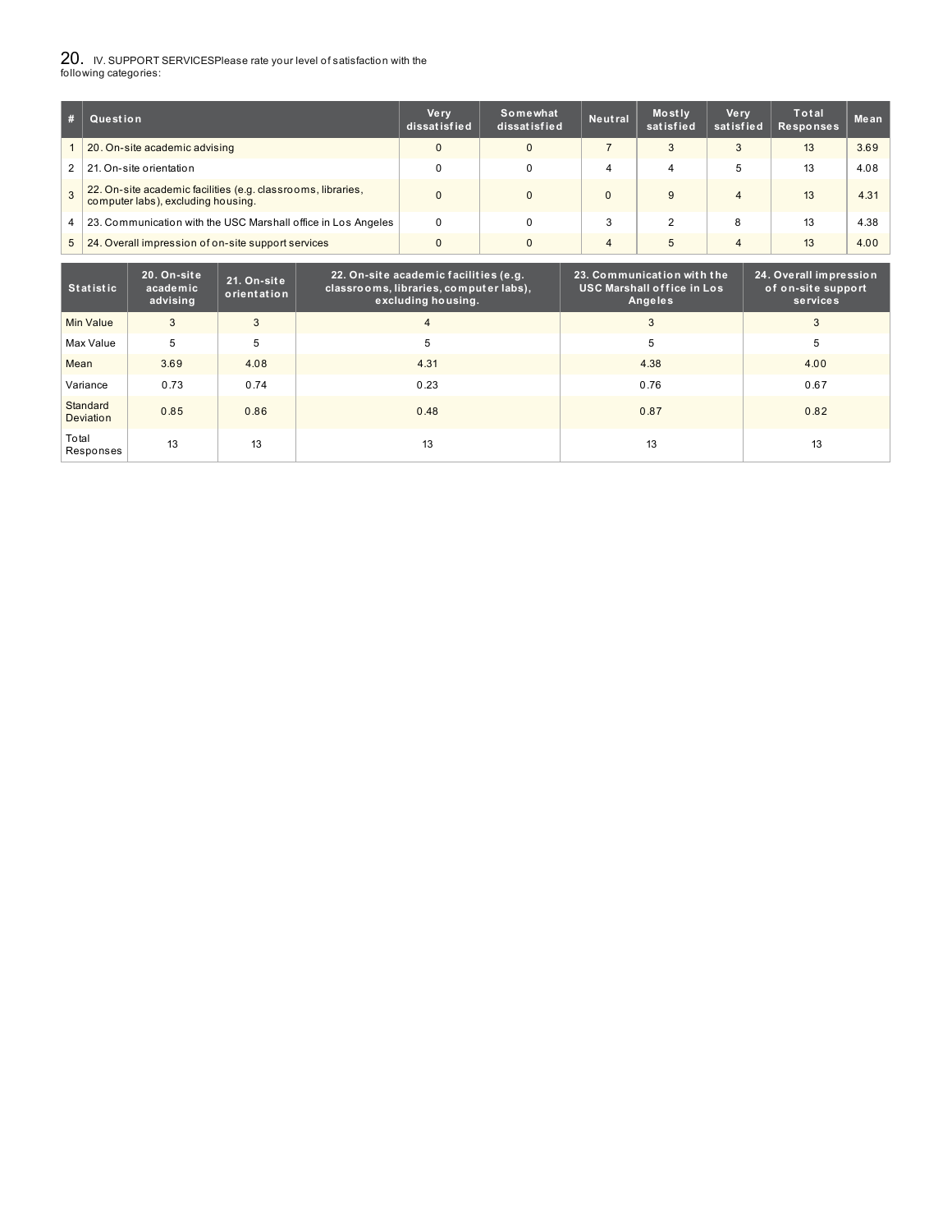## 20. IV. SUPPORT SERVICESPlease rate your level of satisfaction with the following categories:

| # | Question | Very dissatisfied | Somewhat dissatisfied | Neutral | Mostly satisfied | Very satisfied | Total Responses | Mean |
|---|---|---|---|---|---|---|---|---|
| 1 | 20. On-site academic advising | 0 | 0 | 7 | 3 | 3 | 13 | 3.69 |
| 2 | 21. On-site orientation | 0 | 0 | 4 | 4 | 5 | 13 | 4.08 |
| 3 | 22. On-site academic facilities (e.g. classrooms, libraries, computer labs), excluding housing. | 0 | 0 | 0 | 9 | 4 | 13 | 4.31 |
| 4 | 23. Communication with the USC Marshall office in Los Angeles | 0 | 0 | 3 | 2 | 8 | 13 | 4.38 |
| 5 | 24. Overall impression of on-site support services | 0 | 0 | 4 | 5 | 4 | 13 | 4.00 |

| Statistic | 20. On-site academic advising | 21. On-site orientation | 22. On-site academic facilities (e.g. classrooms, libraries, computer labs), excluding housing. | 23. Communication with the USC Marshall office in Los Angeles | 24. Overall impression of on-site support services |
|---|---|---|---|---|---|
| Min Value | 3 | 3 | 4 | 3 | 3 |
| Max Value | 5 | 5 | 5 | 5 | 5 |
| Mean | 3.69 | 4.08 | 4.31 | 4.38 | 4.00 |
| Variance | 0.73 | 0.74 | 0.23 | 0.76 | 0.67 |
| Standard Deviation | 0.85 | 0.86 | 0.48 | 0.87 | 0.82 |
| Total Responses | 13 | 13 | 13 | 13 | 13 |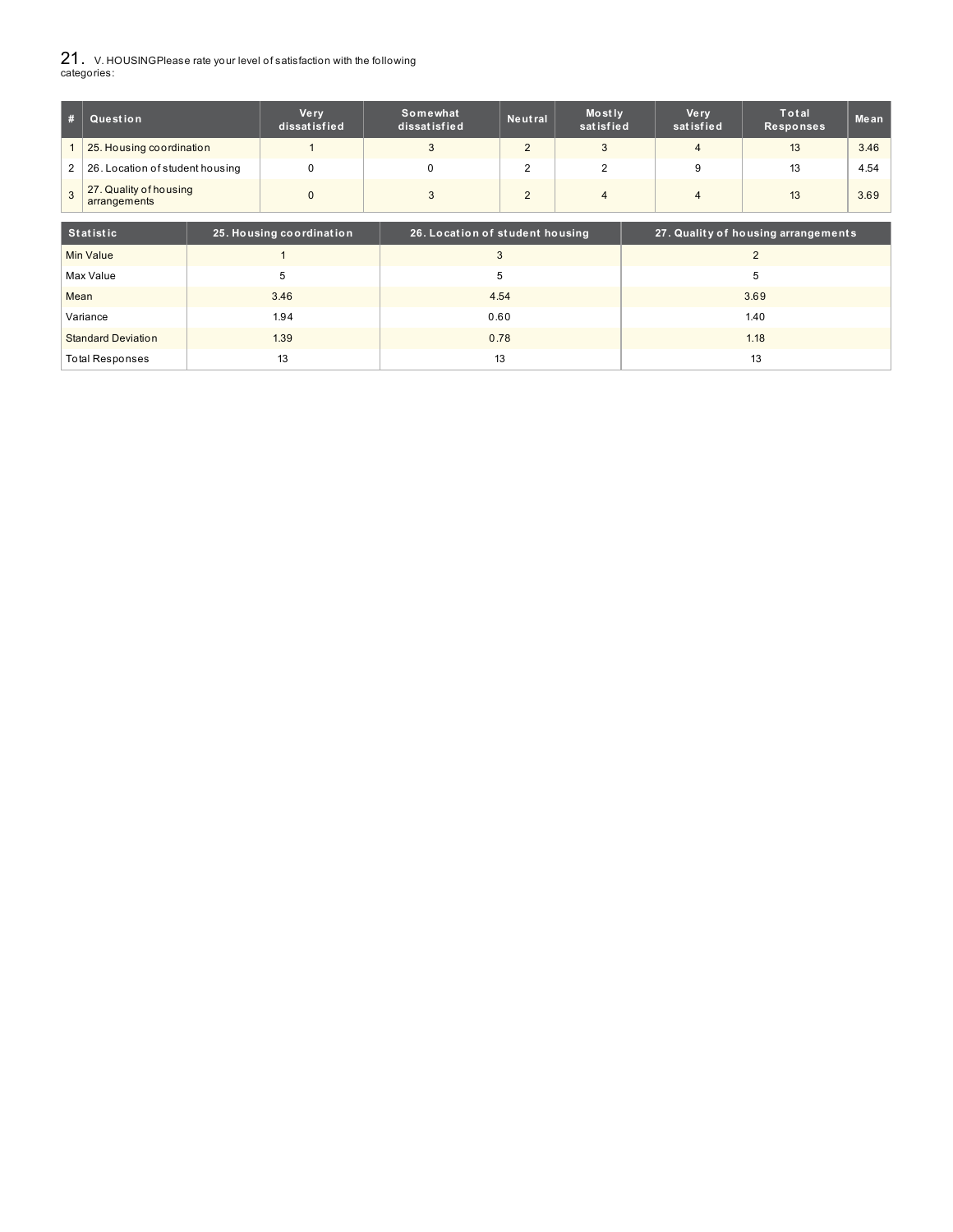## 21. V. HOUSINGPlease rate your level of satisfaction with the following categories:

| # | Question | Very dissatisfied | Somewhat dissatisfied | Neutral | Mostly satisfied | Very satisfied | Total Responses | Mean |
|---|---|---|---|---|---|---|---|---|
| 1 | 25. Housing coordination | 1 | 3 | 2 | 3 | 4 | 13 | 3.46 |
| 2 | 26. Location of student housing | 0 | 0 | 2 | 2 | 9 | 13 | 4.54 |
| 3 | 27. Quality of housing arrangements | 0 | 3 | 2 | 4 | 4 | 13 | 3.69 |

| Statistic | 25. Housing coordination | 26. Location of student housing | 27. Quality of housing arrangements |
|---|---|---|---|
| Min Value | 1 | 3 | 2 |
| Max Value | 5 | 5 | 5 |
| Mean | 3.46 | 4.54 | 3.69 |
| Variance | 1.94 | 0.60 | 1.40 |
| Standard Deviation | 1.39 | 0.78 | 1.18 |
| Total Responses | 13 | 13 | 13 |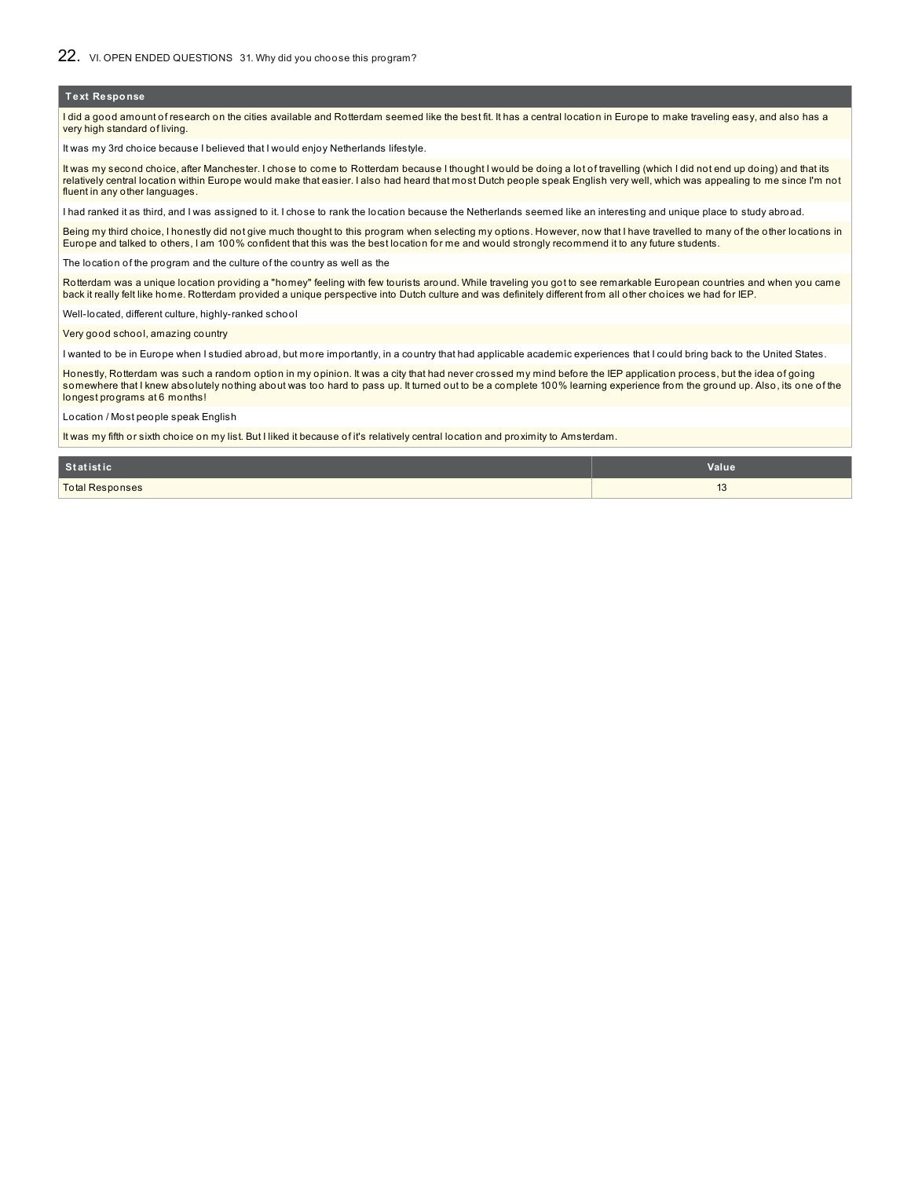## 22. VI. OPEN ENDED QUESTIONS 31. Why did you choose this program?

| Text Response |
| --- |
| I did a good amount of research on the cities available and Rotterdam seemed like the best fit. It has a central location in Europe to make traveling easy, and also has a very high standard of living. |
| It was my 3rd choice because I believed that I would enjoy Netherlands lifestyle. |
| It was my second choice, after Manchester. I chose to come to Rotterdam because I thought I would be doing a lot of travelling (which I did not end up doing) and that its relatively central location within Europe would make that easier. I also had heard that most Dutch people speak English very well, which was appealing to me since I'm not fluent in any other languages. |
| I had ranked it as third, and I was assigned to it. I chose to rank the location because the Netherlands seemed like an interesting and unique place to study abroad. |
| Being my third choice, I honestly did not give much thought to this program when selecting my options. However, now that I have travelled to many of the other locations in Europe and talked to others, I am 100% confident that this was the best location for me and would strongly recommend it to any future students. |
| The location of the program and the culture of the country as well as the |
| Rotterdam was a unique location providing a "homey" feeling with few tourists around. While traveling you got to see remarkable European countries and when you came back it really felt like home. Rotterdam provided a unique perspective into Dutch culture and was definitely different from all other choices we had for IEP. |
| Well-located, different culture, highly-ranked school |
| Very good school, amazing country |
| I wanted to be in Europe when I studied abroad, but more importantly, in a country that had applicable academic experiences that I could bring back to the United States. |
| Honestly, Rotterdam was such a random option in my opinion. It was a city that had never crossed my mind before the IEP application process, but the idea of going somewhere that I knew absolutely nothing about was too hard to pass up. It turned out to be a complete 100% learning experience from the ground up. Also, its one of the longest programs at 6 months! |
| Location / Most people speak English |
| It was my fifth or sixth choice on my list. But I liked it because of it's relatively central location and proximity to Amsterdam. |

| Statistic | Value |
| --- | --- |
| Total Responses | 13 |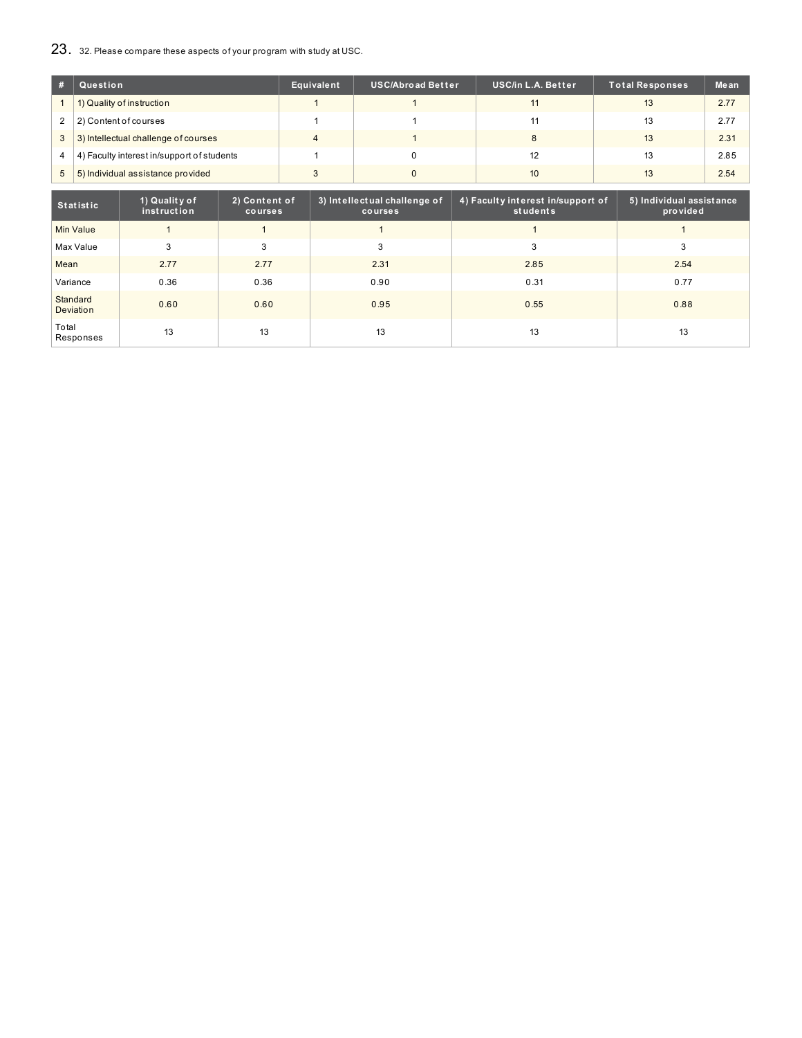## 23. 32. Please compare these aspects of your program with study at USC.

| # | Question | Equivalent | USC/Abroad Better | USC/in L.A. Better | Total Responses | Mean |
|---|---|---|---|---|---|---|
| 1 | 1) Quality of instruction | 1 | 1 | 11 | 13 | 2.77 |
| 2 | 2) Content of courses | 1 | 1 | 11 | 13 | 2.77 |
| 3 | 3) Intellectual challenge of courses | 4 | 1 | 8 | 13 | 2.31 |
| 4 | 4) Faculty interest in/support of students | 1 | 0 | 12 | 13 | 2.85 |
| 5 | 5) Individual assistance provided | 3 | 0 | 10 | 13 | 2.54 |

| Statistic | 1) Quality of instruction | 2) Content of courses | 3) Intellectual challenge of courses | 4) Faculty interest in/support of students | 5) Individual assistance provided |
|---|---|---|---|---|---|
| Min Value | 1 | 1 | 1 | 1 | 1 |
| Max Value | 3 | 3 | 3 | 3 | 3 |
| Mean | 2.77 | 2.77 | 2.31 | 2.85 | 2.54 |
| Variance | 0.36 | 0.36 | 0.90 | 0.31 | 0.77 |
| Standard Deviation | 0.60 | 0.60 | 0.95 | 0.55 | 0.88 |
| Total Responses | 13 | 13 | 13 | 13 | 13 |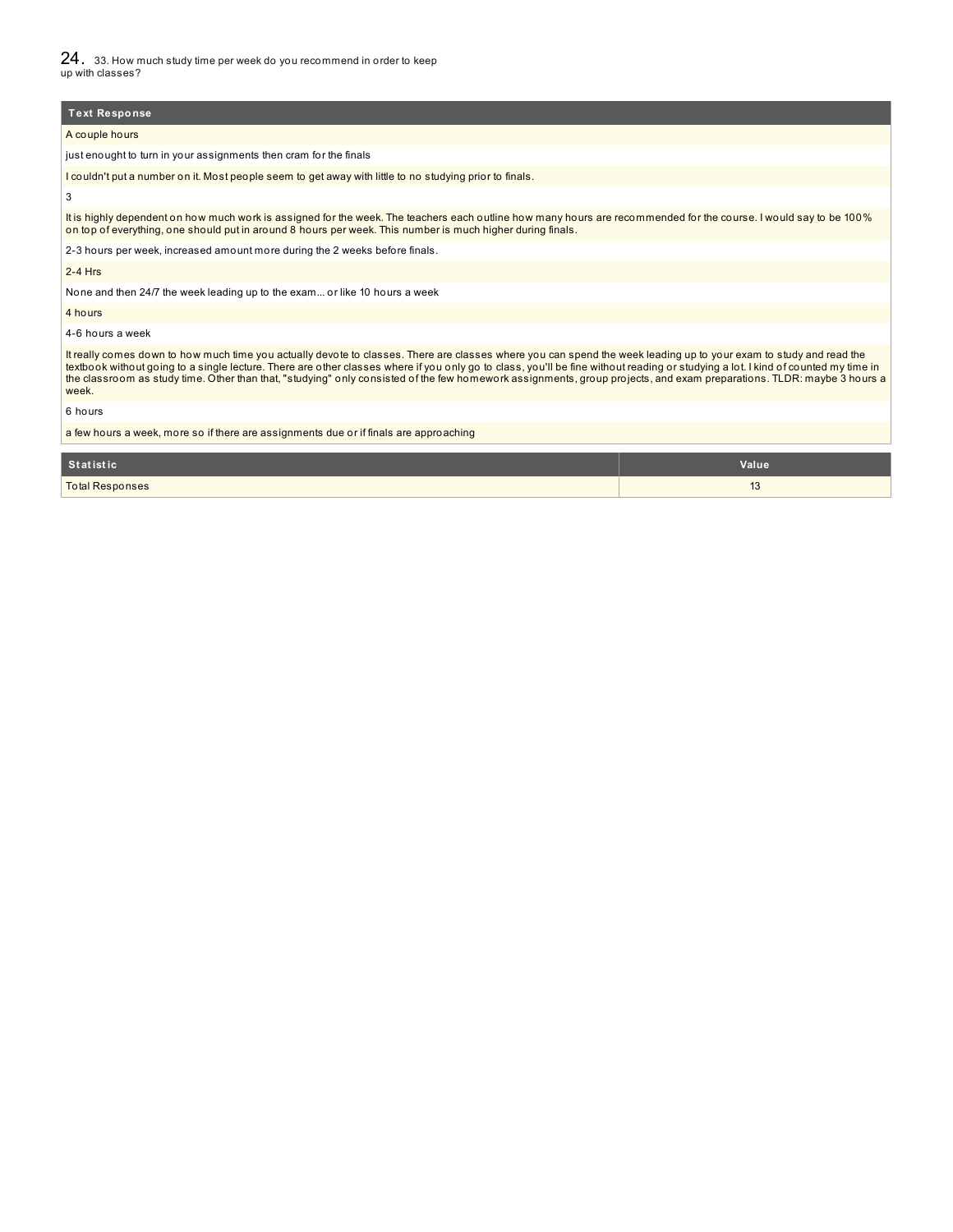## 24. 33. How much study time per week do you recommend in order to keep up with classes?

| Text Response |
| --- |
| A couple hours |
| just enought to turn in your assignments then cram for the finals |
| I couldn't put a number on it. Most people seem to get away with little to no studying prior to finals. |
| 3 |
| It is highly dependent on how much work is assigned for the week. The teachers each outline how many hours are recommended for the course. I would say to be 100% on top of everything, one should put in around 8 hours per week. This number is much higher during finals. |
| 2-3 hours per week, increased amount more during the 2 weeks before finals. |
| 2-4 Hrs |
| None and then 24/7 the week leading up to the exam... or like 10 hours a week |
| 4 hours |
| 4-6 hours a week |
| It really comes down to how much time you actually devote to classes. There are classes where you can spend the week leading up to your exam to study and read the textbook without going to a single lecture. There are other classes where if you only go to class, you'll be fine without reading or studying a lot. I kind of counted my time in the classroom as study time. Other than that, "studying" only consisted of the few homework assignments, group projects, and exam preparations. TLDR: maybe 3 hours a week. |
| 6 hours |
| a few hours a week, more so if there are assignments due or if finals are approaching |

| Statistic | Value |
| --- | --- |
| Total Responses | 13 |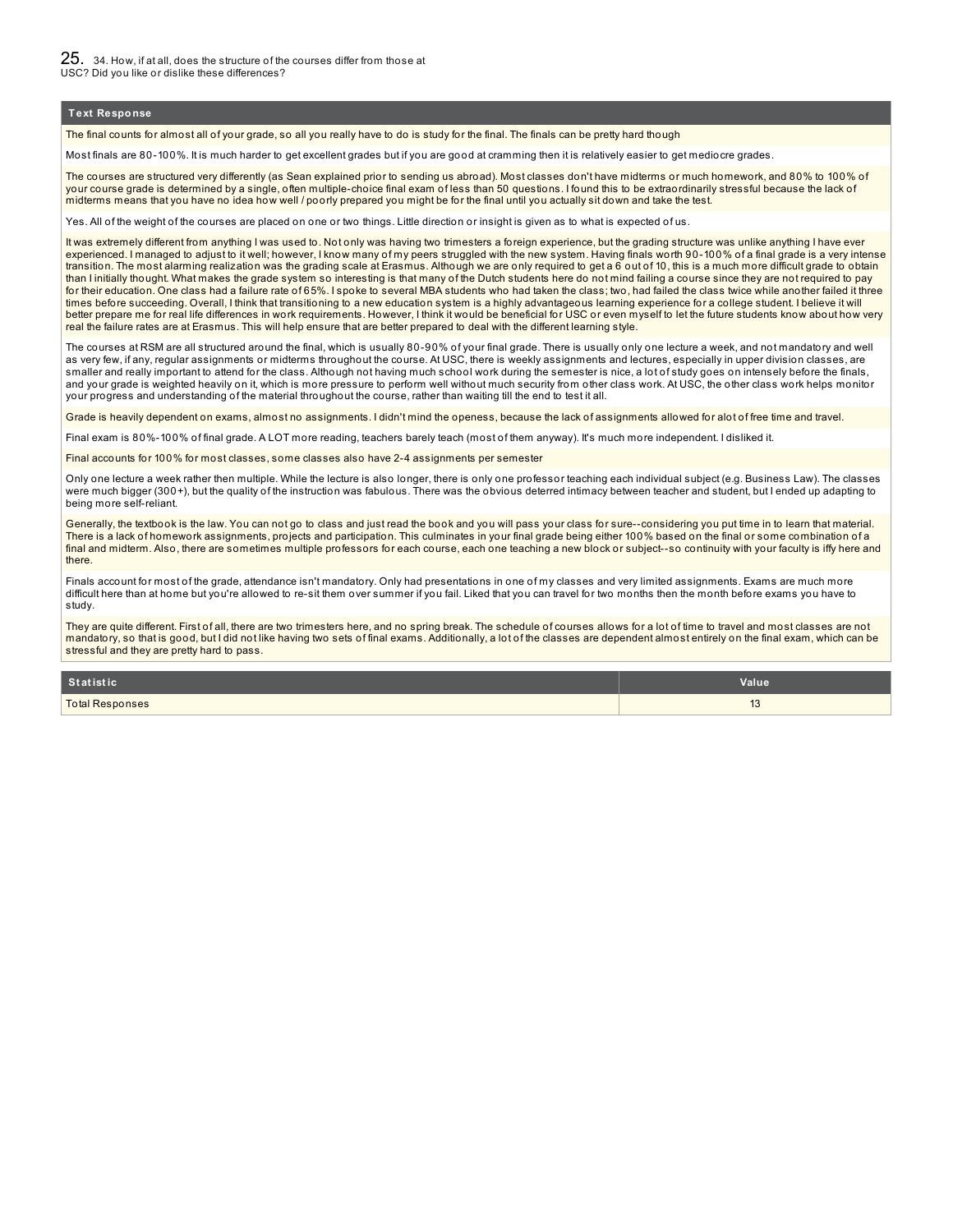## 25. 34. How, if at all, does the structure of the courses differ from those at USC? Did you like or dislike these differences?

| Text Response |
|---|
| The final counts for almost all of your grade, so all you really have to do is study for the final. The finals can be pretty hard though |
| Most finals are 80-100%. It is much harder to get excellent grades but if you are good at cramming then it is relatively easier to get mediocre grades. |
| The courses are structured very differently (as Sean explained prior to sending us abroad). Most classes don't have midterms or much homework, and 80% to 100% of your course grade is determined by a single, often multiple-choice final exam of less than 50 questions. I found this to be extraordinarily stressful because the lack of midterms means that you have no idea how well / poorly prepared you might be for the final until you actually sit down and take the test. |
| Yes. All of the weight of the courses are placed on one or two things. Little direction or insight is given as to what is expected of us. |
| It was extremely different from anything I was used to. Not only was having two trimesters a foreign experience, but the grading structure was unlike anything I have ever experienced. I managed to adjust to it well; however, I know many of my peers struggled with the new system. Having finals worth 90-100% of a final grade is a very intense transition. The most alarming realization was the grading scale at Erasmus. Although we are only required to get a 6 out of 10, this is a much more difficult grade to obtain than I initially thought. What makes the grade system so interesting is that many of the Dutch students here do not mind failing a course since they are not required to pay for their education. One class had a failure rate of 65%. I spoke to several MBA students who had taken the class; two, had failed the class twice while another failed it three times before succeeding. Overall, I think that transitioning to a new education system is a highly advantageous learning experience for a college student. I believe it will better prepare me for real life differences in work requirements. However, I think it would be beneficial for USC or even myself to let the future students know about how very real the failure rates are at Erasmus. This will help ensure that are better prepared to deal with the different learning style. |
| The courses at RSM are all structured around the final, which is usually 80-90% of your final grade. There is usually only one lecture a week, and not mandatory and well as very few, if any, regular assignments or midterms throughout the course. At USC, there is weekly assignments and lectures, especially in upper division classes, are smaller and really important to attend for the class. Although not having much school work during the semester is nice, a lot of study goes on intensely before the finals, and your grade is weighted heavily on it, which is more pressure to perform well without much security from other class work. At USC, the other class work helps monitor your progress and understanding of the material throughout the course, rather than waiting till the end to test it all. |
| Grade is heavily dependent on exams, almost no assignments. I didn't mind the openess, because the lack of assignments allowed for alot of free time and travel. |
| Final exam is 80%-100% of final grade. A LOT more reading, teachers barely teach (most of them anyway). It's much more independent. I disliked it. |
| Final accounts for 100% for most classes, some classes also have 2-4 assignments per semester |
| Only one lecture a week rather then multiple. While the lecture is also longer, there is only one professor teaching each individual subject (e.g. Business Law). The classes were much bigger (300+), but the quality of the instruction was fabulous. There was the obvious deterred intimacy between teacher and student, but I ended up adapting to being more self-reliant. |
| Generally, the textbook is the law. You can not go to class and just read the book and you will pass your class for sure--considering you put time in to learn that material. There is a lack of homework assignments, projects and participation. This culminates in your final grade being either 100% based on the final or some combination of a final and midterm. Also, there are sometimes multiple professors for each course, each one teaching a new block or subject--so continuity with your faculty is iffy here and there. |
| Finals account for most of the grade, attendance isn't mandatory. Only had presentations in one of my classes and very limited assignments. Exams are much more difficult here than at home but you're allowed to re-sit them over summer if you fail. Liked that you can travel for two months then the month before exams you have to study. |
| They are quite different. First of all, there are two trimesters here, and no spring break. The schedule of courses allows for a lot of time to travel and most classes are not mandatory, so that is good, but I did not like having two sets of final exams. Additionally, a lot of the classes are dependent almost entirely on the final exam, which can be stressful and they are pretty hard to pass. |

| Statistic | Value |
|---|---|
| Total Responses | 13 |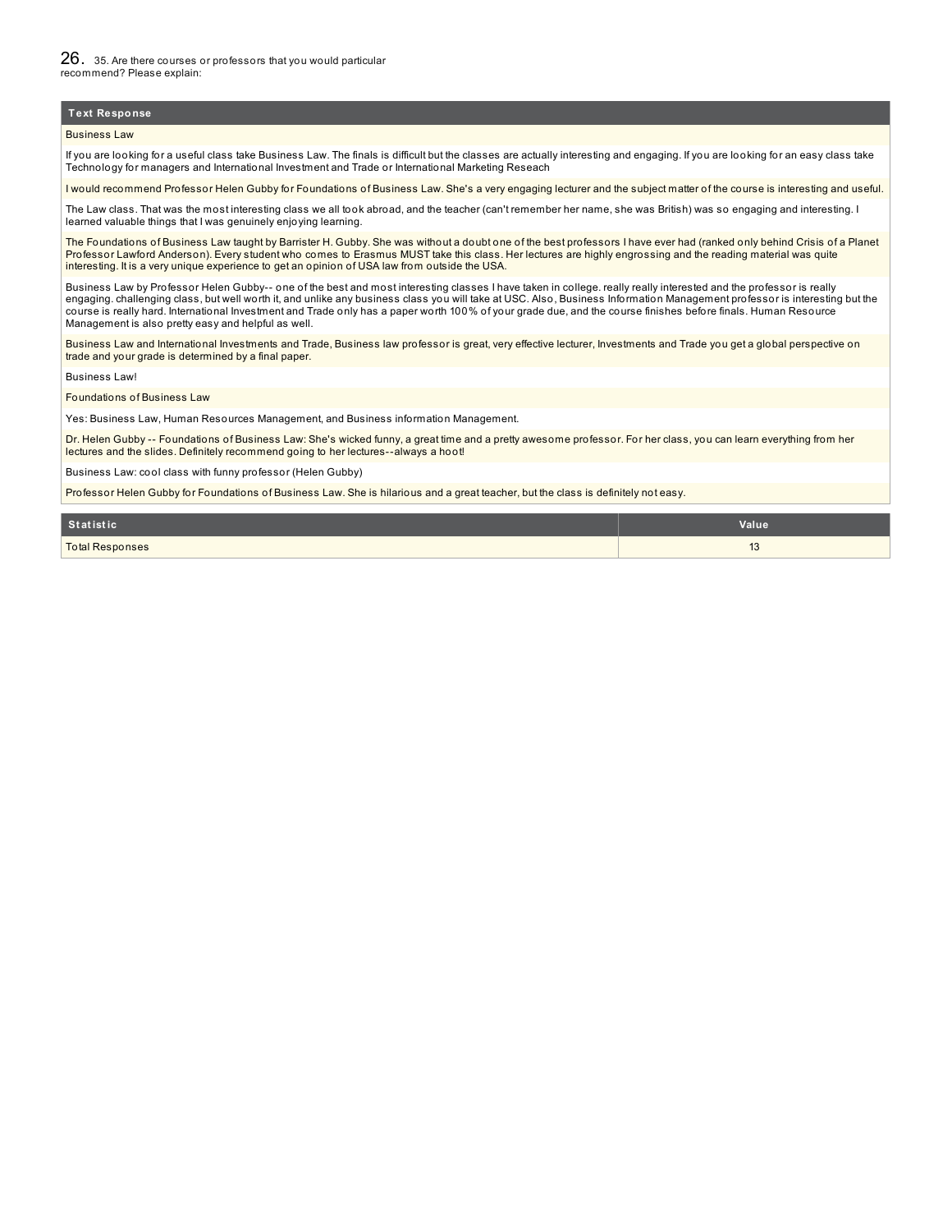## 26. 35. Are there courses or professors that you would particular recommend? Please explain:

| Text Response |
|---|
| Business Law |
| If you are looking for a useful class take Business Law. The finals is difficult but the classes are actually interesting and engaging. If you are looking for an easy class take Technology for managers and International Investment and Trade or International Marketing Reseach |
| I would recommend Professor Helen Gubby for Foundations of Business Law. She's a very engaging lecturer and the subject matter of the course is interesting and useful. |
| The Law class. That was the most interesting class we all took abroad, and the teacher (can't remember her name, she was British) was so engaging and interesting. I learned valuable things that I was genuinely enjoying learning. |
| The Foundations of Business Law taught by Barrister H. Gubby. She was without a doubt one of the best professors I have ever had (ranked only behind Crisis of a Planet Professor Lawford Anderson). Every student who comes to Erasmus MUST take this class. Her lectures are highly engrossing and the reading material was quite interesting. It is a very unique experience to get an opinion of USA law from outside the USA. |
| Business Law by Professor Helen Gubby-- one of the best and most interesting classes I have taken in college. really really interested and the professor is really engaging. challenging class, but well worth it, and unlike any business class you will take at USC. Also, Business Information Management professor is interesting but the course is really hard. International Investment and Trade only has a paper worth 100% of your grade due, and the course finishes before finals. Human Resource Management is also pretty easy and helpful as well. |
| Business Law and International Investments and Trade, Business law professor is great, very effective lecturer, Investments and Trade you get a global perspective on trade and your grade is determined by a final paper. |
| Business Law! |
| Foundations of Business Law |
| Yes: Business Law, Human Resources Management, and Business information Management. |
| Dr. Helen Gubby -- Foundations of Business Law: She's wicked funny, a great time and a pretty awesome professor. For her class, you can learn everything from her lectures and the slides. Definitely recommend going to her lectures--always a hoot! |
| Business Law: cool class with funny professor (Helen Gubby) |
| Professor Helen Gubby for Foundations of Business Law. She is hilarious and a great teacher, but the class is definitely not easy. |

| Statistic | Value |
|---|---|
| Total Responses | 13 |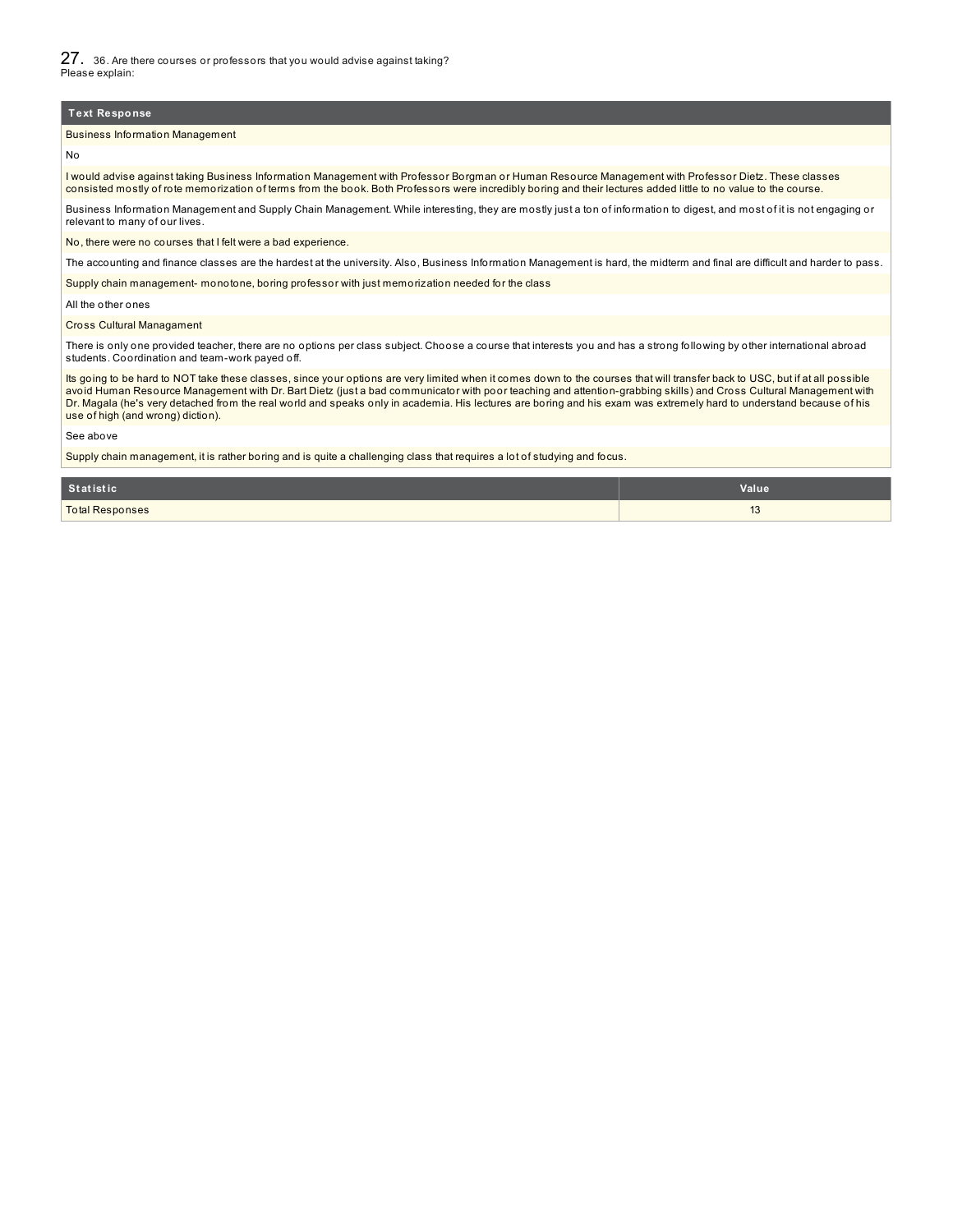## 27. 36. Are there courses or professors that you would advise against taking? Please explain:

| Text Response |
|---|
| Business Information Management |
| No |
| I would advise against taking Business Information Management with Professor Borgman or Human Resource Management with Professor Dietz. These classes consisted mostly of rote memorization of terms from the book. Both Professors were incredibly boring and their lectures added little to no value to the course. |
| Business Information Management and Supply Chain Management. While interesting, they are mostly just a ton of information to digest, and most of it is not engaging or relevant to many of our lives. |
| No, there were no courses that I felt were a bad experience. |
| The accounting and finance classes are the hardest at the university. Also, Business Information Management is hard, the midterm and final are difficult and harder to pass. |
| Supply chain management- monotone, boring professor with just memorization needed for the class |
| All the other ones |
| Cross Cultural Managament |
| There is only one provided teacher, there are no options per class subject. Choose a course that interests you and has a strong following by other international abroad students. Coordination and team-work payed off. |
| Its going to be hard to NOT take these classes, since your options are very limited when it comes down to the courses that will transfer back to USC, but if at all possible avoid Human Resource Management with Dr. Bart Dietz (just a bad communicator with poor teaching and attention-grabbing skills) and Cross Cultural Management with Dr. Magala (he's very detached from the real world and speaks only in academia. His lectures are boring and his exam was extremely hard to understand because of his use of high (and wrong) diction). |
| See above |
| Supply chain management, it is rather boring and is quite a challenging class that requires a lot of studying and focus. |

| Statistic | Value |
|---|---|
| Total Responses | 13 |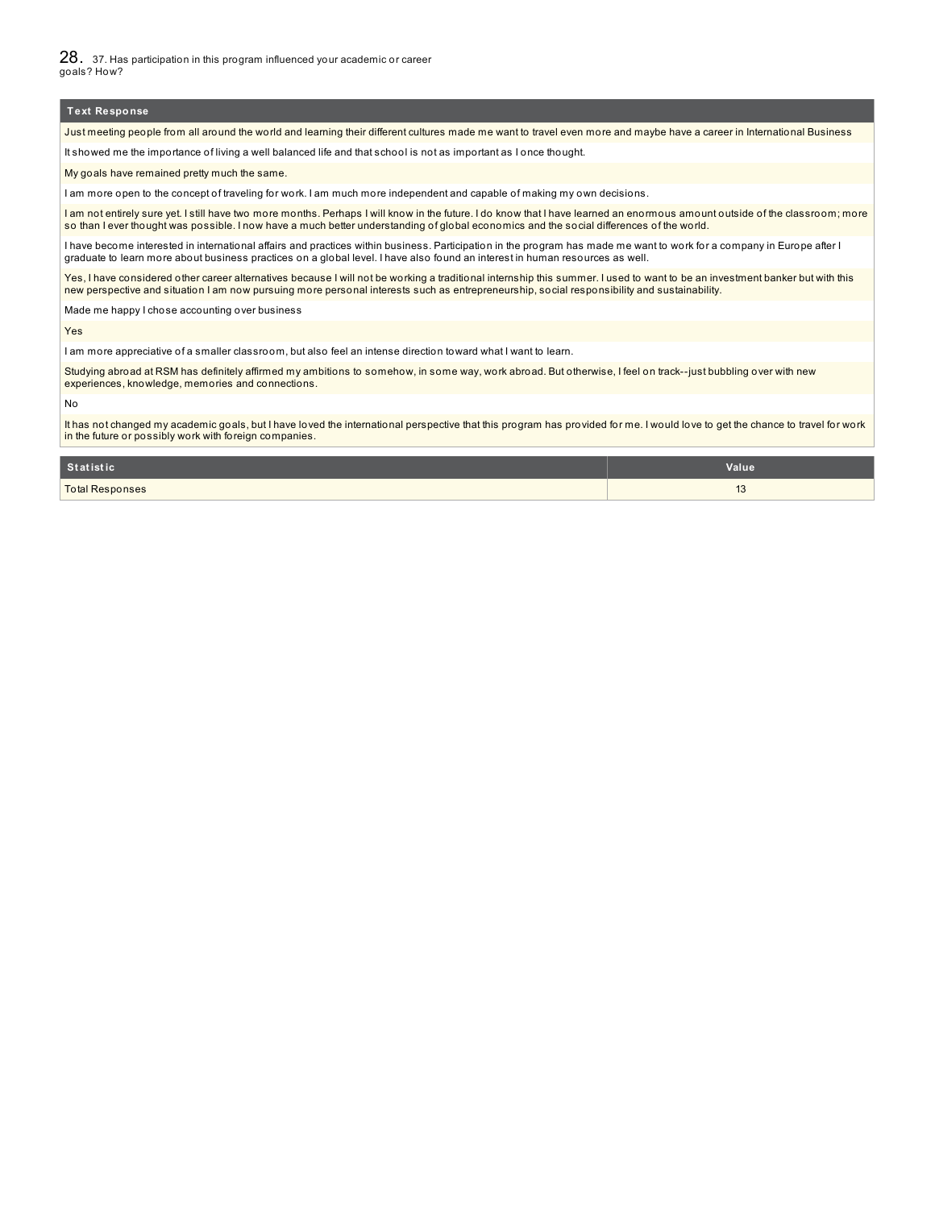## 28. 37. Has participation in this program influenced your academic or career goals? How?

| Text Response |
|---|
| Just meeting people from all around the world and learning their different cultures made me want to travel even more and maybe have a career in International Business |
| It showed me the importance of living a well balanced life and that school is not as important as I once thought. |
| My goals have remained pretty much the same. |
| I am more open to the concept of traveling for work. I am much more independent and capable of making my own decisions. |
| I am not entirely sure yet. I still have two more months. Perhaps I will know in the future. I do know that I have learned an enormous amount outside of the classroom; more so than I ever thought was possible. I now have a much better understanding of global economics and the social differences of the world. |
| I have become interested in international affairs and practices within business. Participation in the program has made me want to work for a company in Europe after I graduate to learn more about business practices on a global level. I have also found an interest in human resources as well. |
| Yes, I have considered other career alternatives because I will not be working a traditional internship this summer. I used to want to be an investment banker but with this new perspective and situation I am now pursuing more personal interests such as entrepreneurship, social responsibility and sustainability. |
| Made me happy I chose accounting over business |
| Yes |
| I am more appreciative of a smaller classroom, but also feel an intense direction toward what I want to learn. |
| Studying abroad at RSM has definitely affirmed my ambitions to somehow, in some way, work abroad. But otherwise, I feel on track--just bubbling over with new experiences, knowledge, memories and connections. |
| No |
| It has not changed my academic goals, but I have loved the international perspective that this program has provided for me. I would love to get the chance to travel for work in the future or possibly work with foreign companies. |

| Statistic | Value |
|---|---|
| Total Responses | 13 |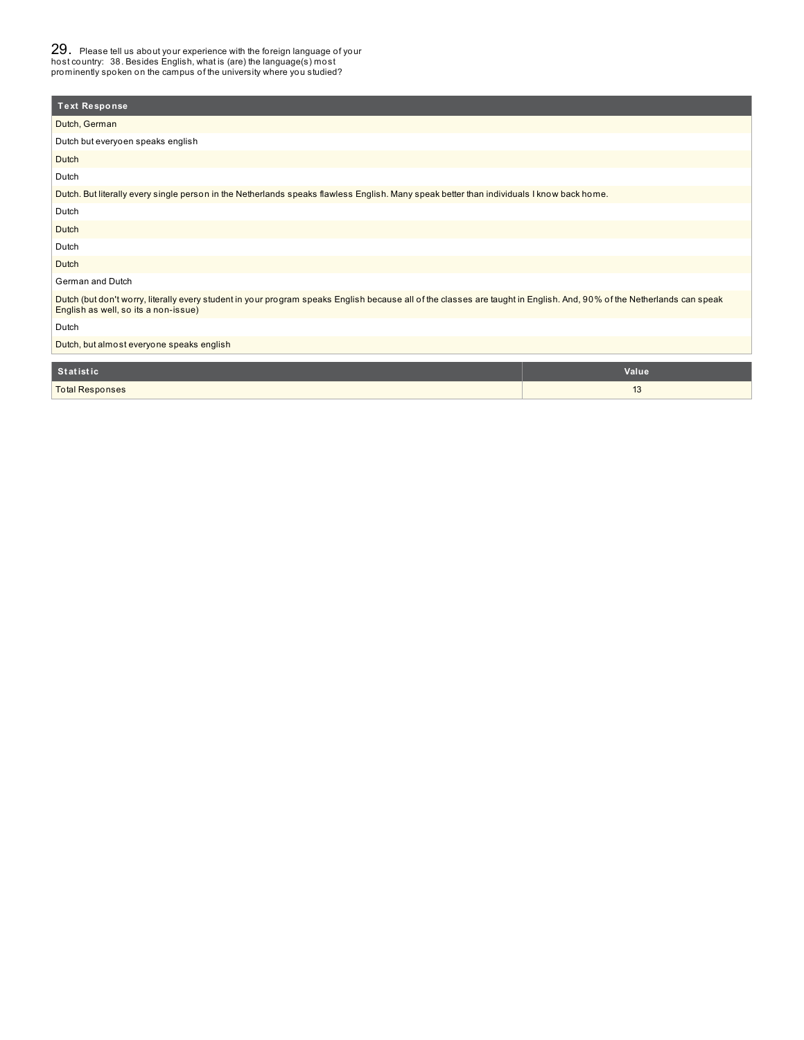## 29. Please tell us about your experience with the foreign language of your host country: 38. Besides English, what is (are) the language(s) most prominently spoken on the campus of the university where you studied?

| Text Response |
| --- |
| Dutch, German |
| Dutch but everyoen speaks english |
| Dutch |
| Dutch |
| Dutch. But literally every single person in the Netherlands speaks flawless English. Many speak better than individuals I know back home. |
| Dutch |
| Dutch |
| Dutch |
| Dutch |
| German and Dutch |
| Dutch (but don't worry, literally every student in your program speaks English because all of the classes are taught in English. And, 90% of the Netherlands can speak English as well, so its a non-issue) |
| Dutch |
| Dutch, but almost everyone speaks english |

| Statistic | Value |
| --- | --- |
| Total Responses | 13 |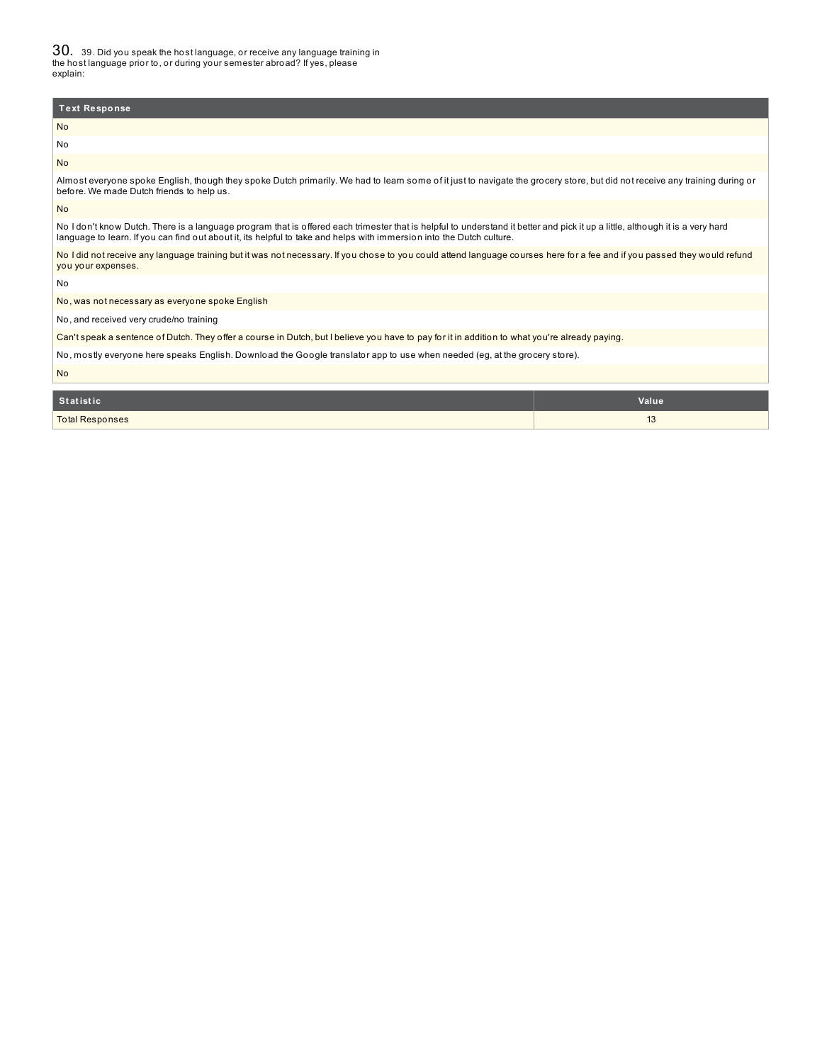## 30. 39. Did you speak the host language, or receive any language training in the host language prior to, or during your semester abroad? If yes, please explain:

| Text Response |
|---|
| No |
| No |
| No |
| Almost everyone spoke English, though they spoke Dutch primarily. We had to learn some of it just to navigate the grocery store, but did not receive any training during or before. We made Dutch friends to help us. |
| No |
| No I don't know Dutch. There is a language program that is offered each trimester that is helpful to understand it better and pick it up a little, although it is a very hard language to learn. If you can find out about it, its helpful to take and helps with immersion into the Dutch culture. |
| No I did not receive any language training but it was not necessary. If you chose to you could attend language courses here for a fee and if you passed they would refund you your expenses. |
| No |
| No, was not necessary as everyone spoke English |
| No, and received very crude/no training |
| Can't speak a sentence of Dutch. They offer a course in Dutch, but I believe you have to pay for it in addition to what you're already paying. |
| No, mostly everyone here speaks English. Download the Google translator app to use when needed (eg, at the grocery store). |
| No |

| Statistic | Value |
|---|---|
| Total Responses | 13 |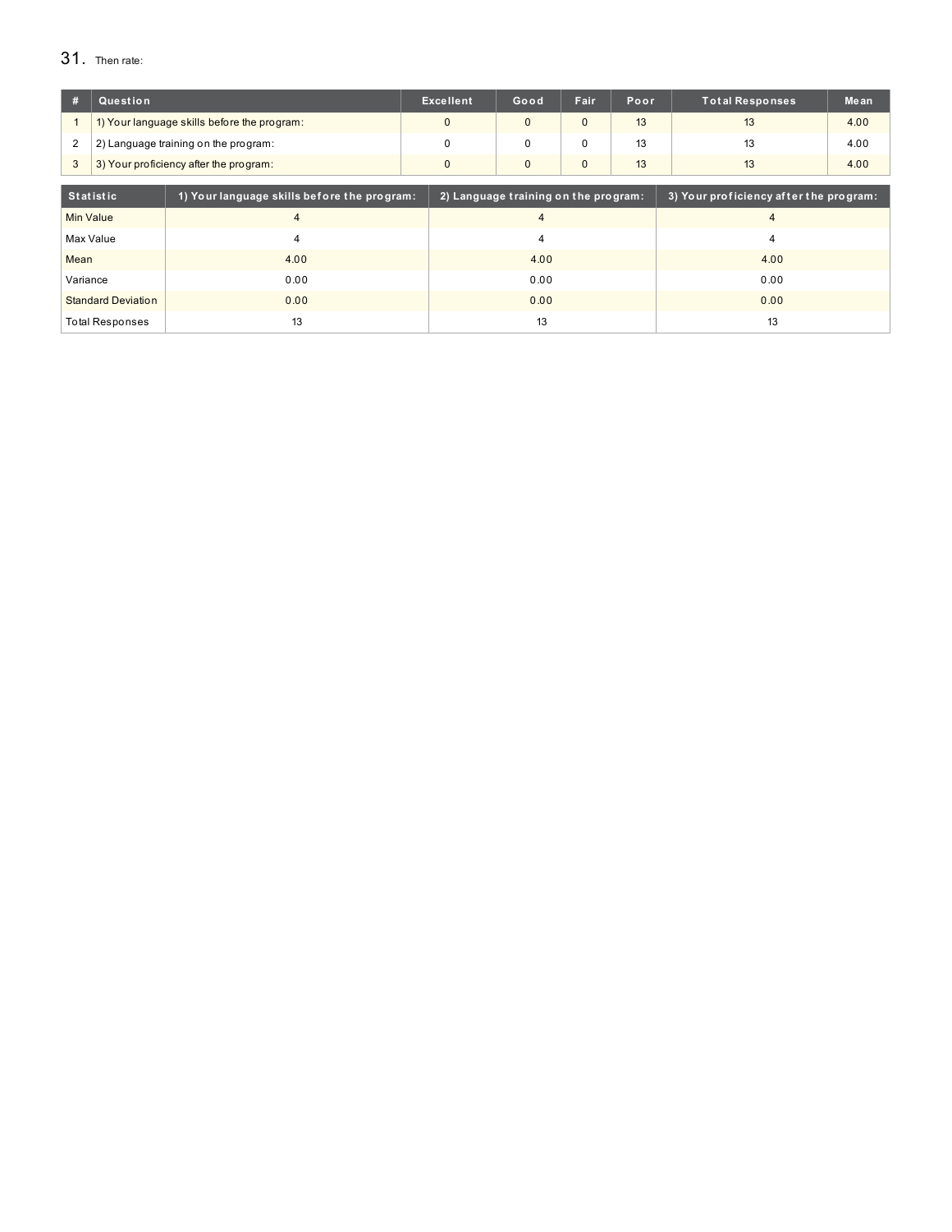## 31. Then rate:

| # | Question | Excellent | Good | Fair | Poor | Total Responses | Mean |
|---|---|---|---|---|---|---|---|
| 1 | 1) Your language skills before the program: | 0 | 0 | 0 | 13 | 13 | 4.00 |
| 2 | 2) Language training on the program: | 0 | 0 | 0 | 13 | 13 | 4.00 |
| 3 | 3) Your proficiency after the program: | 0 | 0 | 0 | 13 | 13 | 4.00 |

| Statistic | 1) Your language skills before the program: | 2) Language training on the program: | 3) Your proficiency after the program: |
|---|---|---|---|
| Min Value | 4 | 4 | 4 |
| Max Value | 4 | 4 | 4 |
| Mean | 4.00 | 4.00 | 4.00 |
| Variance | 0.00 | 0.00 | 0.00 |
| Standard Deviation | 0.00 | 0.00 | 0.00 |
| Total Responses | 13 | 13 | 13 |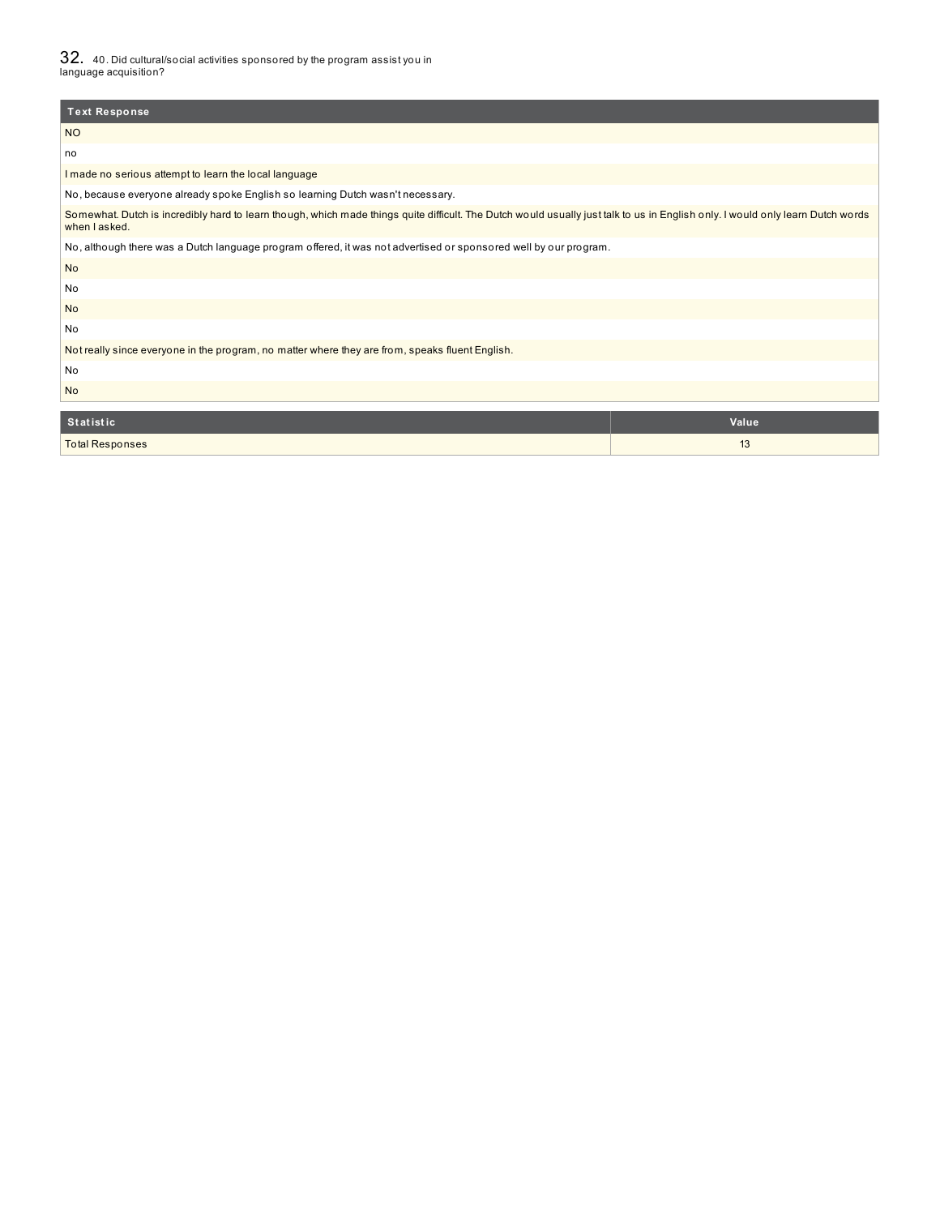## 32. 40. Did cultural/social activities sponsored by the program assist you in language acquisition?

| Text Response |
| --- |
| NO |
| no |
| I made no serious attempt to learn the local language |
| No, because everyone already spoke English so learning Dutch wasn't necessary. |
| Somewhat. Dutch is incredibly hard to learn though, which made things quite difficult. The Dutch would usually just talk to us in English only. I would only learn Dutch words when I asked. |
| No, although there was a Dutch language program offered, it was not advertised or sponsored well by our program. |
| No |
| No |
| No |
| No |
| Not really since everyone in the program, no matter where they are from, speaks fluent English. |
| No |
| No |

| Statistic | Value |
| --- | --- |
| Total Responses | 13 |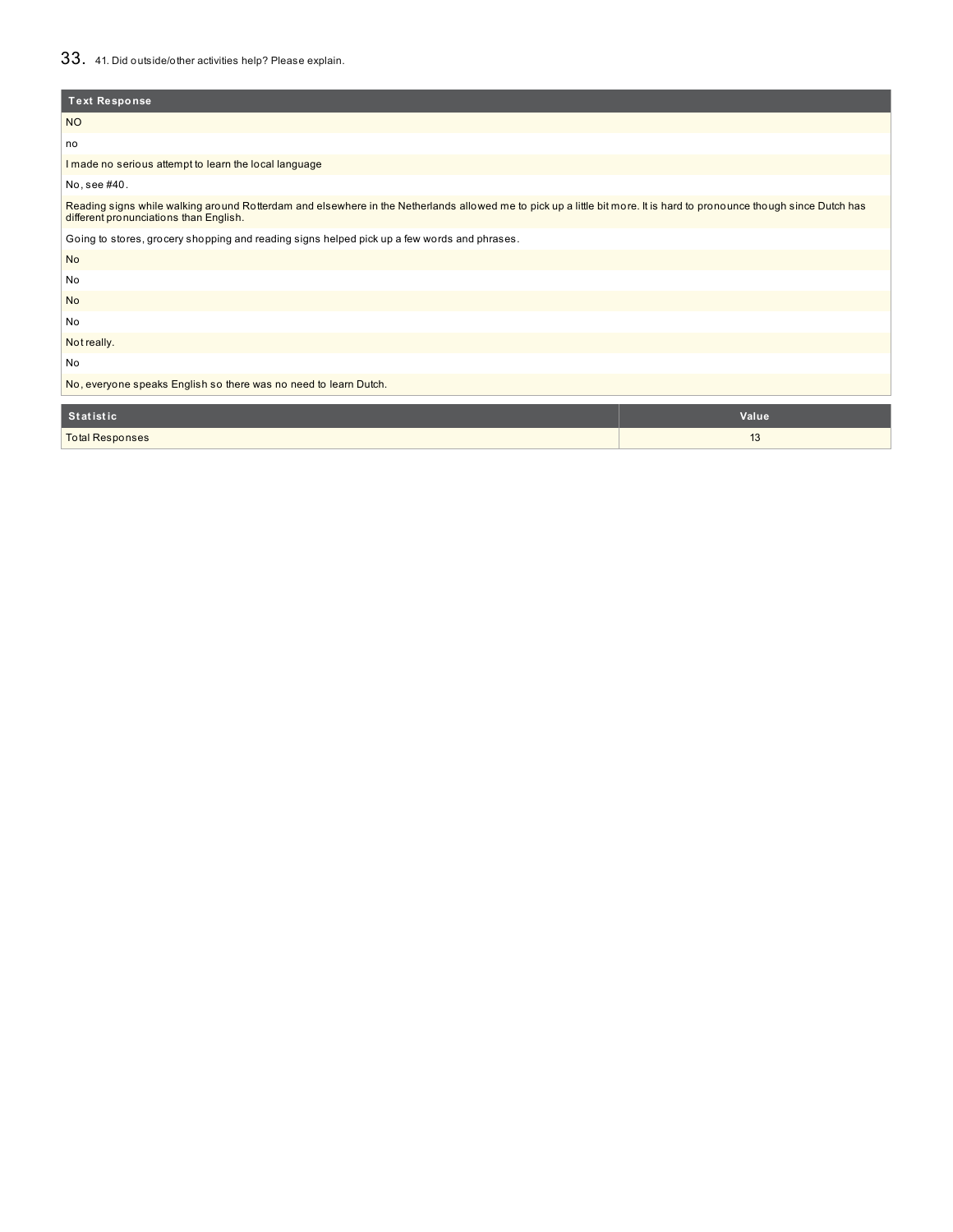## 33. 41. Did outside/other activities help? Please explain.

| Text Response |
| --- |
| NO |
| no |
| I made no serious attempt to learn the local language |
| No, see #40. |
| Reading signs while walking around Rotterdam and elsewhere in the Netherlands allowed me to pick up a little bit more. It is hard to pronounce though since Dutch has different pronunciations than English. |
| Going to stores, grocery shopping and reading signs helped pick up a few words and phrases. |
| No |
| No |
| No |
| No |
| Not really. |
| No |
| No, everyone speaks English so there was no need to learn Dutch. |

| Statistic | Value |
| --- | --- |
| Total Responses | 13 |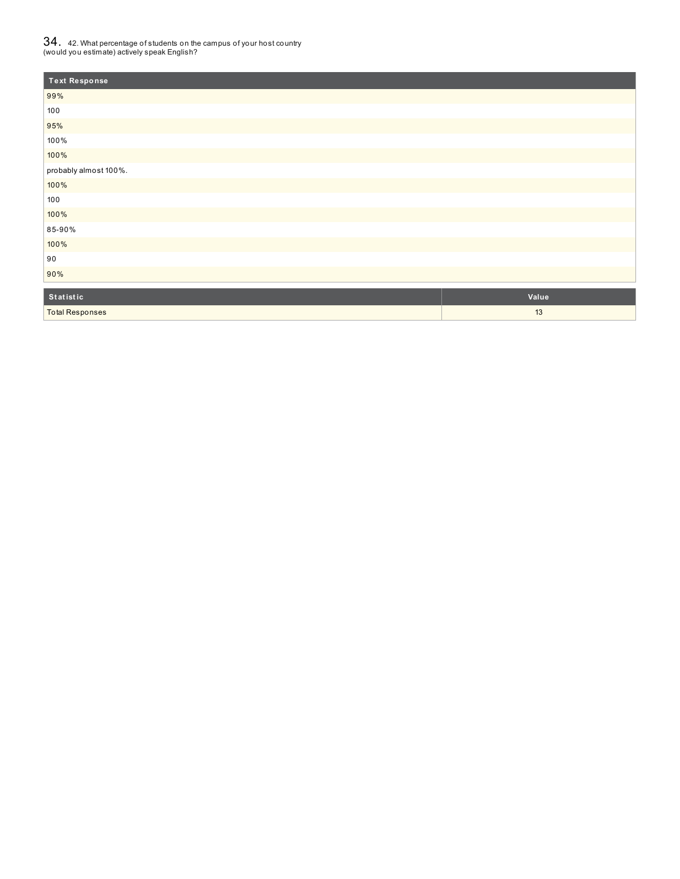## 34. 42. What percentage of students on the campus of your host country (would you estimate) actively speak English?

| Text Response |
| --- |
| 99% |
| 100 |
| 95% |
| 100% |
| 100% |
| probably almost 100%. |
| 100% |
| 100 |
| 100% |
| 85-90% |
| 100% |
| 90 |
| 90% |

| Statistic | Value |
| --- | --- |
| Total Responses | 13 |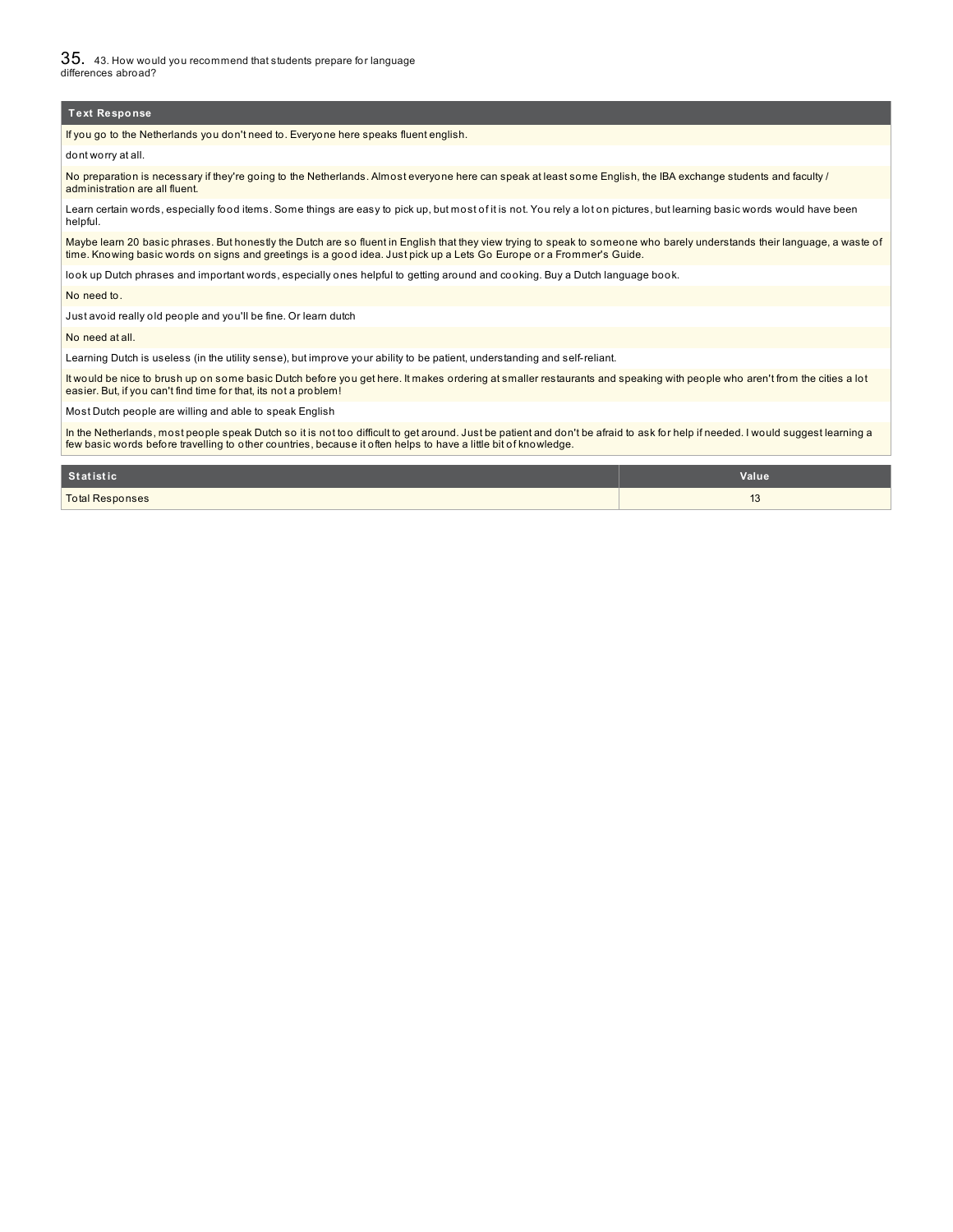## 35. 43. How would you recommend that students prepare for language differences abroad?

| Text Response |
| --- |
| If you go to the Netherlands you don't need to. Everyone here speaks fluent english. |
| dont worry at all. |
| No preparation is necessary if they're going to the Netherlands. Almost everyone here can speak at least some English, the IBA exchange students and faculty / administration are all fluent. |
| Learn certain words, especially food items. Some things are easy to pick up, but most of it is not. You rely a lot on pictures, but learning basic words would have been helpful. |
| Maybe learn 20 basic phrases. But honestly the Dutch are so fluent in English that they view trying to speak to someone who barely understands their language, a waste of time. Knowing basic words on signs and greetings is a good idea. Just pick up a Lets Go Europe or a Frommer's Guide. |
| look up Dutch phrases and important words, especially ones helpful to getting around and cooking. Buy a Dutch language book. |
| No need to. |
| Just avoid really old people and you'll be fine. Or learn dutch |
| No need at all. |
| Learning Dutch is useless (in the utility sense), but improve your ability to be patient, understanding and self-reliant. |
| It would be nice to brush up on some basic Dutch before you get here. It makes ordering at smaller restaurants and speaking with people who aren't from the cities a lot easier. But, if you can't find time for that, its not a problem! |
| Most Dutch people are willing and able to speak English |
| In the Netherlands, most people speak Dutch so it is not too difficult to get around. Just be patient and don't be afraid to ask for help if needed. I would suggest learning a few basic words before travelling to other countries, because it often helps to have a little bit of knowledge. |

| Statistic | Value |
| --- | --- |
| Total Responses | 13 |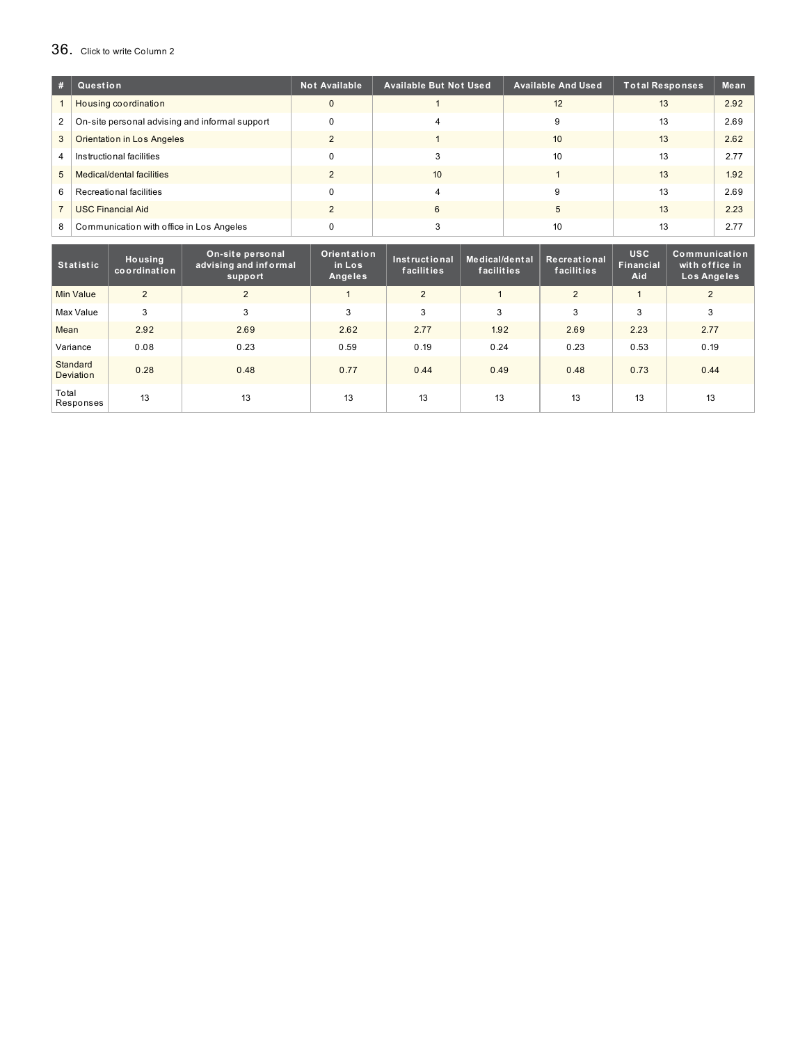36. Click to write Column 2

| # | Question | Not Available | Available But Not Used | Available And Used | Total Responses | Mean |
|---|---|---|---|---|---|---|
| 1 | Housing coordination | 0 | 1 | 12 | 13 | 2.92 |
| 2 | On-site personal advising and informal support | 0 | 4 | 9 | 13 | 2.69 |
| 3 | Orientation in Los Angeles | 2 | 1 | 10 | 13 | 2.62 |
| 4 | Instructional facilities | 0 | 3 | 10 | 13 | 2.77 |
| 5 | Medical/dental facilities | 2 | 10 | 1 | 13 | 1.92 |
| 6 | Recreational facilities | 0 | 4 | 9 | 13 | 2.69 |
| 7 | USC Financial Aid | 2 | 6 | 5 | 13 | 2.23 |
| 8 | Communication with office in Los Angeles | 0 | 3 | 10 | 13 | 2.77 |

| Statistic | Housing coordination | On-site personal advising and informal support | Orientation in Los Angeles | Instructional facilities | Medical/dental facilities | Recreational facilities | USC Financial Aid | Communication with office in Los Angeles |
|---|---|---|---|---|---|---|---|---|
| Min Value | 2 | 2 | 1 | 2 | 1 | 2 | 1 | 2 |
| Max Value | 3 | 3 | 3 | 3 | 3 | 3 | 3 | 3 |
| Mean | 2.92 | 2.69 | 2.62 | 2.77 | 1.92 | 2.69 | 2.23 | 2.77 |
| Variance | 0.08 | 0.23 | 0.59 | 0.19 | 0.24 | 0.23 | 0.53 | 0.19 |
| Standard Deviation | 0.28 | 0.48 | 0.77 | 0.44 | 0.49 | 0.48 | 0.73 | 0.44 |
| Total Responses | 13 | 13 | 13 | 13 | 13 | 13 | 13 | 13 |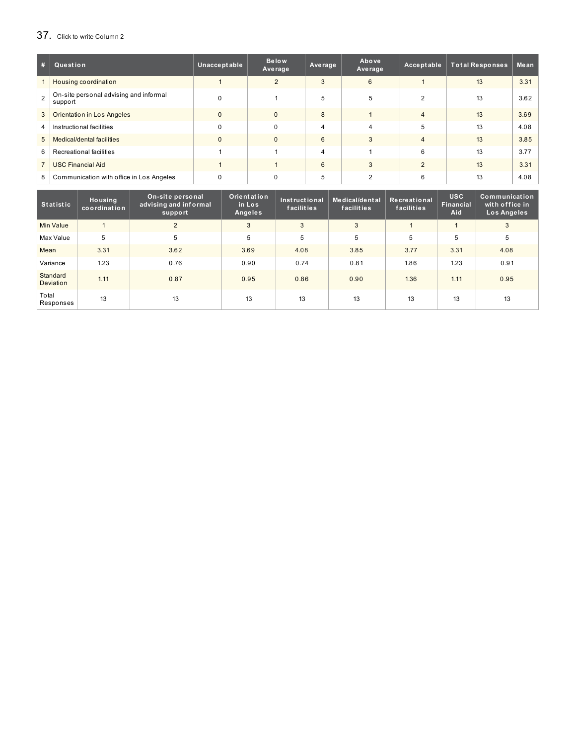37. Click to write Column 2

| # | Question | Unacceptable | Below Average | Average | Above Average | Acceptable | Total Responses | Mean |
|---|---|---|---|---|---|---|---|---|
| 1 | Housing coordination | 1 | 2 | 3 | 6 | 1 | 13 | 3.31 |
| 2 | On-site personal advising and informal support | 0 | 1 | 5 | 5 | 2 | 13 | 3.62 |
| 3 | Orientation in Los Angeles | 0 | 0 | 8 | 1 | 4 | 13 | 3.69 |
| 4 | Instructional facilities | 0 | 0 | 4 | 4 | 5 | 13 | 4.08 |
| 5 | Medical/dental facilities | 0 | 0 | 6 | 3 | 4 | 13 | 3.85 |
| 6 | Recreational facilities | 1 | 1 | 4 | 1 | 6 | 13 | 3.77 |
| 7 | USC Financial Aid | 1 | 1 | 6 | 3 | 2 | 13 | 3.31 |
| 8 | Communication with office in Los Angeles | 0 | 0 | 5 | 2 | 6 | 13 | 4.08 |

| Statistic | Housing coordination | On-site personal advising and informal support | Orientation in Los Angeles | Instructional facilities | Medical/dental facilities | Recreational facilities | USC Financial Aid | Communication with office in Los Angeles |
|---|---|---|---|---|---|---|---|---|
| Min Value | 1 | 2 | 3 | 3 | 3 | 1 | 1 | 3 |
| Max Value | 5 | 5 | 5 | 5 | 5 | 5 | 5 | 5 |
| Mean | 3.31 | 3.62 | 3.69 | 4.08 | 3.85 | 3.77 | 3.31 | 4.08 |
| Variance | 1.23 | 0.76 | 0.90 | 0.74 | 0.81 | 1.86 | 1.23 | 0.91 |
| Standard Deviation | 1.11 | 0.87 | 0.95 | 0.86 | 0.90 | 1.36 | 1.11 | 0.95 |
| Total Responses | 13 | 13 | 13 | 13 | 13 | 13 | 13 | 13 |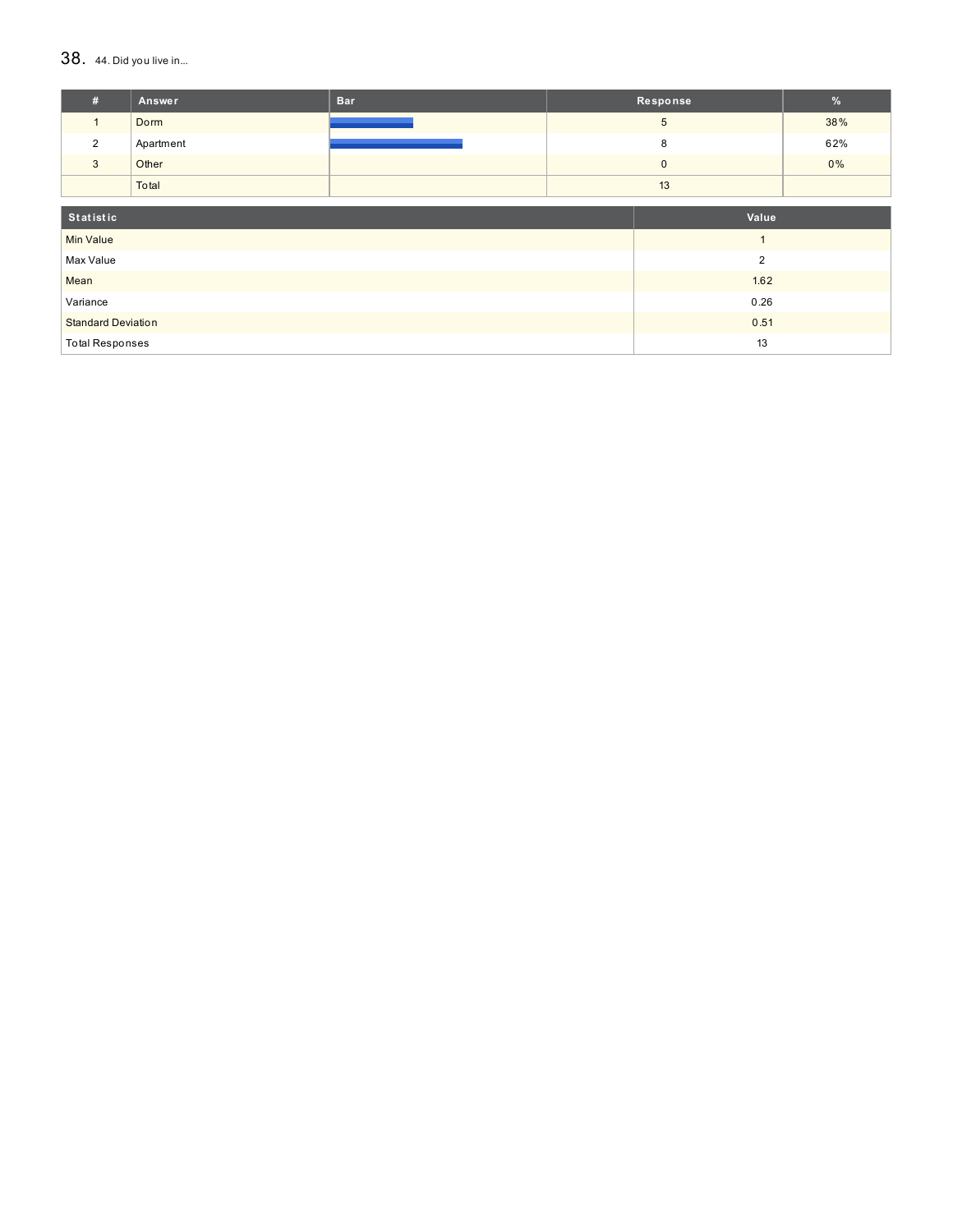## 38. 44. Did you live in...

| # | Answer | Bar | Response | % |
|---|---|---|---|---|
| 1 | Dorm | | 5 | 38% |
| 2 | Apartment | | 8 | 62% |
| 3 | Other | | 0 | 0% |
| | Total | | 13 | |

| Statistic | Value |
|---|---|
| Min Value | 1 |
| Max Value | 2 |
| Mean | 1.62 |
| Variance | 0.26 |
| Standard Deviation | 0.51 |
| Total Responses | 13 |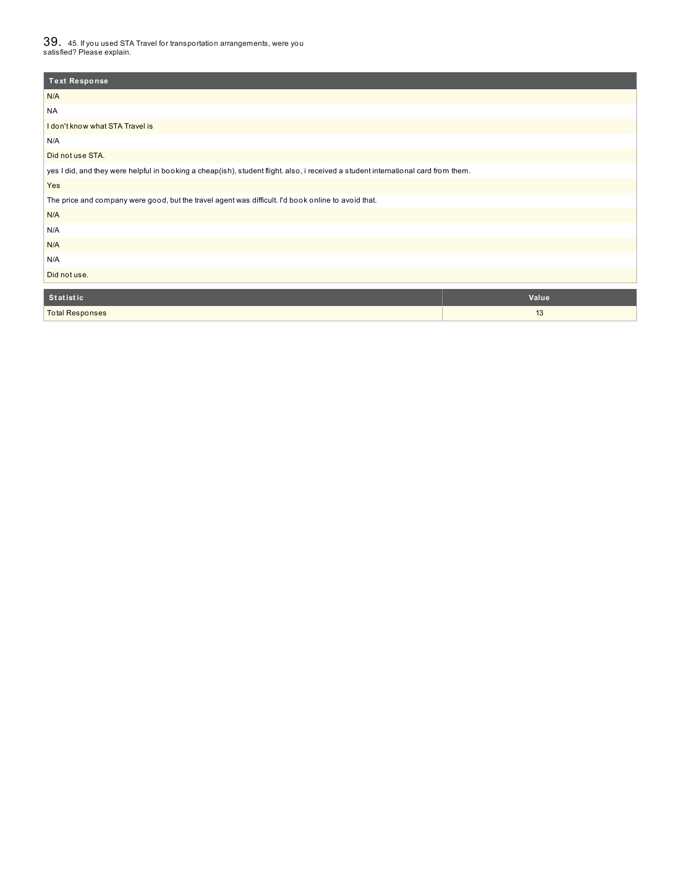## 39. 45. If you used STA Travel for transportation arrangements, were you satisfied? Please explain.

| Text Response |
|---|
| N/A |
| NA |
| I don't know what STA Travel is |
| N/A |
| Did not use STA. |
| yes I did, and they were helpful in booking a cheap(ish), student flight. also, i received a student international card from them. |
| Yes |
| The price and company were good, but the travel agent was difficult. I'd book online to avoid that. |
| N/A |
| N/A |
| N/A |
| N/A |
| Did not use. |

| Statistic | Value |
|---|---|
| Total Responses | 13 |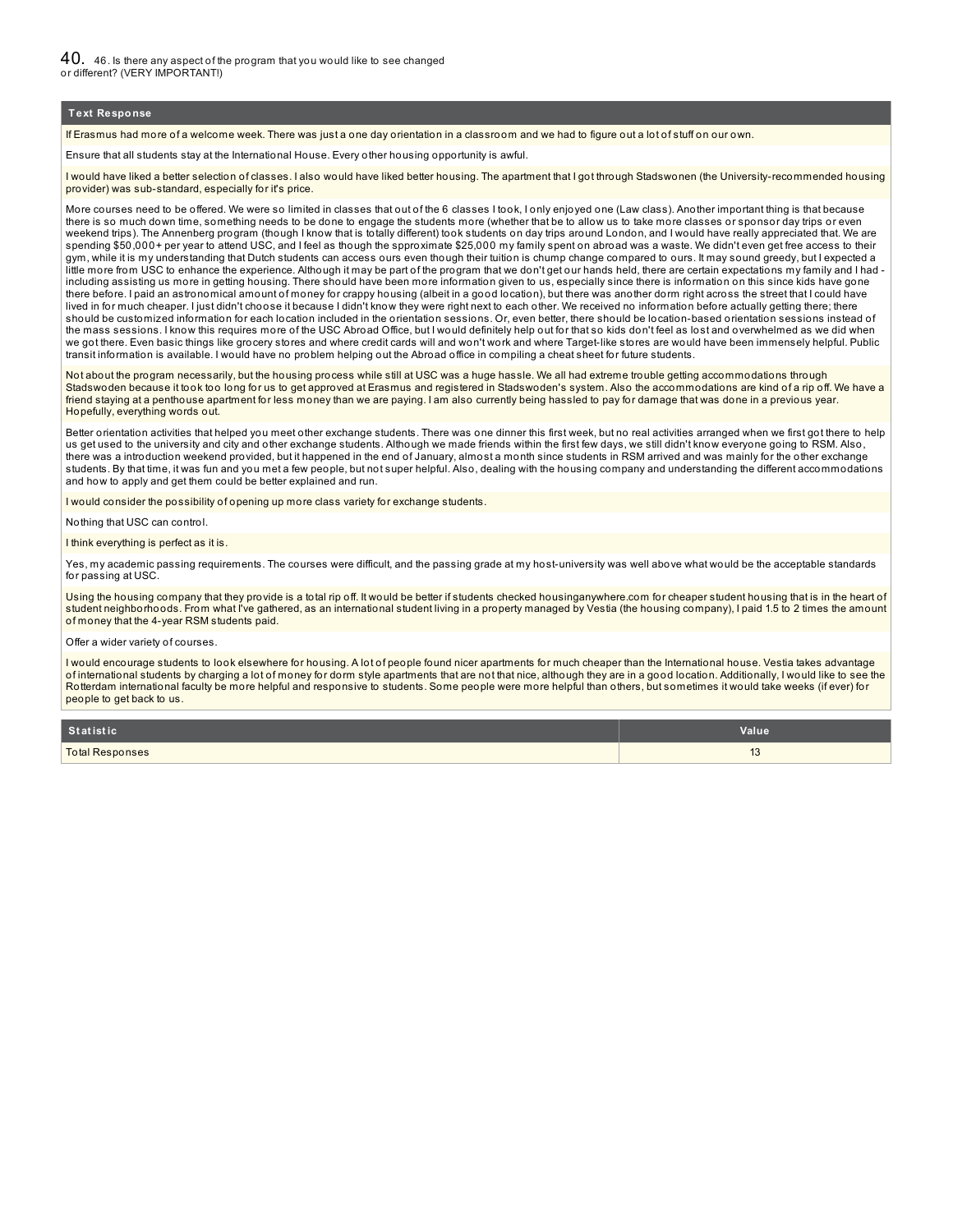## 40. 46. Is there any aspect of the program that you would like to see changed or different? (VERY IMPORTANT!)

| Text Response |
| --- |
| If Erasmus had more of a welcome week. There was just a one day orientation in a classroom and we had to figure out a lot of stuff on our own. |
| Ensure that all students stay at the International House. Every other housing opportunity is awful. |
| I would have liked a better selection of classes. I also would have liked better housing. The apartment that I got through Stadswonen (the University-recommended housing provider) was sub-standard, especially for it's price. |
| More courses need to be offered. We were so limited in classes that out of the 6 classes I took, I only enjoyed one (Law class). Another important thing is that because there is so much down time, something needs to be done to engage the students more (whether that be to allow us to take more classes or sponsor day trips or even weekend trips). The Annenberg program (though I know that is totally different) took students on day trips around London, and I would have really appreciated that. We are spending $50,000+ per year to attend USC, and I feel as though the sppoximate $25,000 my family spent on abroad was a waste. We didn't even get free access to their gym, while it is my understanding that Dutch students can access ours even though their tuition is chump change compared to ours. It may sound greedy, but I expected a little more from USC to enhance the experience. Although it may be part of the program that we don't get our hands held, there are certain expectations my family and I had - including assisting us more in getting housing. There should have been more information given to us, especially since there is information on this since kids have gone there before. I paid an astronomical amount of money for crappy housing (albeit in a good location), but there was another dorm right across the street that I could have lived in for much cheaper. I just didn't choose it because I didn't know they were right next to each other. We received no information before actually getting there; there should be customized information for each location included in the orientation sessions. Or, even better, there should be location-based orientation sessions instead of the mass sessions. I know this requires more of the USC Abroad Office, but I would definitely help out for that so kids don't feel as lost and overwhelmed as we did when we got there. Even basic things like grocery stores and where credit cards will and won't work and where Target-like stores are would have been immensely helpful. Public transit information is available. I would have no problem helping out the Abroad office in compiling a cheat sheet for future students. |
| Not about the program necessarily, but the housing process while still at USC was a huge hassle. We all had extreme trouble getting accommodations through Stadswoden because it took too long for us to get approved at Erasmus and registered in Stadswoden's system. Also the accommodations are kind of a rip off. We have a friend staying at a penthouse apartment for less money than we are paying. I am also currently being hassled to pay for damage that was done in a previous year. Hopefully, everything words out. |
| Better orientation activities that helped you meet other exchange students. There was one dinner this first week, but no real activities arranged when we first got there to help us get used to the university and city and other exchange students. Although we made friends within the first few days, we still didn't know everyone going to RSM. Also, there was a introduction weekend provided, but it happened in the end of January, almost a month since students in RSM arrived and was mainly for the other exchange students. By that time, it was fun and you met a few people, but not super helpful. Also, dealing with the housing company and understanding the different accommodations and how to apply and get them could be better explained and run. |
| I would consider the possibility of opening up more class variety for exchange students. |
| Nothing that USC can control. |
| I think everything is perfect as it is. |
| Yes, my academic passing requirements. The courses were difficult, and the passing grade at my host-university was well above what would be the acceptable standards for passing at USC. |
| Using the housing company that they provide is a total rip off. It would be better if students checked housinganywhere.com for cheaper student housing that is in the heart of student neighborhoods. From what I've gathered, as an international student living in a property managed by Vestia (the housing company), I paid 1.5 to 2 times the amount of money that the 4-year RSM students paid. |
| Offer a wider variety of courses. |
| I would encourage students to look elsewhere for housing. A lot of people found nicer apartments for much cheaper than the International house. Vestia takes advantage of international students by charging a lot of money for dorm style apartments that are not that nice, although they are in a good location. Additionally, I would like to see the Rotterdam international faculty be more helpful and responsive to students. Some people were more helpful than others, but sometimes it would take weeks (if ever) for people to get back to us. |

| Statistic | Value |
| --- | --- |
| Total Responses | 13 |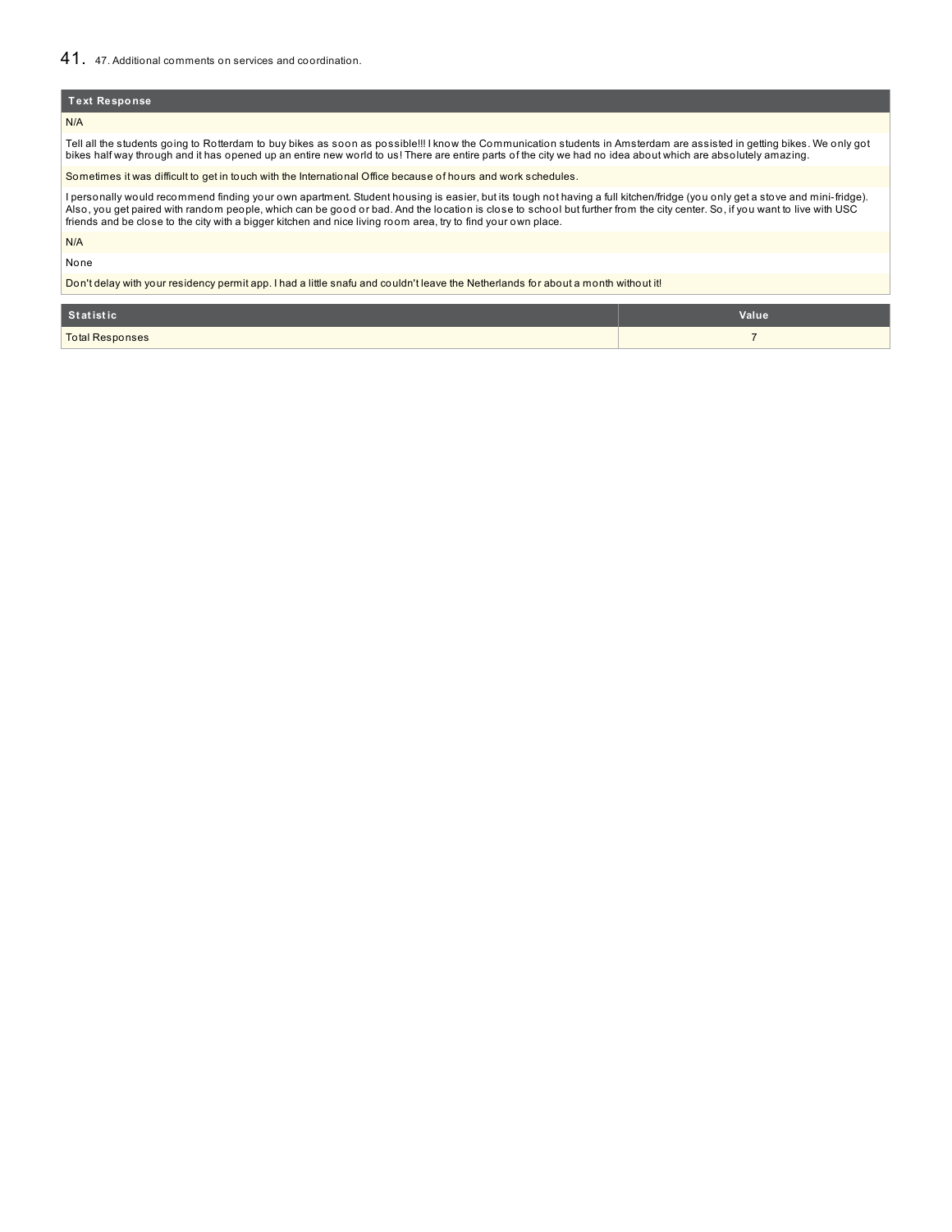41. 47. Additional comments on services and coordination.

| Text Response |
| --- |
| N/A |
| Tell all the students going to Rotterdam to buy bikes as soon as possible!!! I know the Communication students in Amsterdam are assisted in getting bikes. We only got bikes half way through and it has opened up an entire new world to us! There are entire parts of the city we had no idea about which are absolutely amazing. |
| Sometimes it was difficult to get in touch with the International Office because of hours and work schedules. |
| I personally would recommend finding your own apartment. Student housing is easier, but its tough not having a full kitchen/fridge (you only get a stove and mini-fridge). Also, you get paired with random people, which can be good or bad. And the location is close to school but further from the city center. So, if you want to live with USC friends and be close to the city with a bigger kitchen and nice living room area, try to find your own place. |
| N/A |
| None |
| Don't delay with your residency permit app. I had a little snafu and couldn't leave the Netherlands for about a month without it! |

| Statistic | Value |
| --- | --- |
| Total Responses | 7 |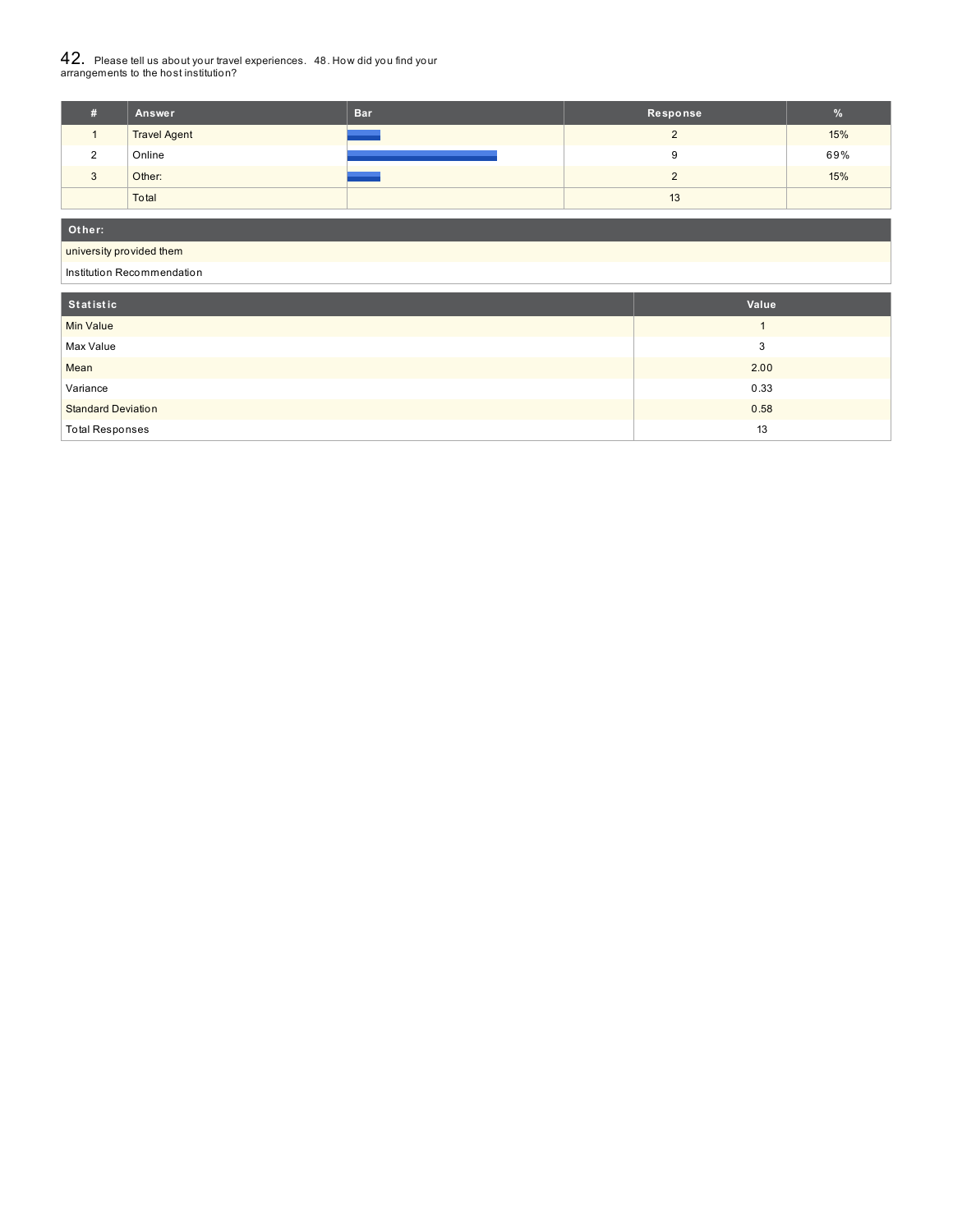## 42. Please tell us about your travel experiences. 48. How did you find your arrangements to the host institution?

| # | Answer | Bar | Response | % |
|---|---|---|---|---|
| 1 | Travel Agent | | 2 | 15% |
| 2 | Online | | 9 | 69% |
| 3 | Other: | | 2 | 15% |
| | Total | | 13 | |

| Other: |
|---|
| university provided them |
| Institution Recommendation |

| Statistic | Value |
|---|---|
| Min Value | 1 |
| Max Value | 3 |
| Mean | 2.00 |
| Variance | 0.33 |
| Standard Deviation | 0.58 |
| Total Responses | 13 |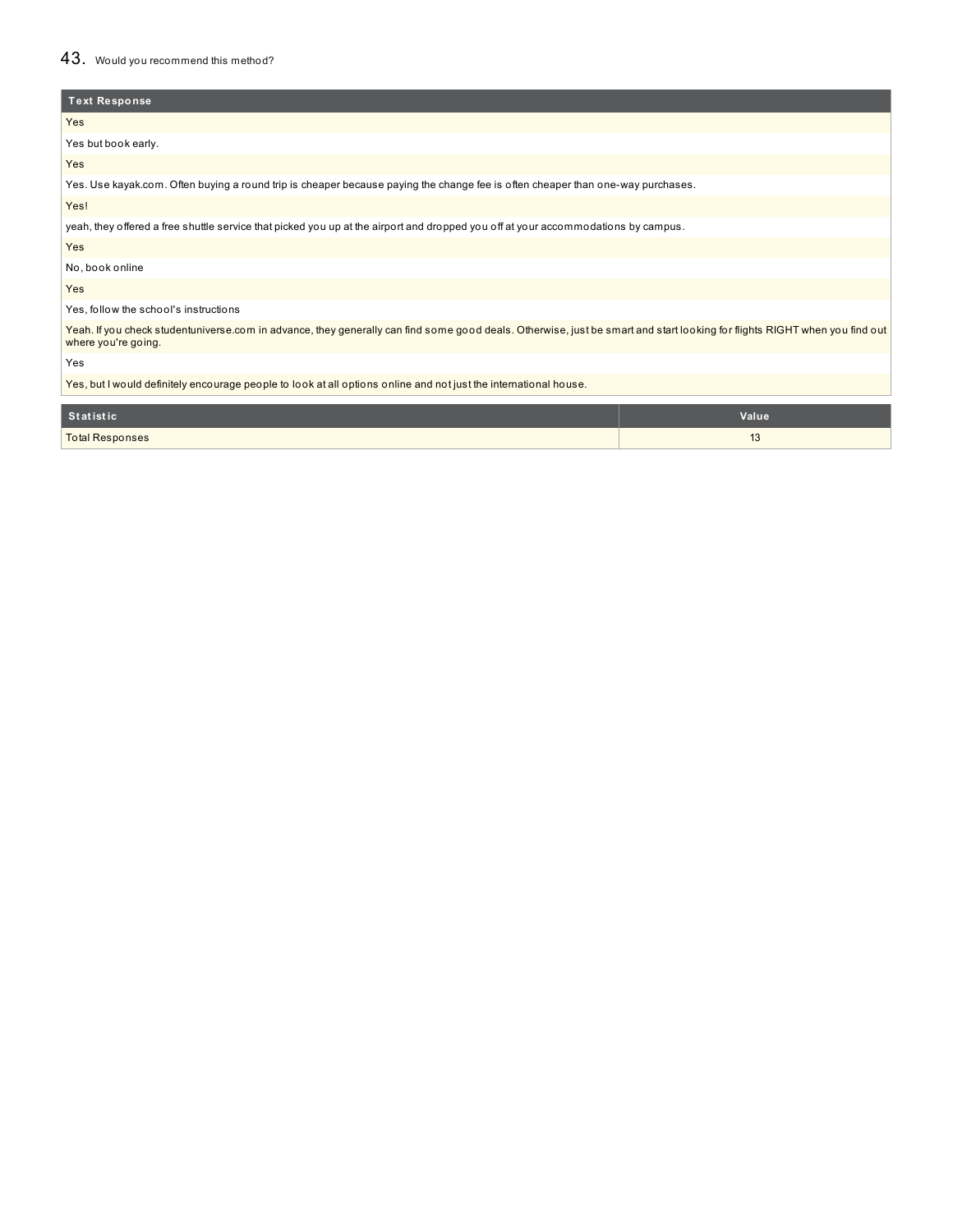## 43. Would you recommend this method?

| Text Response |
| --- |
| Yes |
| Yes but book early. |
| Yes |
| Yes. Use kayak.com. Often buying a round trip is cheaper because paying the change fee is often cheaper than one-way purchases. |
| Yes! |
| yeah, they offered a free shuttle service that picked you up at the airport and dropped you off at your accommodations by campus. |
| Yes |
| No, book online |
| Yes |
| Yes, follow the school's instructions |
| Yeah. If you check studentuniverse.com in advance, they generally can find some good deals. Otherwise, just be smart and start looking for flights RIGHT when you find out where you're going. |
| Yes |
| Yes, but I would definitely encourage people to look at all options online and not just the international house. |

| Statistic | Value |
| --- | --- |
| Total Responses | 13 |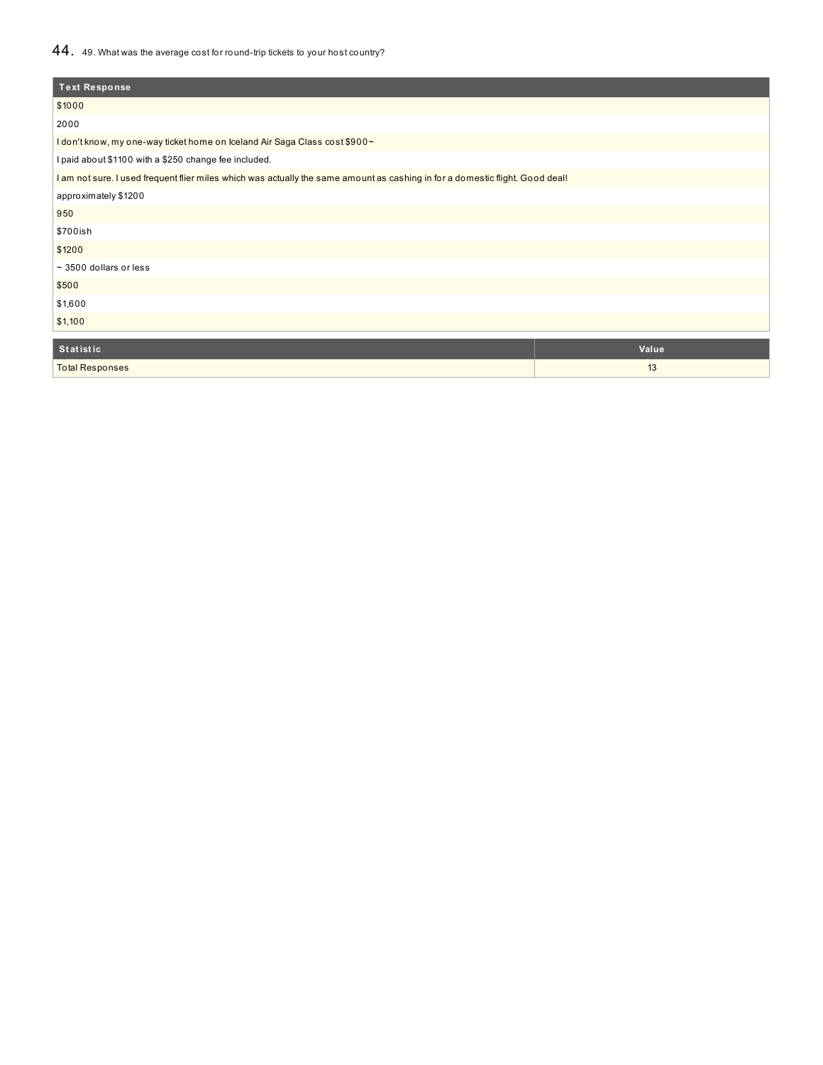## 44. 49. What was the average cost for round-trip tickets to your host country?

| Text Response |
| --- |
| $1000 |
| 2000 |
| I don't know, my one-way ticket home on Iceland Air Saga Class cost $900~ |
| I paid about $1100 with a $250 change fee included. |
| I am not sure. I used frequent flier miles which was actually the same amount as cashing in for a domestic flight. Good deal! |
| approximately $1200 |
| 950 |
| $700ish |
| $1200 |
| ~ 3500 dollars or less |
| $500 |
| $1,600 |
| $1,100 |

| Statistic | Value |
| --- | --- |
| Total Responses | 13 |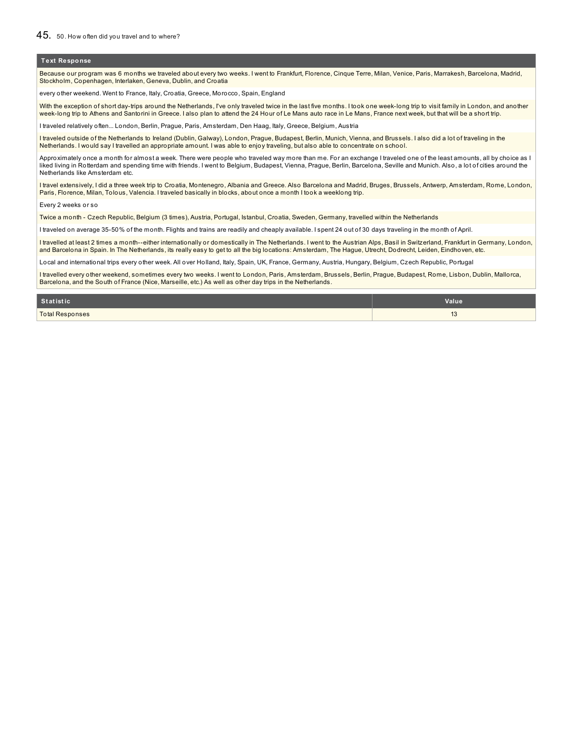## 45. 50. How often did you travel and to where?

| Text Response |
|---|
| Because our program was 6 months we traveled about every two weeks. I went to Frankfurt, Florence, Cinque Terre, Milan, Venice, Paris, Marrakesh, Barcelona, Madrid, Stockholm, Copenhagen, Interlaken, Geneva, Dublin, and Croatia |
| every other weekend. Went to France, Italy, Croatia, Greece, Morocco, Spain, England |
| With the exception of short day-trips around the Netherlands, I've only traveled twice in the last five months. I took one week-long trip to visit family in London, and another week-long trip to Athens and Santorini in Greece. I also plan to attend the 24 Hour of Le Mans auto race in Le Mans, France next week, but that will be a short trip. |
| I traveled relatively often... London, Berlin, Prague, Paris, Amsterdam, Den Haag, Italy, Greece, Belgium, Austria |
| I traveled outside of the Netherlands to Ireland (Dublin, Galway), London, Prague, Budapest, Berlin, Munich, Vienna, and Brussels. I also did a lot of traveling in the Netherlands. I would say I travelled an appropriate amount. I was able to enjoy traveling, but also able to concentrate on school. |
| Approximately once a month for almost a week. There were people who traveled way more than me. For an exchange I traveled one of the least amounts, all by choice as I liked living in Rotterdam and spending time with friends. I went to Belgium, Budapest, Vienna, Prague, Berlin, Barcelona, Seville and Munich. Also, a lot of cities around the Netherlands like Amsterdam etc. |
| I travel extensively, I did a three week trip to Croatia, Montenegro, Albania and Greece. Also Barcelona and Madrid, Bruges, Brussels, Antwerp, Amsterdam, Rome, London, Paris, Florence, Milan, Tolous, Valencia. I traveled basically in blocks, about once a month I took a weeklong trip. |
| Every 2 weeks or so |
| Twice a month - Czech Republic, Belgium (3 times), Austria, Portugal, Istanbul, Croatia, Sweden, Germany, travelled within the Netherlands |
| I traveled on average 35-50% of the month. Flights and trains are readily and cheaply available. I spent 24 out of 30 days traveling in the month of April. |
| I travelled at least 2 times a month--either internationally or domestically in The Netherlands. I went to the Austrian Alps, Basil in Switzerland, Frankfurt in Germany, London, and Barcelona in Spain. In The Netherlands, its really easy to get to all the big locations: Amsterdam, The Hague, Utrecht, Dodrecht, Leiden, Eindhoven, etc. |
| Local and international trips every other week. All over Holland, Italy, Spain, UK, France, Germany, Austria, Hungary, Belgium, Czech Republic, Portugal |
| I travelled every other weekend, sometimes every two weeks. I went to London, Paris, Amsterdam, Brussels, Berlin, Prague, Budapest, Rome, Lisbon, Dublin, Mallorca, Barcelona, and the South of France (Nice, Marseille, etc.) As well as other day trips in the Netherlands. |

| Statistic | Value |
|---|---|
| Total Responses | 13 |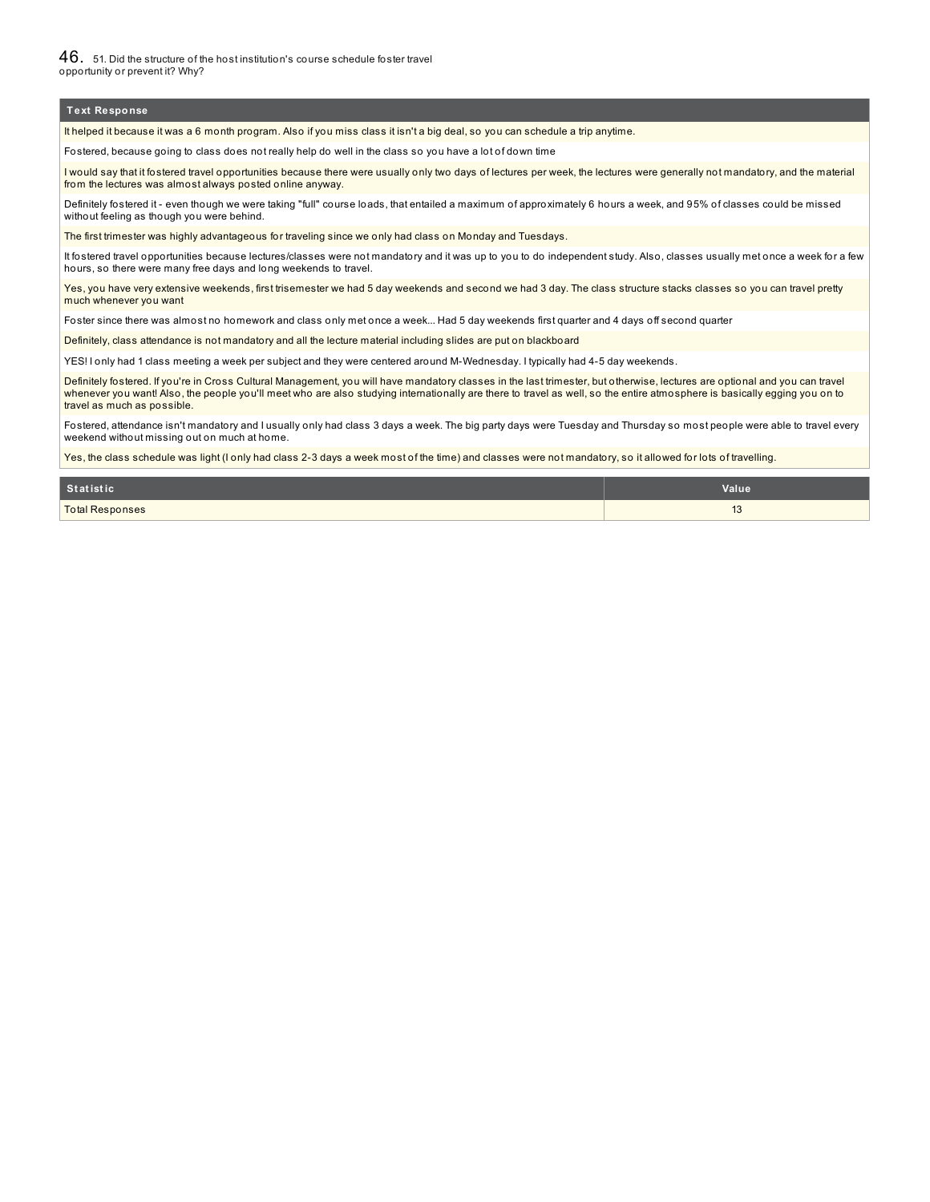## 46. 51. Did the structure of the host institution's course schedule foster travel opportunity or prevent it? Why?

| Text Response |
|---|
| It helped it because it was a 6 month program. Also if you miss class it isn't a big deal, so you can schedule a trip anytime. |
| Fostered, because going to class does not really help do well in the class so you have a lot of down time |
| I would say that it fostered travel opportunities because there were usually only two days of lectures per week, the lectures were generally not mandatory, and the material from the lectures was almost always posted online anyway. |
| Definitely fostered it - even though we were taking "full" course loads, that entailed a maximum of approximately 6 hours a week, and 95% of classes could be missed without feeling as though you were behind. |
| The first trimester was highly advantageous for traveling since we only had class on Monday and Tuesdays. |
| It fostered travel opportunities because lectures/classes were not mandatory and it was up to you to do independent study. Also, classes usually met once a week for a few hours, so there were many free days and long weekends to travel. |
| Yes, you have very extensive weekends, first trisemester we had 5 day weekends and second we had 3 day. The class structure stacks classes so you can travel pretty much whenever you want |
| Foster since there was almost no homework and class only met once a week... Had 5 day weekends first quarter and 4 days off second quarter |
| Definitely, class attendance is not mandatory and all the lecture material including slides are put on blackboard |
| YES! I only had 1 class meeting a week per subject and they were centered around M-Wednesday. I typically had 4-5 day weekends. |
| Definitely fostered. If you're in Cross Cultural Management, you will have mandatory classes in the last trimester, but otherwise, lectures are optional and you can travel whenever you want! Also, the people you'll meet who are also studying internationally are there to travel as well, so the entire atmosphere is basically egging you on to travel as much as possible. |
| Fostered, attendance isn't mandatory and I usually only had class 3 days a week. The big party days were Tuesday and Thursday so most people were able to travel every weekend without missing out on much at home. |
| Yes, the class schedule was light (I only had class 2-3 days a week most of the time) and classes were not mandatory, so it allowed for lots of travelling. |

| Statistic | Value |
|---|---|
| Total Responses | 13 |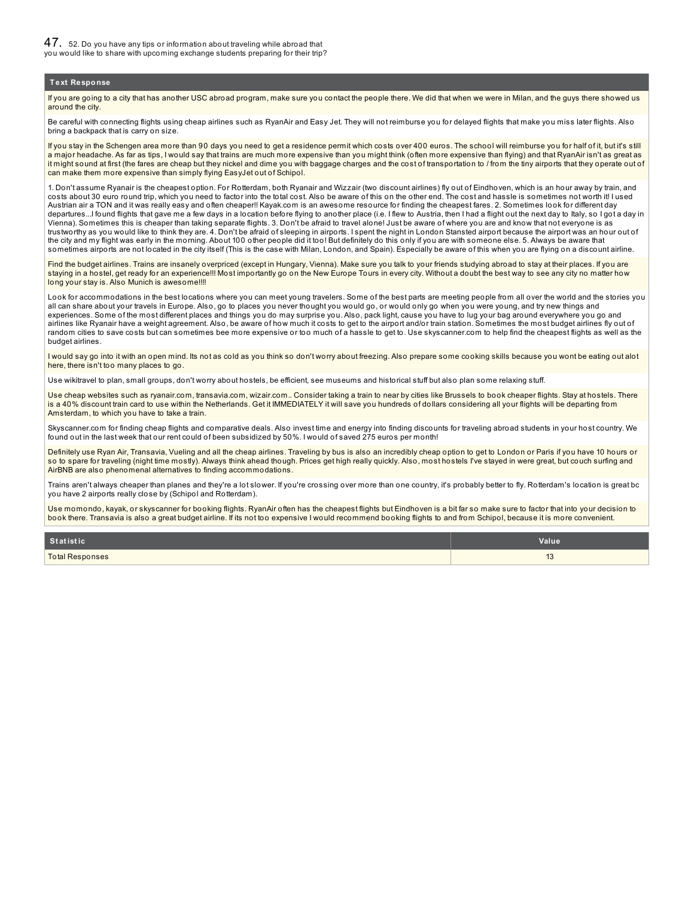## 47. 52. Do you have any tips or information about traveling while abroad that you would like to share with upcoming exchange students preparing for their trip?

| Text Response |
| --- |
| If you are going to a city that has another USC abroad program, make sure you contact the people there. We did that when we were in Milan, and the guys there showed us around the city. |
| Be careful with connecting flights using cheap airlines such as RyanAir and Easy Jet. They will not reimburse you for delayed flights that make you miss later flights. Also bring a backpack that is carry on size. |
| If you stay in the Schengen area more than 90 days you need to get a residence permit which costs over 400 euros. The school will reimburse you for half of it, but it's still a major headache. As far as tips, I would say that trains are much more expensive than you might think (often more expensive than flying) and that RyanAir isn't as great as it might sound at first (the fares are cheap but they nickel and dime you with baggage charges and the cost of transportation to / from the tiny airports that they operate out of can make them more expensive than simply flying EasyJet out of Schipol. |
| 1. Don't assume Ryanair is the cheapest option. For Rotterdam, both Ryanair and Wizzair (two discount airlines) fly out of Eindhoven, which is an hour away by train, and costs about 30 euro round trip, which you need to factor into the total cost. Also be aware of this on the other end. The cost and hassle is sometimes not worth it! I used Austrian air a TON and it was really easy and often cheaper!! Kayak.com is an awesome resource for finding the cheapest fares. 2. Sometimes look for different day departures...I found flights that gave me a few days in a location before flying to another place (i.e. I flew to Austria, then I had a flight out the next day to Italy, so I got a day in Vienna). Sometimes this is cheaper than taking separate flights. 3. Don't be afraid to travel alone! Just be aware of where you are and know that not everyone is as trustworthy as you would like to think they are. 4. Don't be afraid of sleeping in airports. I spent the night in London Stansted airport because the airport was an hour out of the city and my flight was early in the morning. About 100 other people did it too! But definitely do this only if you are with someone else. 5. Always be aware that sometimes airports are not located in the city itself (This is the case with Milan, London, and Spain). Especially be aware of this when you are flying on a discount airline. |
| Find the budget airlines. Trains are insanely overpriced (except in Hungary, Vienna). Make sure you talk to your friends studying abroad to stay at their places. If you are staying in a hostel, get ready for an experience!!! Most importantly go on the New Europe Tours in every city. Without a doubt the best way to see any city no matter how long your stay is. Also Munich is awesome!!!! |
| Look for accommodations in the best locations where you can meet young travelers. Some of the best parts are meeting people from all over the world and the stories you all can share about your travels in Europe. Also, go to places you never thought you would go, or would only go when you were young, and try new things and experiences. Some of the most different places and things you do may surprise you. Also, pack light, cause you have to lug your bag around everywhere you go and airlines like Ryanair have a weight agreement. Also, be aware of how much it costs to get to the airport and/or train station. Sometimes the most budget airlines fly out of random cities to save costs but can sometimes bee more expensive or too much of a hassle to get to. Use skyscanner.com to help find the cheapest flights as well as the budget airlines. |
| I would say go into it with an open mind. Its not as cold as you think so don't worry about freezing. Also prepare some cooking skills because you wont be eating out alot here, there isn't too many places to go. |
| Use wikitravel to plan, small groups, don't worry about hostels, be efficient, see museums and historical stuff but also plan some relaxing stuff. |
| Use cheap websites such as ryanair.com, transavia.com, wizair.com.. Consider taking a train to near by cities like Brussels to book cheaper flights. Stay at hostels. There is a 40% discount train card to use within the Netherlands. Get it IMMEDIATELY it will save you hundreds of dollars considering all your flights will be departing from Amsterdam, to which you have to take a train. |
| Skyscanner.com for finding cheap flights and comparative deals. Also invest time and energy into finding discounts for traveling abroad students in your host country. We found out in the last week that our rent could of been subsidized by 50%. I would of saved 275 euros per month! |
| Definitely use Ryan Air, Transavia, Vueling and all the cheap airlines. Traveling by bus is also an incredibly cheap option to get to London or Paris if you have 10 hours or so to spare for traveling (night time mostly). Always think ahead though. Prices get high really quickly. Also, most hostels I've stayed in were great, but couch surfing and AirBNB are also phenomenal alternatives to finding accommodations. |
| Trains aren't always cheaper than planes and they're a lot slower. If you're crossing over more than one country, it's probably better to fly. Rotterdam's location is great bc you have 2 airports really close by (Schipol and Rotterdam). |
| Use momondo, kayak, or skyscanner for booking flights. RyanAir often has the cheapest flights but Eindhoven is a bit far so make sure to factor that into your decision to book there. Transavia is also a great budget airline. If its not too expensive I would recommend booking flights to and from Schipol, because it is more convenient. |

| Statistic | Value |
| --- | --- |
| Total Responses | 13 |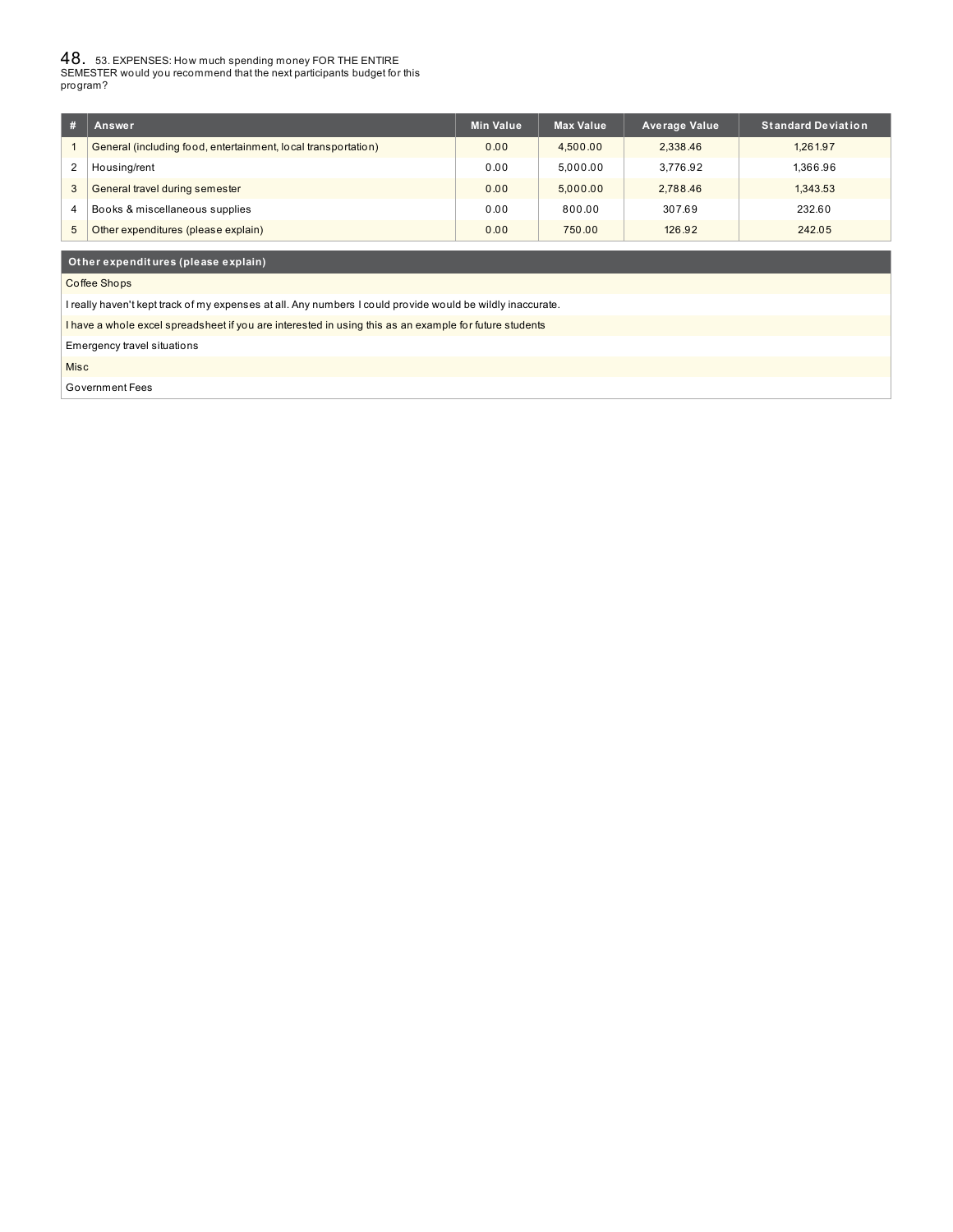## 48. 53. EXPENSES: How much spending money FOR THE ENTIRE SEMESTER would you recommend that the next participants budget for this program?

| # | Answer | Min Value | Max Value | Average Value | Standard Deviation |
|---|---|---|---|---|---|
| 1 | General (including food, entertainment, local transportation) | 0.00 | 4,500.00 | 2,338.46 | 1,261.97 |
| 2 | Housing/rent | 0.00 | 5,000.00 | 3,776.92 | 1,366.96 |
| 3 | General travel during semester | 0.00 | 5,000.00 | 2,788.46 | 1,343.53 |
| 4 | Books & miscellaneous supplies | 0.00 | 800.00 | 307.69 | 232.60 |
| 5 | Other expenditures (please explain) | 0.00 | 750.00 | 126.92 | 242.05 |

| Other expenditures (please explain) |
|---|
| Coffee Shops |
| I really haven't kept track of my expenses at all. Any numbers I could provide would be wildly inaccurate. |
| I have a whole excel spreadsheet if you are interested in using this as an example for future students |
| Emergency travel situations |
| Misc |
| Government Fees |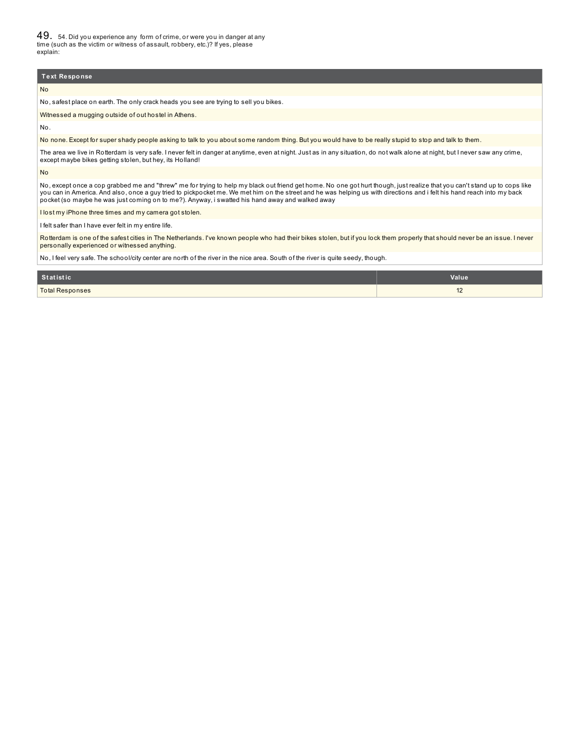## 49. 54. Did you experience any form of crime, or were you in danger at any time (such as the victim or witness of assault, robbery, etc.)? If yes, please explain:

| Text Response |
|---|
| No |
| No, safest place on earth. The only crack heads you see are trying to sell you bikes. |
| Witnessed a mugging outside of out hostel in Athens. |
| No. |
| No none. Except for super shady people asking to talk to you about some random thing. But you would have to be really stupid to stop and talk to them. |
| The area we live in Rotterdam is very safe. I never felt in danger at anytime, even at night. Just as in any situation, do not walk alone at night, but I never saw any crime, except maybe bikes getting stolen, but hey, its Holland! |
| No |
| No, except once a cop grabbed me and "threw" me for trying to help my black out friend get home. No one got hurt though, just realize that you can't stand up to cops like you can in America. And also, once a guy tried to pickpocket me. We met him on the street and he was helping us with directions and i felt his hand reach into my back pocket (so maybe he was just coming on to me?). Anyway, i swatted his hand away and walked away |
| I lost my iPhone three times and my camera got stolen. |
| I felt safer than I have ever felt in my entire life. |
| Rotterdam is one of the safest cities in The Netherlands. I've known people who had their bikes stolen, but if you lock them properly that should never be an issue. I never personally experienced or witnessed anything. |
| No, I feel very safe. The school/city center are north of the river in the nice area. South of the river is quite seedy, though. |

| Statistic | Value |
|---|---|
| Total Responses | 12 |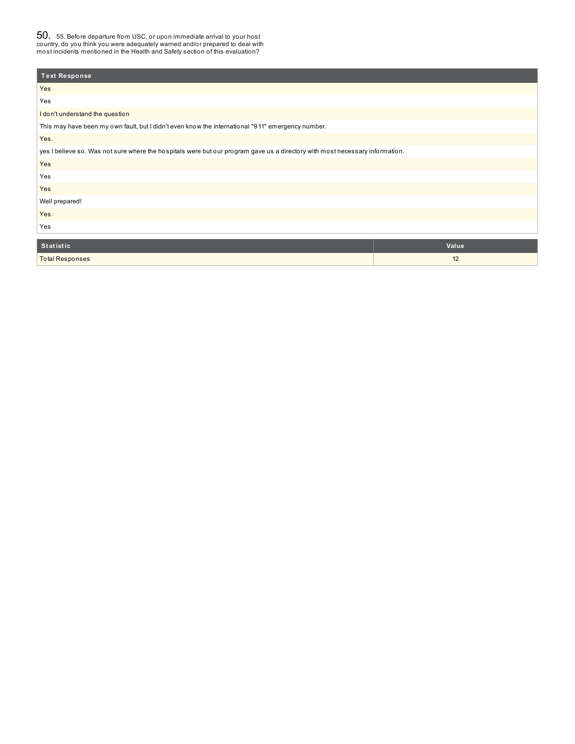## 50. 55. Before departure from USC, or upon immediate arrival to your host country, do you think you were adequately warned and/or prepared to deal with most incidents mentioned in the Health and Safety section of this evaluation?

| Text Response |
| --- |
| Yes |
| Yes |
| I don't understand the question |
| This may have been my own fault, but I didn't even know the international "911" emergency number. |
| Yes. |
| yes I believe so. Was not sure where the hospitals were but our program gave us a directory with most necessary information. |
| Yes |
| Yes |
| Yes |
| Well prepared! |
| Yes. |
| Yes |

| Statistic | Value |
| --- | --- |
| Total Responses | 12 |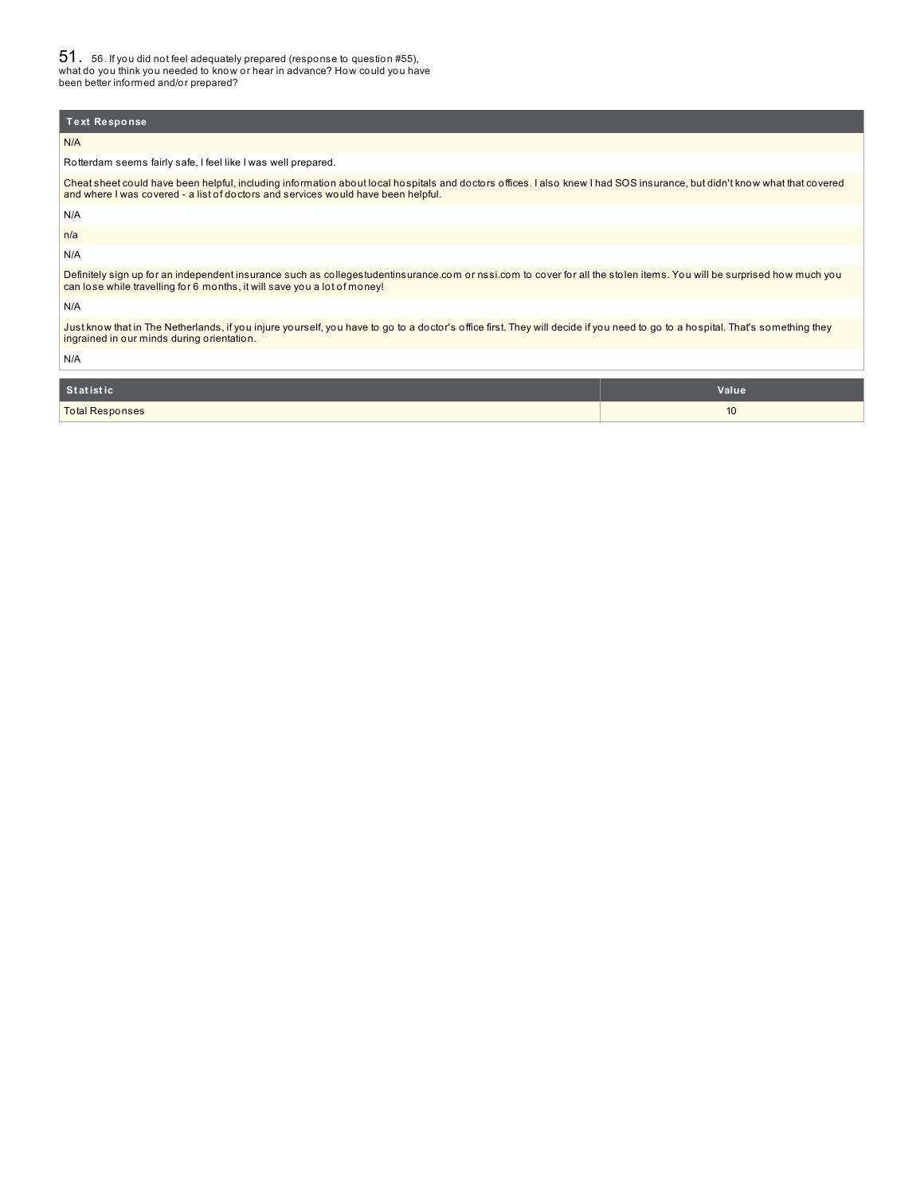## 51. 56. If you did not feel adequately prepared (response to question #55), what do you think you needed to know or hear in advance? How could you have been better informed and/or prepared?

| Text Response |
|---|
| N/A |
| Rotterdam seems fairly safe, I feel like I was well prepared. |
| Cheat sheet could have been helpful, including information about local hospitals and doctors offices. I also knew I had SOS insurance, but didn't know what that covered and where I was covered - a list of doctors and services would have been helpful. |
| N/A |
| n/a |
| N/A |
| Definitely sign up for an independent insurance such as collegestudentinsurance.com or nssi.com to cover for all the stolen items. You will be surprised how much you can lose while travelling for 6 months, it will save you a lot of money! |
| N/A |
| Just know that in The Netherlands, if you injure yourself, you have to go to a doctor's office first. They will decide if you need to go to a hospital. That's something they ingrained in our minds during orientation. |
| N/A |

| Statistic | Value |
|---|---|
| Total Responses | 10 |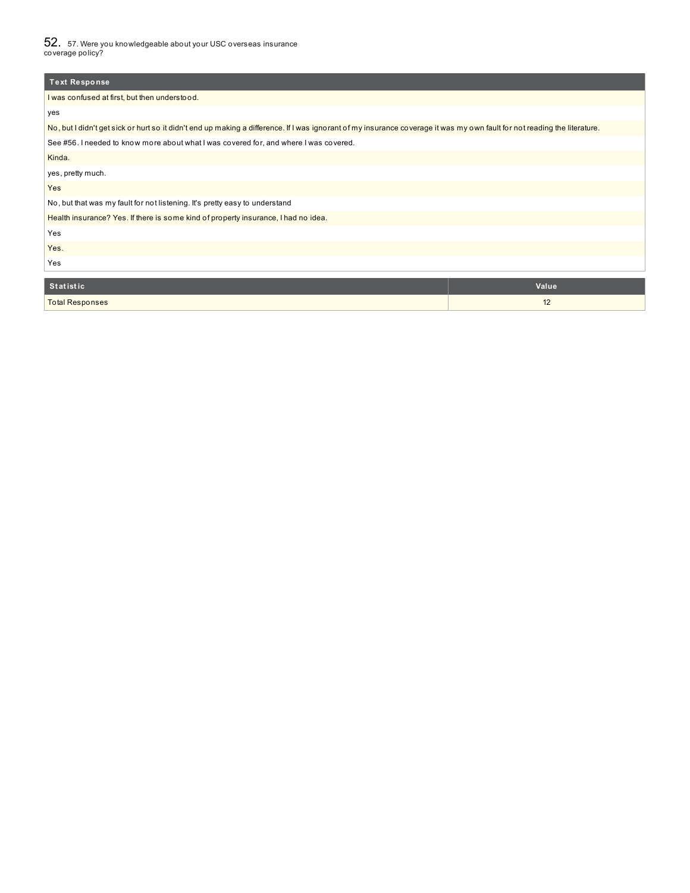## 52. 57. Were you knowledgeable about your USC overseas insurance coverage policy?

| Text Response |
| --- |
| I was confused at first, but then understood. |
| yes |
| No, but I didn't get sick or hurt so it didn't end up making a difference. If I was ignorant of my insurance coverage it was my own fault for not reading the literature. |
| See #56. I needed to know more about what I was covered for, and where I was covered. |
| Kinda. |
| yes, pretty much. |
| Yes |
| No, but that was my fault for not listening. It's pretty easy to understand |
| Health insurance? Yes. If there is some kind of property insurance, I had no idea. |
| Yes |
| Yes. |
| Yes |

| Statistic | Value |
| --- | --- |
| Total Responses | 12 |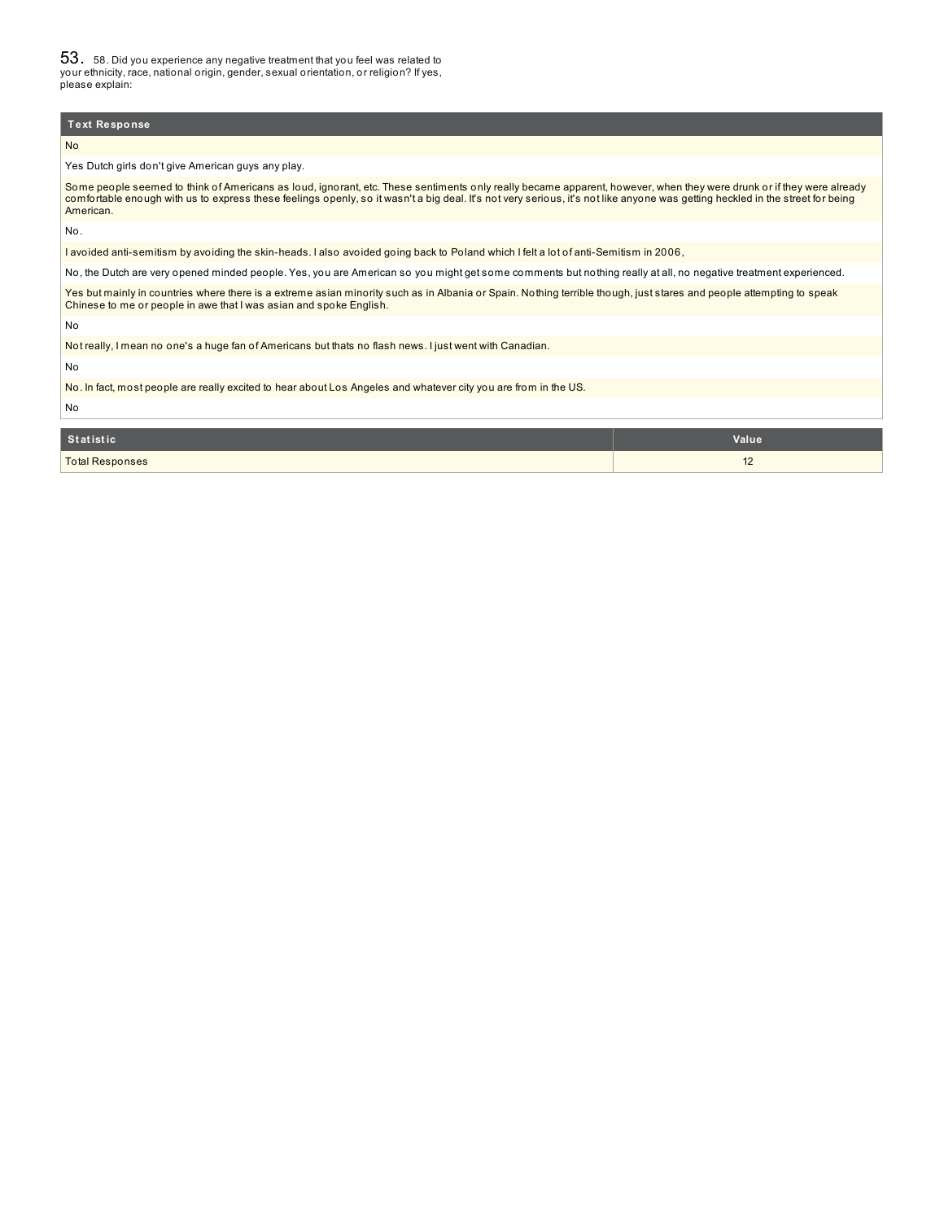## 53. 58. Did you experience any negative treatment that you feel was related to your ethnicity, race, national origin, gender, sexual orientation, or religion? If yes, please explain:

| Text Response |
|---|
| No |
| Yes Dutch girls don't give American guys any play. |
| Some people seemed to think of Americans as loud, ignorant, etc. These sentiments only really became apparent, however, when they were drunk or if they were already comfortable enough with us to express these feelings openly, so it wasn't a big deal. It's not very serious, it's not like anyone was getting heckled in the street for being American. |
| No. |
| I avoided anti-semitism by avoiding the skin-heads. I also avoided going back to Poland which I felt a lot of anti-Semitism in 2006, |
| No, the Dutch are very opened minded people. Yes, you are American so you might get some comments but nothing really at all, no negative treatment experienced. |
| Yes but mainly in countries where there is a extreme asian minority such as in Albania or Spain. Nothing terrible though, just stares and people attempting to speak Chinese to me or people in awe that I was asian and spoke English. |
| No |
| Not really, I mean no one's a huge fan of Americans but thats no flash news. I just went with Canadian. |
| No |
| No. In fact, most people are really excited to hear about Los Angeles and whatever city you are from in the US. |
| No |

| Statistic | Value |
|---|---|
| Total Responses | 12 |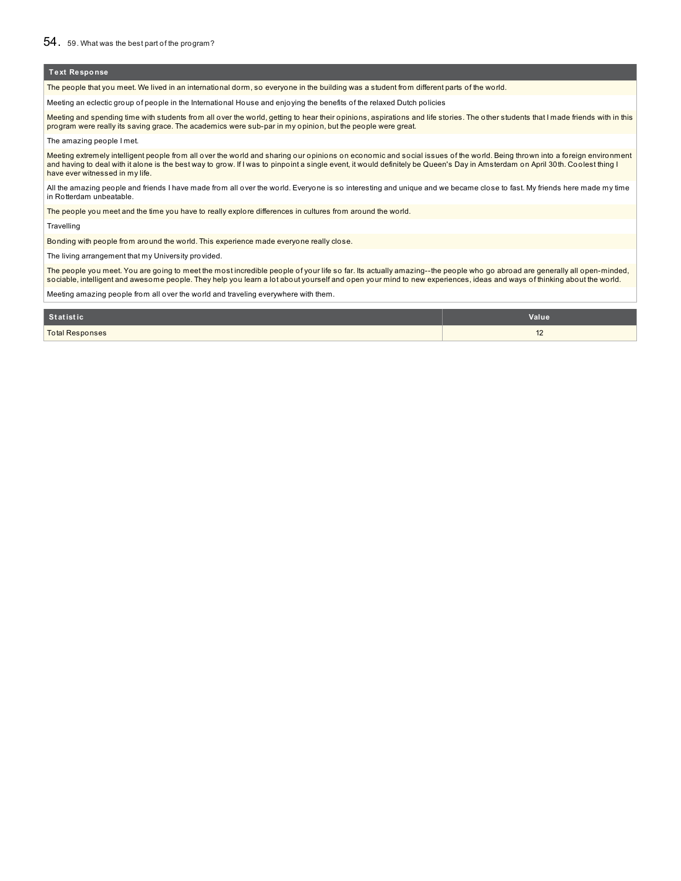## 54. 59. What was the best part of the program?

| Text Response |
|---|
| The people that you meet. We lived in an international dorm, so everyone in the building was a student from different parts of the world. |
| Meeting an eclectic group of people in the International House and enjoying the benefits of the relaxed Dutch policies |
| Meeting and spending time with students from all over the world, getting to hear their opinions, aspirations and life stories. The other students that I made friends with in this program were really its saving grace. The academics were sub-par in my opinion, but the people were great. |
| The amazing people I met. |
| Meeting extremely intelligent people from all over the world and sharing our opinions on economic and social issues of the world. Being thrown into a foreign environment and having to deal with it alone is the best way to grow. If I was to pinpoint a single event, it would definitely be Queen's Day in Amsterdam on April 30th. Coolest thing I have ever witnessed in my life. |
| All the amazing people and friends I have made from all over the world. Everyone is so interesting and unique and we became close to fast. My friends here made my time in Rotterdam unbeatable. |
| The people you meet and the time you have to really explore differences in cultures from around the world. |
| Travelling |
| Bonding with people from around the world. This experience made everyone really close. |
| The living arrangement that my University provided. |
| The people you meet. You are going to meet the most incredible people of your life so far. Its actually amazing--the people who go abroad are generally all open-minded, sociable, intelligent and awesome people. They help you learn a lot about yourself and open your mind to new experiences, ideas and ways of thinking about the world. |
| Meeting amazing people from all over the world and traveling everywhere with them. |

| Statistic | Value |
|---|---|
| Total Responses | 12 |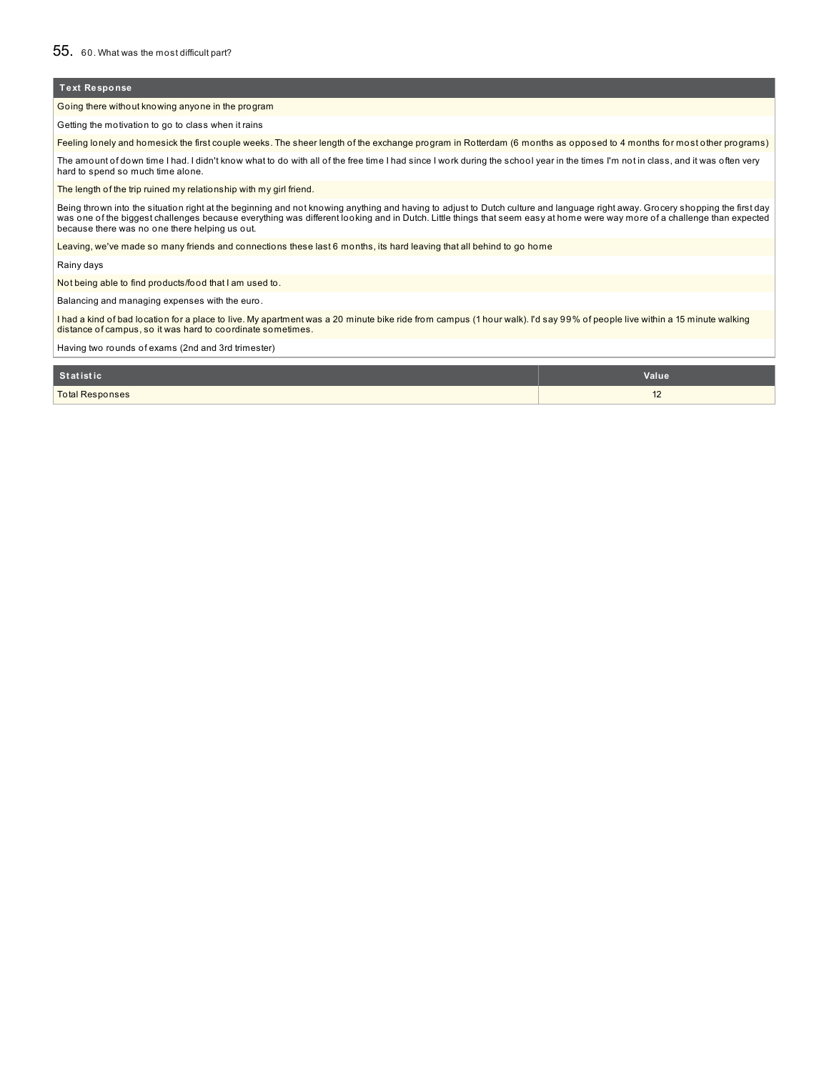## 55. 60. What was the most difficult part?

| Text Response |
| --- |
| Going there without knowing anyone in the program |
| Getting the motivation to go to class when it rains |
| Feeling lonely and homesick the first couple weeks. The sheer length of the exchange program in Rotterdam (6 months as opposed to 4 months for most other programs) |
| The amount of down time I had. I didn't know what to do with all of the free time I had since I work during the school year in the times I'm not in class, and it was often very hard to spend so much time alone. |
| The length of the trip ruined my relationship with my girl friend. |
| Being thrown into the situation right at the beginning and not knowing anything and having to adjust to Dutch culture and language right away. Grocery shopping the first day was one of the biggest challenges because everything was different looking and in Dutch. Little things that seem easy at home were way more of a challenge than expected because there was no one there helping us out. |
| Leaving, we've made so many friends and connections these last 6 months, its hard leaving that all behind to go home |
| Rainy days |
| Not being able to find products/food that I am used to. |
| Balancing and managing expenses with the euro. |
| I had a kind of bad location for a place to live. My apartment was a 20 minute bike ride from campus (1 hour walk). I'd say 99% of people live within a 15 minute walking distance of campus, so it was hard to coordinate sometimes. |
| Having two rounds of exams (2nd and 3rd trimester) |

| Statistic | Value |
| --- | --- |
| Total Responses | 12 |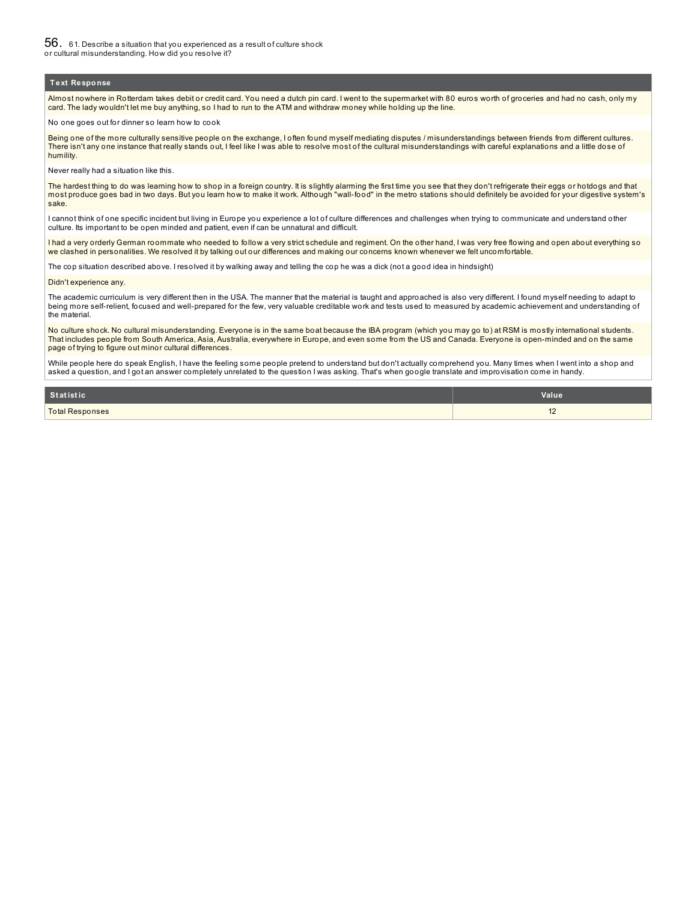## 56. 61. Describe a situation that you experienced as a result of culture shock or cultural misunderstanding. How did you resolve it?

| Text Response |
| --- |
| Almost nowhere in Rotterdam takes debit or credit card. You need a dutch pin card. I went to the supermarket with 80 euros worth of groceries and had no cash, only my card. The lady wouldn't let me buy anything, so I had to run to the ATM and withdraw money while holding up the line. |
| No one goes out for dinner so learn how to cook |
| Being one of the more culturally sensitive people on the exchange, I often found myself mediating disputes / misunderstandings between friends from different cultures. There isn't any one instance that really stands out, I feel like I was able to resolve most of the cultural misunderstandings with careful explanations and a little dose of humility. |
| Never really had a situation like this. |
| The hardest thing to do was learning how to shop in a foreign country. It is slightly alarming the first time you see that they don't refrigerate their eggs or hotdogs and that most produce goes bad in two days. But you learn how to make it work. Although "wall-food" in the metro stations should definitely be avoided for your digestive system's sake. |
| I cannot think of one specific incident but living in Europe you experience a lot of culture differences and challenges when trying to communicate and understand other culture. Its important to be open minded and patient, even if can be unnatural and difficult. |
| I had a very orderly German roommate who needed to follow a very strict schedule and regiment. On the other hand, I was very free flowing and open about everything so we clashed in personalities. We resolved it by talking out our differences and making our concerns known whenever we felt uncomfortable. |
| The cop situation described above. I resolved it by walking away and telling the cop he was a dick (not a good idea in hindsight) |
| Didn't experience any. |
| The academic curriculum is very different then in the USA. The manner that the material is taught and approached is also very different. I found myself needing to adapt to being more self-relient, focused and well-prepared for the few, very valuable creditable work and tests used to measured by academic achievement and understanding of the material. |
| No culture shock. No cultural misunderstanding. Everyone is in the same boat because the IBA program (which you may go to) at RSM is mostly international students. That includes people from South America, Asia, Australia, everywhere in Europe, and even some from the US and Canada. Everyone is open-minded and on the same page of trying to figure out minor cultural differences. |
| While people here do speak English, I have the feeling some people pretend to understand but don't actually comprehend you. Many times when I went into a shop and asked a question, and I got an answer completely unrelated to the question I was asking. That's when google translate and improvisation come in handy. |

| Statistic | Value |
| --- | --- |
| Total Responses | 12 |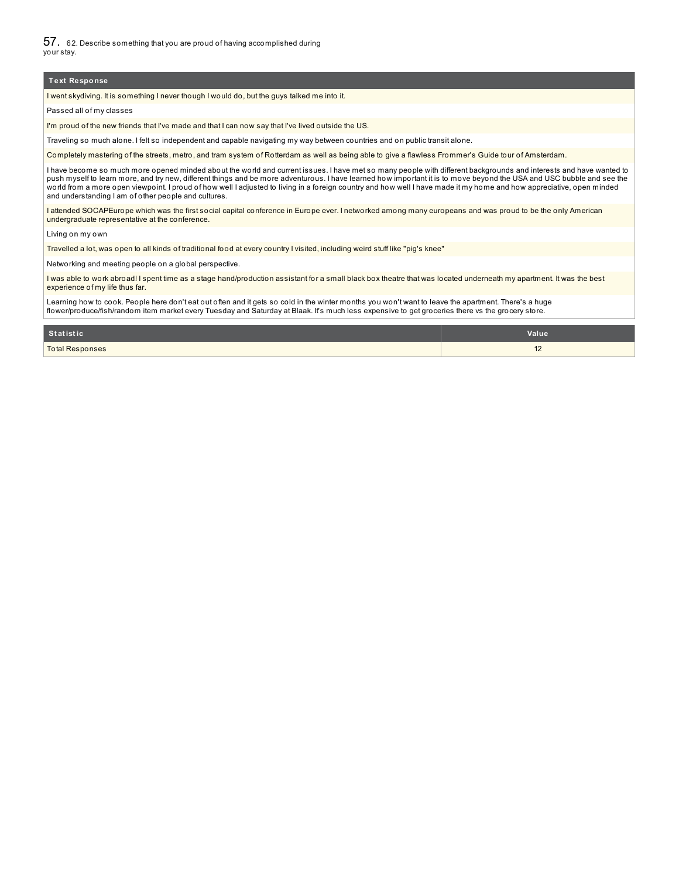## 57. 62. Describe something that you are proud of having accomplished during your stay.

| Text Response |
| --- |
| I went skydiving. It is something I never though I would do, but the guys talked me into it. |
| Passed all of my classes |
| I'm proud of the new friends that I've made and that I can now say that I've lived outside the US. |
| Traveling so much alone. I felt so independent and capable navigating my way between countries and on public transit alone. |
| Completely mastering of the streets, metro, and tram system of Rotterdam as well as being able to give a flawless Frommer's Guide tour of Amsterdam. |
| I have become so much more opened minded about the world and current issues. I have met so many people with different backgrounds and interests and have wanted to push myself to learn more, and try new, different things and be more adventurous. I have learned how important it is to move beyond the USA and USC bubble and see the world from a more open viewpoint. I proud of how well I adjusted to living in a foreign country and how well I have made it my home and how appreciative, open minded and understanding I am of other people and cultures. |
| I attended SOCAPEurope which was the first social capital conference in Europe ever. I networked among many europeans and was proud to be the only American undergraduate representative at the conference. |
| Living on my own |
| Travelled a lot, was open to all kinds of traditional food at every country I visited, including weird stuff like "pig's knee" |
| Networking and meeting people on a global perspective. |
| I was able to work abroad! I spent time as a stage hand/production assistant for a small black box theatre that was located underneath my apartment. It was the best experience of my life thus far. |
| Learning how to cook. People here don't eat out often and it gets so cold in the winter months you won't want to leave the apartment. There's a huge flower/produce/fish/random item market every Tuesday and Saturday at Blaak. It's much less expensive to get groceries there vs the grocery store. |

| Statistic | Value |
| --- | --- |
| Total Responses | 12 |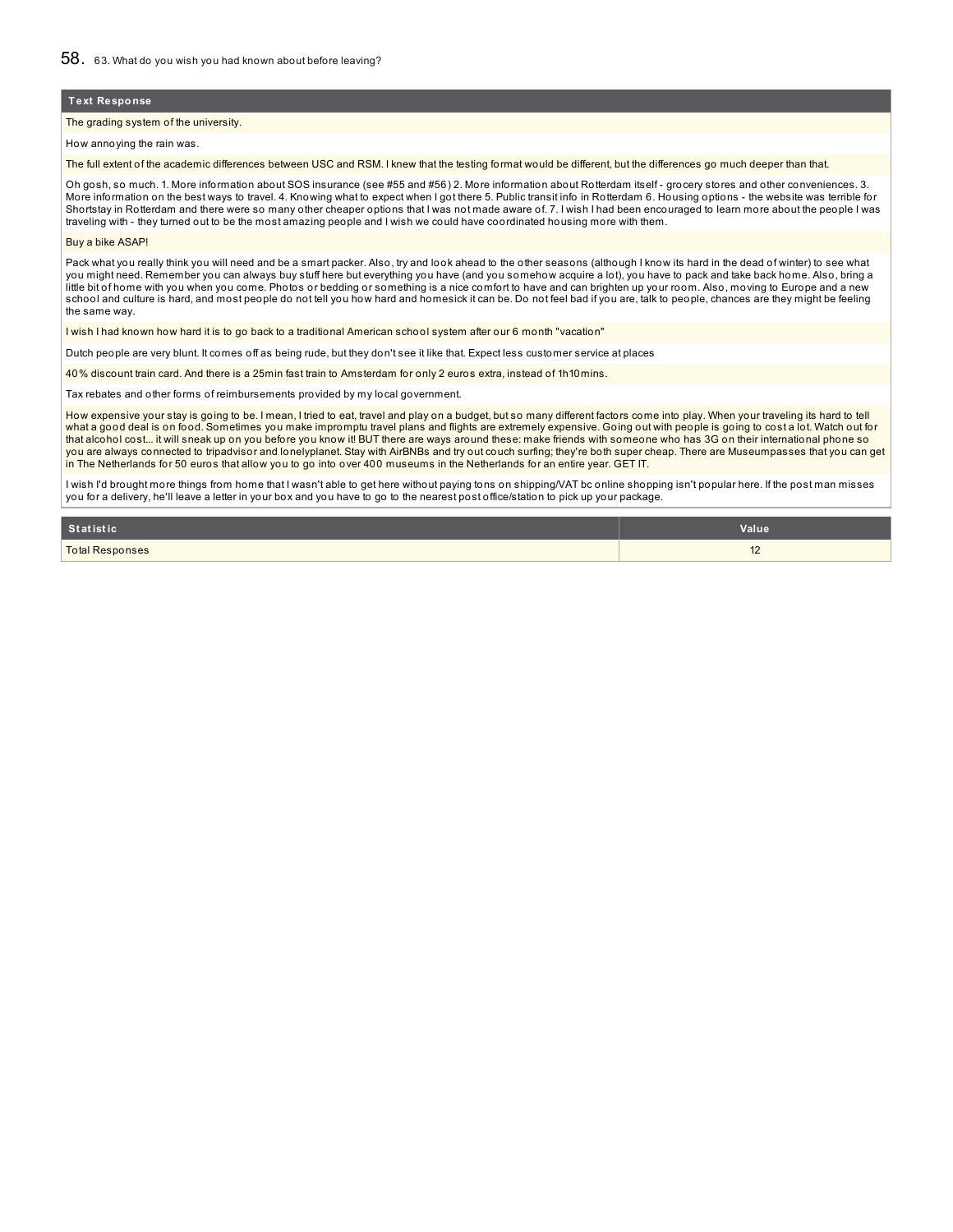## 58. 63. What do you wish you had known about before leaving?

| Text Response |
| --- |
| The grading system of the university. |
| How annoying the rain was. |
| The full extent of the academic differences between USC and RSM. I knew that the testing format would be different, but the differences go much deeper than that. |
| Oh gosh, so much. 1. More information about SOS insurance (see #55 and #56) 2. More information about Rotterdam itself - grocery stores and other conveniences. 3. More information on the best ways to travel. 4. Knowing what to expect when I got there 5. Public transit info in Rotterdam 6. Housing options - the website was terrible for Shortstay in Rotterdam and there were so many other cheaper options that I was not made aware of. 7. I wish I had been encouraged to learn more about the people I was traveling with - they turned out to be the most amazing people and I wish we could have coordinated housing more with them. |
| Buy a bike ASAP! |
| Pack what you really think you will need and be a smart packer. Also, try and look ahead to the other seasons (although I know its hard in the dead of winter) to see what you might need. Remember you can always buy stuff here but everything you have (and you somehow acquire a lot), you have to pack and take back home. Also, bring a little bit of home with you when you come. Photos or bedding or something is a nice comfort to have and can brighten up your room. Also, moving to Europe and a new school and culture is hard, and most people do not tell you how hard and homesick it can be. Do not feel bad if you are, talk to people, chances are they might be feeling the same way. |
| I wish I had known how hard it is to go back to a traditional American school system after our 6 month "vacation" |
| Dutch people are very blunt. It comes off as being rude, but they don't see it like that. Expect less customer service at places |
| 40% discount train card. And there is a 25min fast train to Amsterdam for only 2 euros extra, instead of 1h10mins. |
| Tax rebates and other forms of reimbursements provided by my local government. |
| How expensive your stay is going to be. I mean, I tried to eat, travel and play on a budget, but so many different factors come into play. When your traveling its hard to tell what a good deal is on food. Sometimes you make impromptu travel plans and flights are extremely expensive. Going out with people is going to cost a lot. Watch out for that alcohol cost... it will sneak up on you before you know it! BUT there are ways around these: make friends with someone who has 3G on their international phone so you are always connected to tripadvisor and lonelyplanet. Stay with AirBNBs and try out couch surfing; they're both super cheap. There are Museumpasses that you can get in The Netherlands for 50 euros that allow you to go into over 400 museums in the Netherlands for an entire year. GET IT. |
| I wish I'd brought more things from home that I wasn't able to get here without paying tons on shipping/VAT bc online shopping isn't popular here. If the post man misses you for a delivery, he'll leave a letter in your box and you have to go to the nearest post office/station to pick up your package. |

| Statistic | Value |
| --- | --- |
| Total Responses | 12 |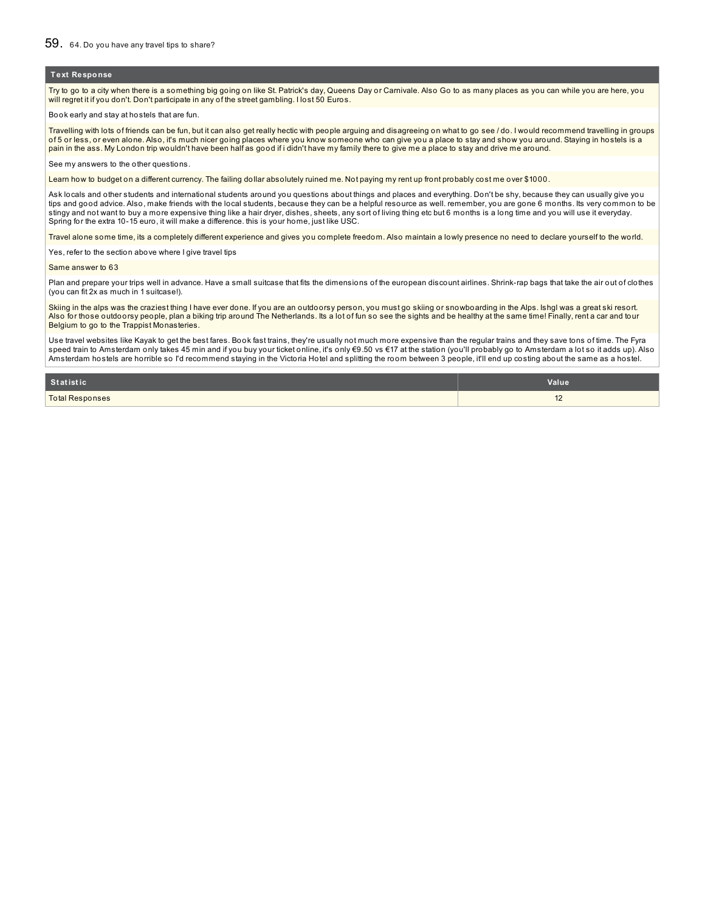## 59. 64. Do you have any travel tips to share?

| Text Response |
|---|
| Try to go to a city when there is a something big going on like St. Patrick's day, Queens Day or Carnivale. Also Go to as many places as you can while you are here, you will regret it if you don't. Don't participate in any of the street gambling. I lost 50 Euros. |
| Book early and stay at hostels that are fun. |
| Travelling with lots of friends can be fun, but it can also get really hectic with people arguing and disagreeing on what to go see / do. I would recommend travelling in groups of 5 or less, or even alone. Also, it's much nicer going places where you know someone who can give you a place to stay and show you around. Staying in hostels is a pain in the ass. My London trip wouldn't have been half as good if i didn't have my family there to give me a place to stay and drive me around. |
| See my answers to the other questions. |
| Learn how to budget on a different currency. The failing dollar absolutely ruined me. Not paying my rent up front probably cost me over $1000. |
| Ask locals and other students and international students around you questions about things and places and everything. Don't be shy, because they can usually give you tips and good advice. Also, make friends with the local students, because they can be a helpful resource as well. remember, you are gone 6 months. Its very common to be stingy and not want to buy a more expensive thing like a hair dryer, dishes, sheets, any sort of living thing etc but 6 months is a long time and you will use it everyday. Spring for the extra 10-15 euro, it will make a difference. this is your home, just like USC. |
| Travel alone some time, its a completely different experience and gives you complete freedom. Also maintain a lowly presence no need to declare yourself to the world. |
| Yes, refer to the section above where I give travel tips |
| Same answer to 63 |
| Plan and prepare your trips well in advance. Have a small suitcase that fits the dimensions of the european discount airlines. Shrink-rap bags that take the air out of clothes (you can fit 2x as much in 1 suitcase!). |
| Skiing in the alps was the craziest thing I have ever done. If you are an outdoorsy person, you must go skiing or snowboarding in the Alps. Ishgl was a great ski resort. Also for those outdoorsy people, plan a biking trip around The Netherlands. Its a lot of fun so see the sights and be healthy at the same time! Finally, rent a car and tour Belgium to go to the Trappist Monasteries. |
| Use travel websites like Kayak to get the best fares. Book fast trains, they're usually not much more expensive than the regular trains and they save tons of time. The Fyra speed train to Amsterdam only takes 45 min and if you buy your ticket online, it's only €9.50 vs €17 at the station (you'll probably go to Amsterdam a lot so it adds up). Also Amsterdam hostels are horrible so I'd recommend staying in the Victoria Hotel and splitting the room between 3 people, it'll end up costing about the same as a hostel. |

| Statistic | Value |
|---|---|
| Total Responses | 12 |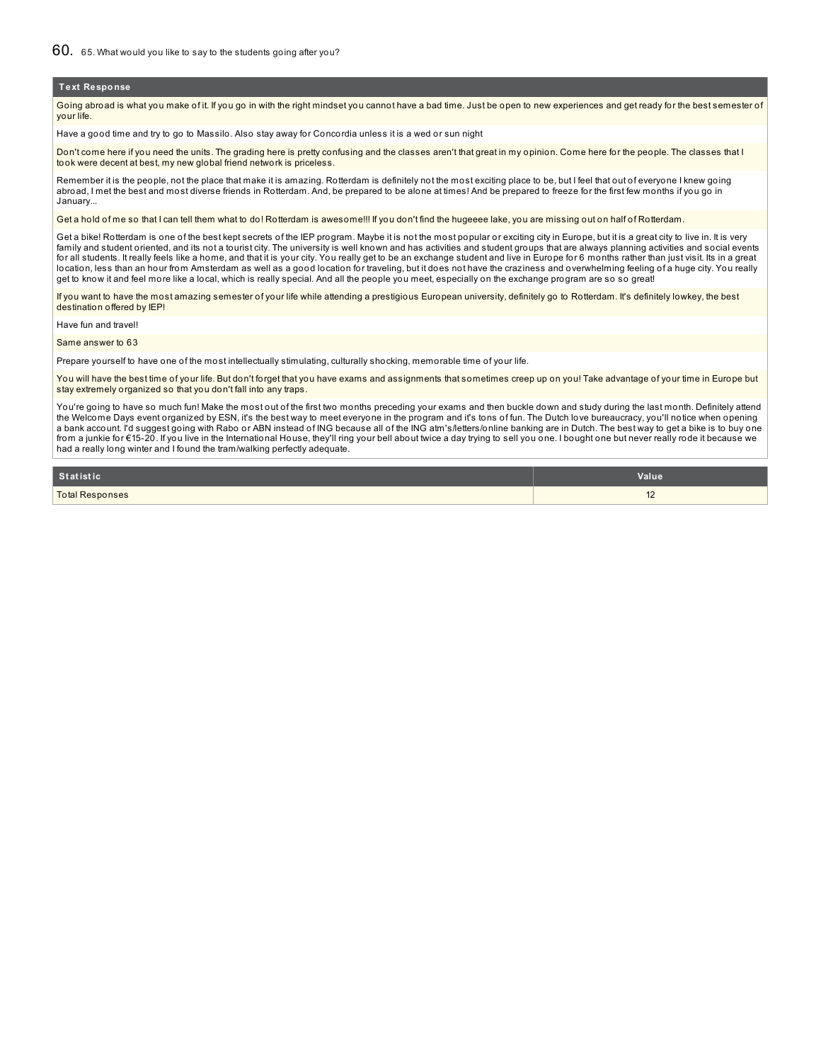## 60. 65. What would you like to say to the students going after you?

| Text Response |
| --- |
| Going abroad is what you make of it. If you go in with the right mindset you cannot have a bad time. Just be open to new experiences and get ready for the best semester of your life. |
| Have a good time and try to go to Massilo. Also stay away for Concordia unless it is a wed or sun night |
| Don't come here if you need the units. The grading here is pretty confusing and the classes aren't that great in my opinion. Come here for the people. The classes that I took were decent at best, my new global friend network is priceless. |
| Remember it is the people, not the place that make it is amazing. Rotterdam is definitely not the most exciting place to be, but I feel that out of everyone I knew going abroad, I met the best and most diverse friends in Rotterdam. And, be prepared to be alone at times! And be prepared to freeze for the first few months if you go in January... |
| Get a hold of me so that I can tell them what to do! Rotterdam is awesome!!! If you don't find the hugeeee lake, you are missing out on half of Rotterdam. |
| Get a bike! Rotterdam is one of the best kept secrets of the IEP program. Maybe it is not the most popular or exciting city in Europe, but it is a great city to live in. It is very family and student oriented, and its not a tourist city. The university is well known and has activities and student groups that are always planning activities and social events for all students. It really feels like a home, and that it is your city. You really get to be an exchange student and live in Europe for 6 months rather than just visit. Its in a great location, less than an hour from Amsterdam as well as a good location for traveling, but it does not have the craziness and overwhelming feeling of a huge city. You really get to know it and feel more like a local, which is really special. And all the people you meet, especially on the exchange program are so so great! |
| If you want to have the most amazing semester of your life while attending a prestigious European university, definitely go to Rotterdam. It's definitely lowkey, the best destination offered by IEP! |
| Have fun and travel! |
| Same answer to 63 |
| Prepare yourself to have one of the most intellectually stimulating, culturally shocking, memorable time of your life. |
| You will have the best time of your life. But don't forget that you have exams and assignments that sometimes creep up on you! Take advantage of your time in Europe but stay extremely organized so that you don't fall into any traps. |
| You're going to have so much fun! Make the most out of the first two months preceding your exams and then buckle down and study during the last month. Definitely attend the Welcome Days event organized by ESN, it's the best way to meet everyone in the program and it's tons of fun. The Dutch love bureaucracy, you'll notice when opening a bank account. I'd suggest going with Rabo or ABN instead of ING because all of the ING atm's/letters/online banking are in Dutch. The best way to get a bike is to buy one from a junkie for €15-20. If you live in the International House, they'll ring your bell about twice a day trying to sell you one. I bought one but never really rode it because we had a really long winter and I found the tram/walking perfectly adequate. |

| Statistic | Value |
| --- | --- |
| Total Responses | 12 |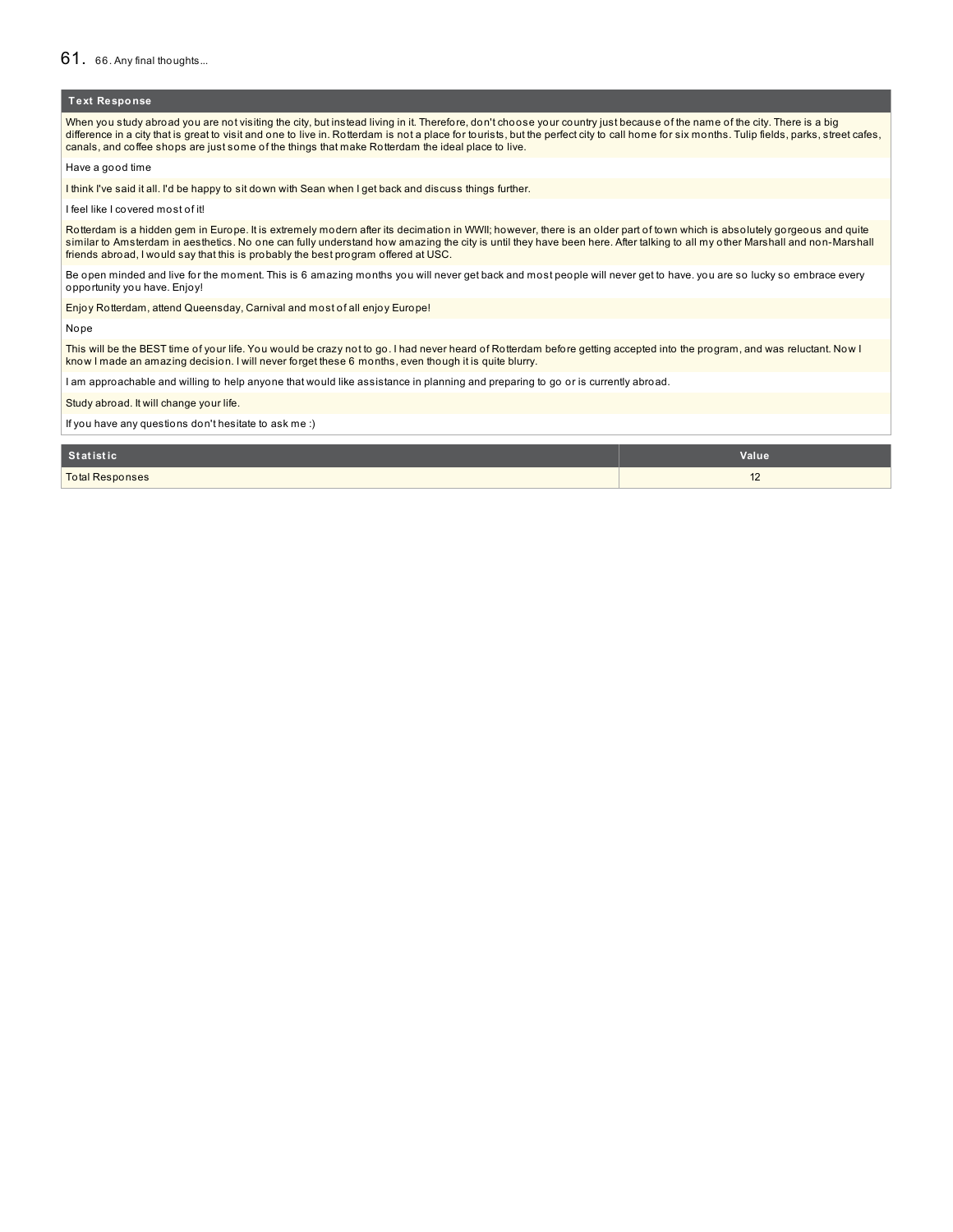## 61. 66. Any final thoughts...

| Text Response |
| --- |
| When you study abroad you are not visiting the city, but instead living in it. Therefore, don't choose your country just because of the name of the city. There is a big difference in a city that is great to visit and one to live in. Rotterdam is not a place for tourists, but the perfect city to call home for six months. Tulip fields, parks, street cafes, canals, and coffee shops are just some of the things that make Rotterdam the ideal place to live. |
| Have a good time |
| I think I've said it all. I'd be happy to sit down with Sean when I get back and discuss things further. |
| I feel like I covered most of it! |
| Rotterdam is a hidden gem in Europe. It is extremely modern after its decimation in WWII; however, there is an older part of town which is absolutely gorgeous and quite similar to Amsterdam in aesthetics. No one can fully understand how amazing the city is until they have been here. After talking to all my other Marshall and non-Marshall friends abroad, I would say that this is probably the best program offered at USC. |
| Be open minded and live for the moment. This is 6 amazing months you will never get back and most people will never get to have. you are so lucky so embrace every opportunity you have. Enjoy! |
| Enjoy Rotterdam, attend Queensday, Carnival and most of all enjoy Europe! |
| Nope |
| This will be the BEST time of your life. You would be crazy not to go. I had never heard of Rotterdam before getting accepted into the program, and was reluctant. Now I know I made an amazing decision. I will never forget these 6 months, even though it is quite blurry. |
| I am approachable and willing to help anyone that would like assistance in planning and preparing to go or is currently abroad. |
| Study abroad. It will change your life. |
| If you have any questions don't hesitate to ask me :) |

| Statistic | Value |
| --- | --- |
| Total Responses | 12 |